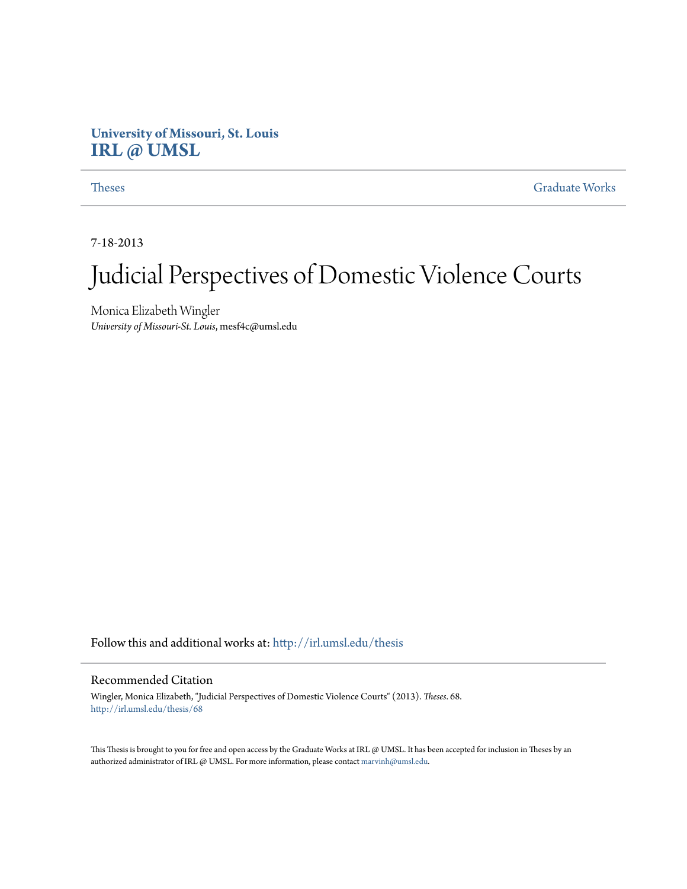**University of Missouri, St. Louis**
**IRL @ UMSL**

Theses | Graduate Works

7-18-2013

# Judicial Perspectives of Domestic Violence Courts

Monica Elizabeth Wingler
*University of Missouri-St. Louis*, mesf4c@umsl.edu

Follow this and additional works at: http://irl.umsl.edu/thesis

## Recommended Citation

Wingler, Monica Elizabeth, "Judicial Perspectives of Domestic Violence Courts" (2013). *Theses*. 68.
http://irl.umsl.edu/thesis/68

This Thesis is brought to you for free and open access by the Graduate Works at IRL @ UMSL. It has been accepted for inclusion in Theses by an authorized administrator of IRL @ UMSL. For more information, please contact marvinh@umsl.edu.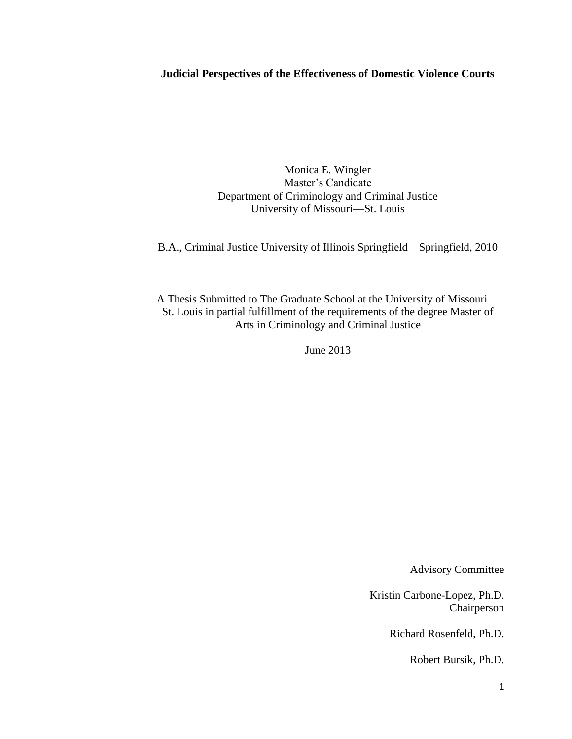**Judicial Perspectives of the Effectiveness of Domestic Violence Courts**

Monica E. Wingler
Master's Candidate
Department of Criminology and Criminal Justice
University of Missouri—St. Louis

B.A., Criminal Justice University of Illinois Springfield—Springfield, 2010

A Thesis Submitted to The Graduate School at the University of Missouri—St. Louis in partial fulfillment of the requirements of the degree Master of Arts in Criminology and Criminal Justice

June 2013

Advisory Committee

Kristin Carbone-Lopez, Ph.D.
Chairperson

Richard Rosenfeld, Ph.D.

Robert Bursik, Ph.D.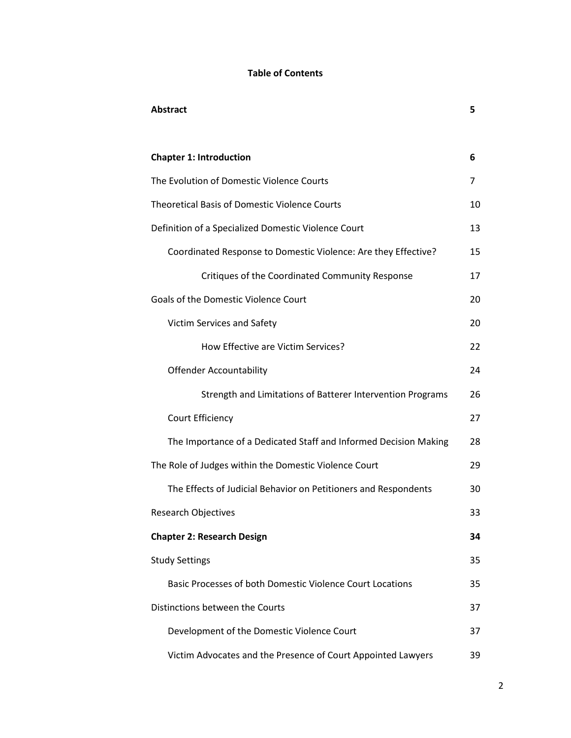**Table of Contents**

| | |
|---|---|
| **Abstract** | **5** |
| **Chapter 1: Introduction** | **6** |
| The Evolution of Domestic Violence Courts | 7 |
| Theoretical Basis of Domestic Violence Courts | 10 |
| Definition of a Specialized Domestic Violence Court | 13 |
| Coordinated Response to Domestic Violence: Are they Effective? | 15 |
| Critiques of the Coordinated Community Response | 17 |
| Goals of the Domestic Violence Court | 20 |
| Victim Services and Safety | 20 |
| How Effective are Victim Services? | 22 |
| Offender Accountability | 24 |
| Strength and Limitations of Batterer Intervention Programs | 26 |
| Court Efficiency | 27 |
| The Importance of a Dedicated Staff and Informed Decision Making | 28 |
| The Role of Judges within the Domestic Violence Court | 29 |
| The Effects of Judicial Behavior on Petitioners and Respondents | 30 |
| Research Objectives | 33 |
| **Chapter 2: Research Design** | **34** |
| Study Settings | 35 |
| Basic Processes of both Domestic Violence Court Locations | 35 |
| Distinctions between the Courts | 37 |
| Development of the Domestic Violence Court | 37 |
| Victim Advocates and the Presence of Court Appointed Lawyers | 39 |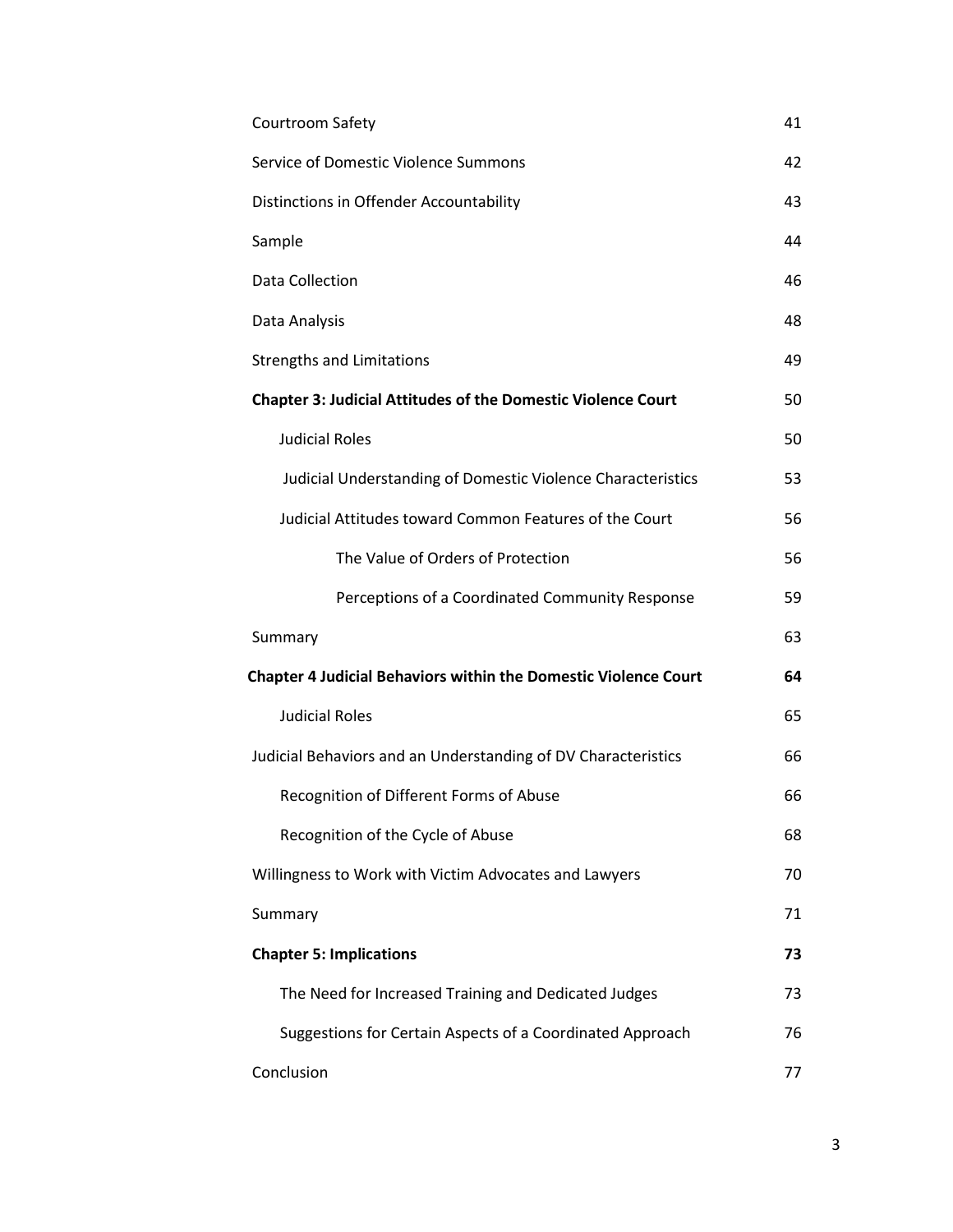| | |
|---|---|
| Courtroom Safety | 41 |
| Service of Domestic Violence Summons | 42 |
| Distinctions in Offender Accountability | 43 |
| Sample | 44 |
| Data Collection | 46 |
| Data Analysis | 48 |
| Strengths and Limitations | 49 |
| **Chapter 3: Judicial Attitudes of the Domestic Violence Court** | 50 |
| Judicial Roles | 50 |
| Judicial Understanding of Domestic Violence Characteristics | 53 |
| Judicial Attitudes toward Common Features of the Court | 56 |
| The Value of Orders of Protection | 56 |
| Perceptions of a Coordinated Community Response | 59 |
| Summary | 63 |
| **Chapter 4 Judicial Behaviors within the Domestic Violence Court** | **64** |
| Judicial Roles | 65 |
| Judicial Behaviors and an Understanding of DV Characteristics | 66 |
| Recognition of Different Forms of Abuse | 66 |
| Recognition of the Cycle of Abuse | 68 |
| Willingness to Work with Victim Advocates and Lawyers | 70 |
| Summary | 71 |
| **Chapter 5: Implications** | **73** |
| The Need for Increased Training and Dedicated Judges | 73 |
| Suggestions for Certain Aspects of a Coordinated Approach | 76 |
| Conclusion | 77 |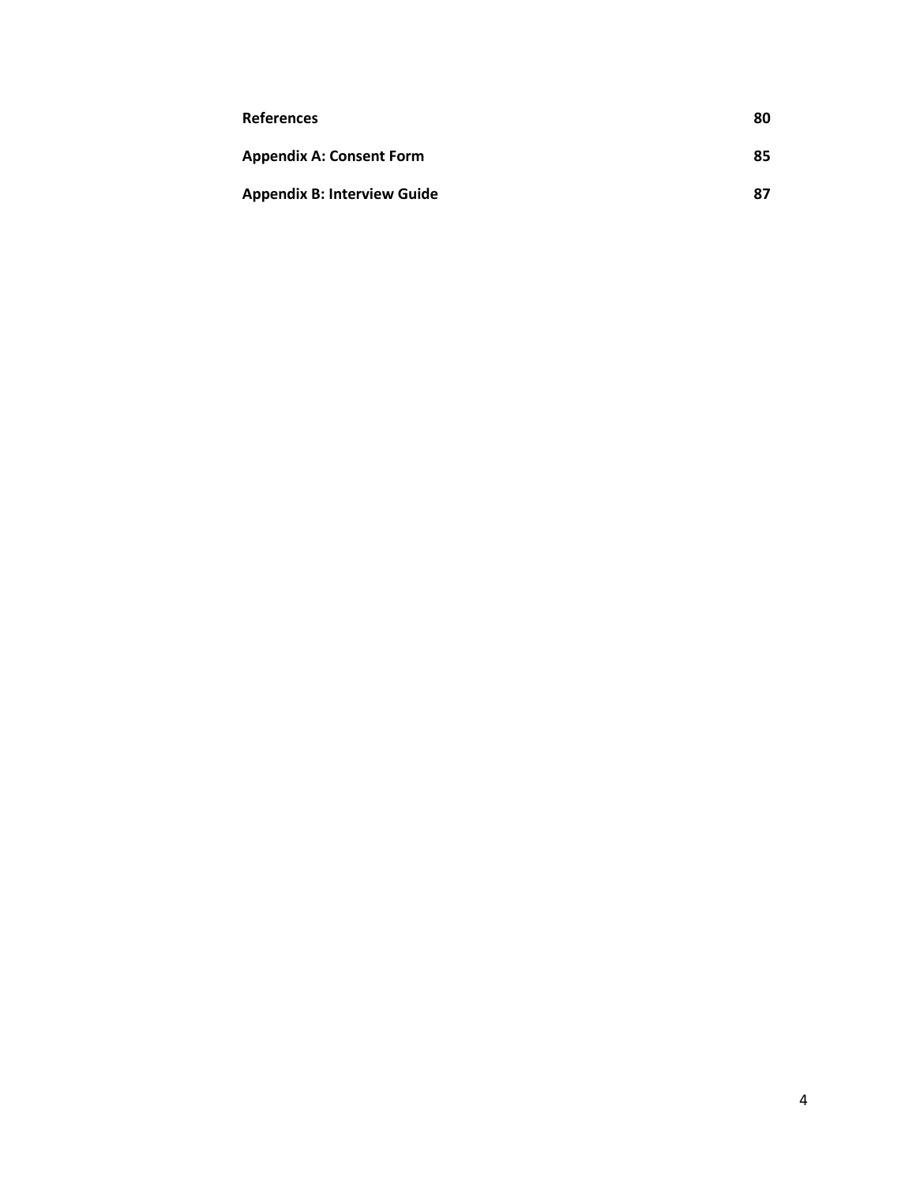**References** 80

**Appendix A: Consent Form** 85

**Appendix B: Interview Guide** 87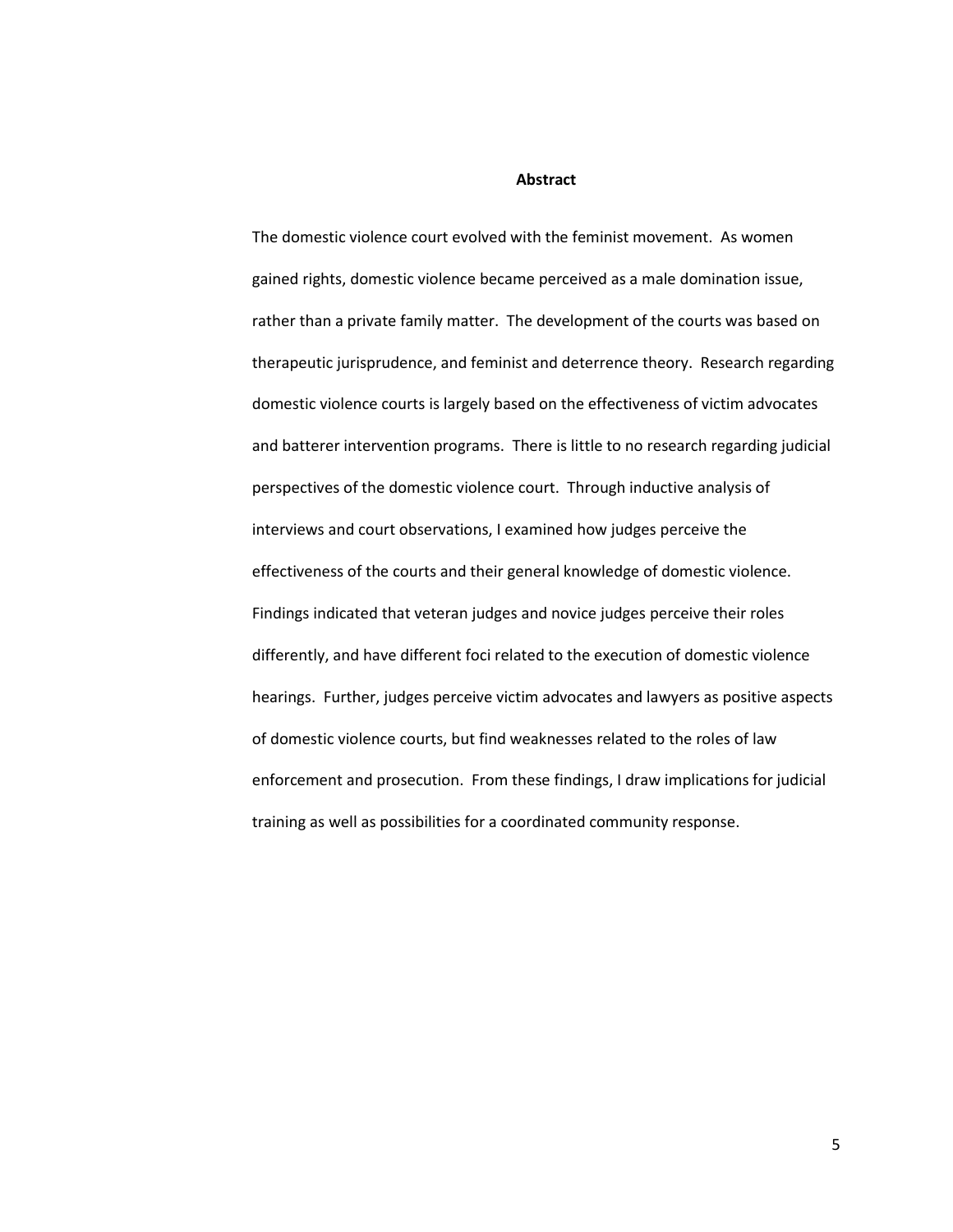## Abstract

The domestic violence court evolved with the feminist movement. As women gained rights, domestic violence became perceived as a male domination issue, rather than a private family matter. The development of the courts was based on therapeutic jurisprudence, and feminist and deterrence theory. Research regarding domestic violence courts is largely based on the effectiveness of victim advocates and batterer intervention programs. There is little to no research regarding judicial perspectives of the domestic violence court. Through inductive analysis of interviews and court observations, I examined how judges perceive the effectiveness of the courts and their general knowledge of domestic violence. Findings indicated that veteran judges and novice judges perceive their roles differently, and have different foci related to the execution of domestic violence hearings. Further, judges perceive victim advocates and lawyers as positive aspects of domestic violence courts, but find weaknesses related to the roles of law enforcement and prosecution. From these findings, I draw implications for judicial training as well as possibilities for a coordinated community response.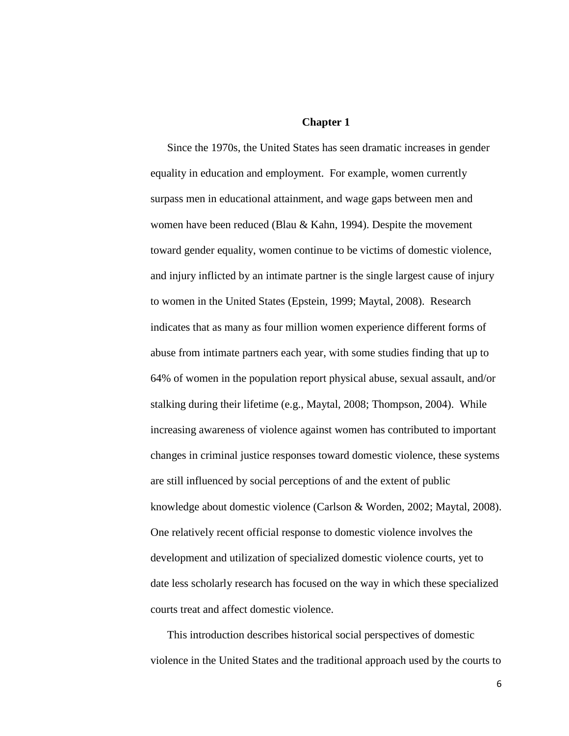# Chapter 1

Since the 1970s, the United States has seen dramatic increases in gender equality in education and employment. For example, women currently surpass men in educational attainment, and wage gaps between men and women have been reduced (Blau & Kahn, 1994). Despite the movement toward gender equality, women continue to be victims of domestic violence, and injury inflicted by an intimate partner is the single largest cause of injury to women in the United States (Epstein, 1999; Maytal, 2008). Research indicates that as many as four million women experience different forms of abuse from intimate partners each year, with some studies finding that up to 64% of women in the population report physical abuse, sexual assault, and/or stalking during their lifetime (e.g., Maytal, 2008; Thompson, 2004). While increasing awareness of violence against women has contributed to important changes in criminal justice responses toward domestic violence, these systems are still influenced by social perceptions of and the extent of public knowledge about domestic violence (Carlson & Worden, 2002; Maytal, 2008). One relatively recent official response to domestic violence involves the development and utilization of specialized domestic violence courts, yet to date less scholarly research has focused on the way in which these specialized courts treat and affect domestic violence.

This introduction describes historical social perspectives of domestic violence in the United States and the traditional approach used by the courts to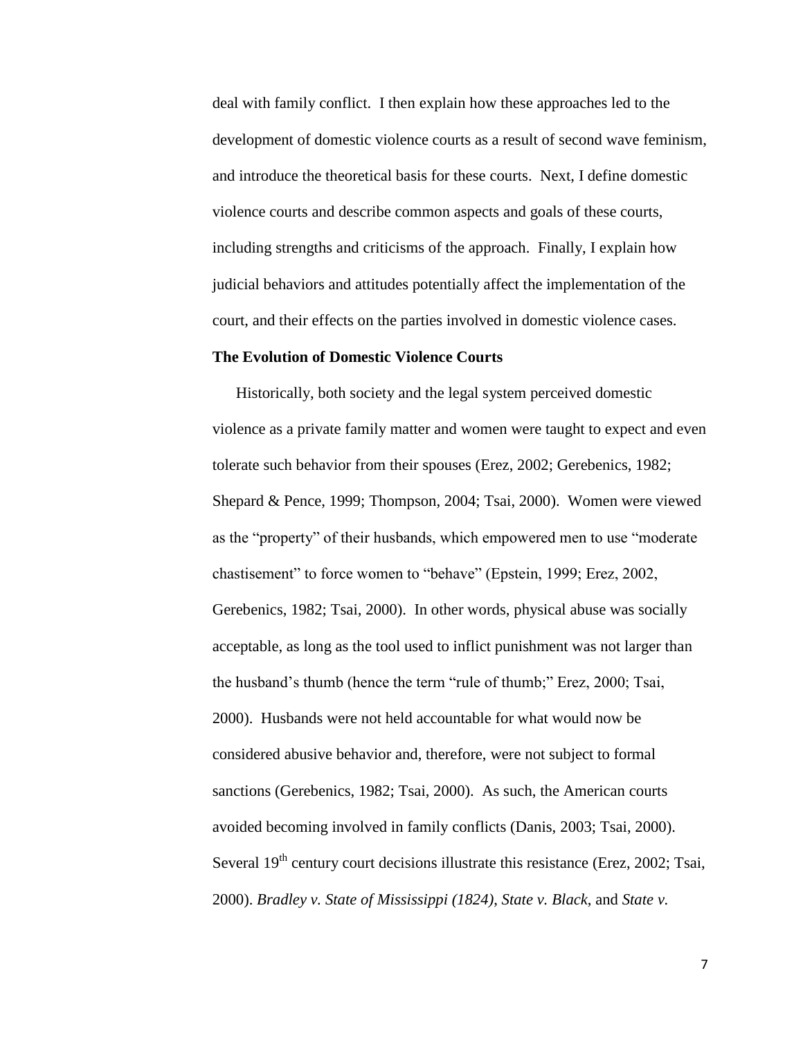deal with family conflict. I then explain how these approaches led to the development of domestic violence courts as a result of second wave feminism, and introduce the theoretical basis for these courts. Next, I define domestic violence courts and describe common aspects and goals of these courts, including strengths and criticisms of the approach. Finally, I explain how judicial behaviors and attitudes potentially affect the implementation of the court, and their effects on the parties involved in domestic violence cases.

## The Evolution of Domestic Violence Courts

Historically, both society and the legal system perceived domestic violence as a private family matter and women were taught to expect and even tolerate such behavior from their spouses (Erez, 2002; Gerebenics, 1982; Shepard & Pence, 1999; Thompson, 2004; Tsai, 2000). Women were viewed as the "property" of their husbands, which empowered men to use "moderate chastisement" to force women to "behave" (Epstein, 1999; Erez, 2002, Gerebenics, 1982; Tsai, 2000). In other words, physical abuse was socially acceptable, as long as the tool used to inflict punishment was not larger than the husband's thumb (hence the term "rule of thumb;" Erez, 2000; Tsai, 2000). Husbands were not held accountable for what would now be considered abusive behavior and, therefore, were not subject to formal sanctions (Gerebenics, 1982; Tsai, 2000). As such, the American courts avoided becoming involved in family conflicts (Danis, 2003; Tsai, 2000). Several 19th century court decisions illustrate this resistance (Erez, 2002; Tsai, 2000). *Bradley v. State of Mississippi (1824)*, *State v. Black*, and *State v.*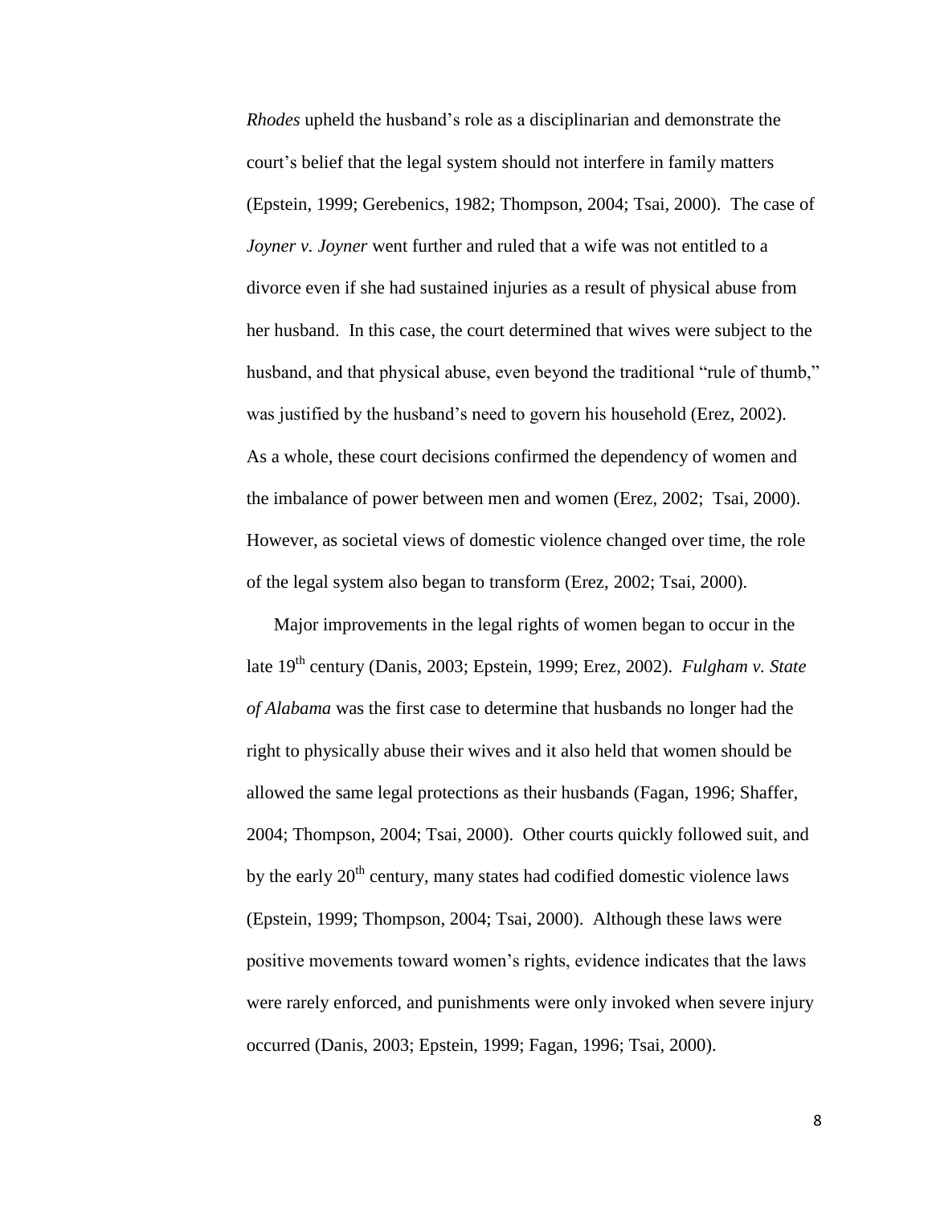*Rhodes* upheld the husband's role as a disciplinarian and demonstrate the court's belief that the legal system should not interfere in family matters (Epstein, 1999; Gerebenics, 1982; Thompson, 2004; Tsai, 2000). The case of *Joyner v. Joyner* went further and ruled that a wife was not entitled to a divorce even if she had sustained injuries as a result of physical abuse from her husband. In this case, the court determined that wives were subject to the husband, and that physical abuse, even beyond the traditional "rule of thumb," was justified by the husband's need to govern his household (Erez, 2002). As a whole, these court decisions confirmed the dependency of women and the imbalance of power between men and women (Erez, 2002; Tsai, 2000). However, as societal views of domestic violence changed over time, the role of the legal system also began to transform (Erez, 2002; Tsai, 2000).

Major improvements in the legal rights of women began to occur in the late 19th century (Danis, 2003; Epstein, 1999; Erez, 2002). *Fulgham v. State of Alabama* was the first case to determine that husbands no longer had the right to physically abuse their wives and it also held that women should be allowed the same legal protections as their husbands (Fagan, 1996; Shaffer, 2004; Thompson, 2004; Tsai, 2000). Other courts quickly followed suit, and by the early 20th century, many states had codified domestic violence laws (Epstein, 1999; Thompson, 2004; Tsai, 2000). Although these laws were positive movements toward women's rights, evidence indicates that the laws were rarely enforced, and punishments were only invoked when severe injury occurred (Danis, 2003; Epstein, 1999; Fagan, 1996; Tsai, 2000).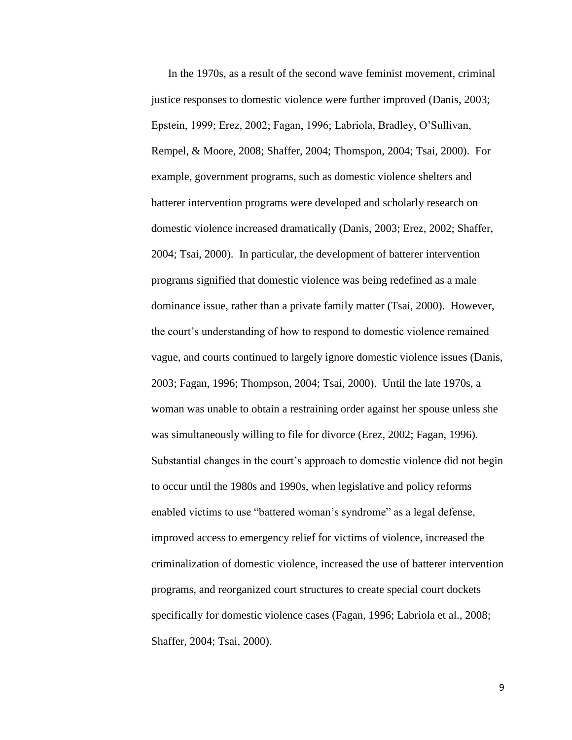In the 1970s, as a result of the second wave feminist movement, criminal justice responses to domestic violence were further improved (Danis, 2003; Epstein, 1999; Erez, 2002; Fagan, 1996; Labriola, Bradley, O'Sullivan, Rempel, & Moore, 2008; Shaffer, 2004; Thomspon, 2004; Tsai, 2000). For example, government programs, such as domestic violence shelters and batterer intervention programs were developed and scholarly research on domestic violence increased dramatically (Danis, 2003; Erez, 2002; Shaffer, 2004; Tsai, 2000). In particular, the development of batterer intervention programs signified that domestic violence was being redefined as a male dominance issue, rather than a private family matter (Tsai, 2000). However, the court's understanding of how to respond to domestic violence remained vague, and courts continued to largely ignore domestic violence issues (Danis, 2003; Fagan, 1996; Thompson, 2004; Tsai, 2000). Until the late 1970s, a woman was unable to obtain a restraining order against her spouse unless she was simultaneously willing to file for divorce (Erez, 2002; Fagan, 1996). Substantial changes in the court's approach to domestic violence did not begin to occur until the 1980s and 1990s, when legislative and policy reforms enabled victims to use "battered woman's syndrome" as a legal defense, improved access to emergency relief for victims of violence, increased the criminalization of domestic violence, increased the use of batterer intervention programs, and reorganized court structures to create special court dockets specifically for domestic violence cases (Fagan, 1996; Labriola et al., 2008; Shaffer, 2004; Tsai, 2000).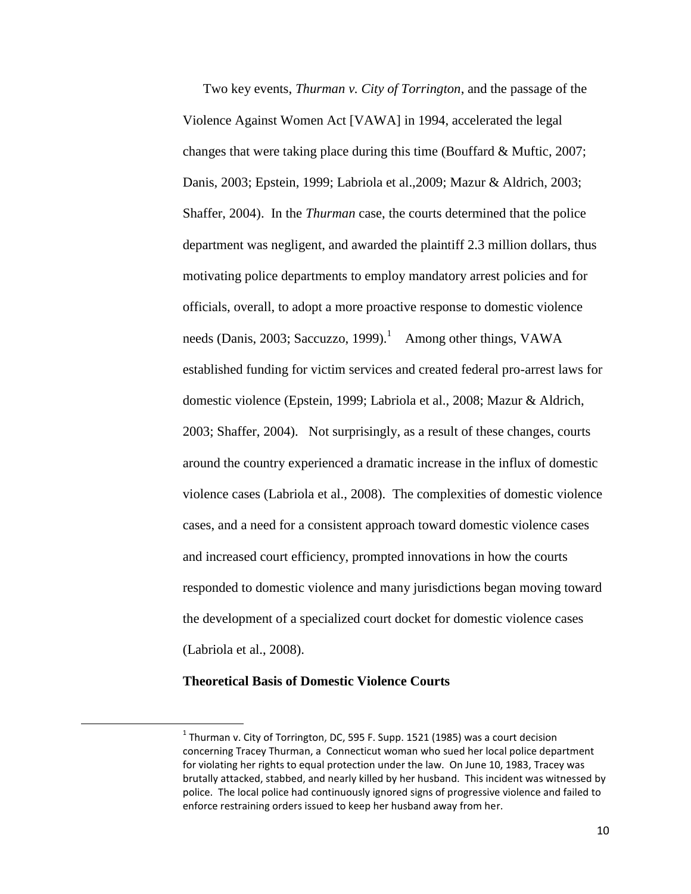Two key events, *Thurman v. City of Torrington*, and the passage of the Violence Against Women Act [VAWA] in 1994, accelerated the legal changes that were taking place during this time (Bouffard & Muftic, 2007; Danis, 2003; Epstein, 1999; Labriola et al.,2009; Mazur & Aldrich, 2003; Shaffer, 2004). In the *Thurman* case, the courts determined that the police department was negligent, and awarded the plaintiff 2.3 million dollars, thus motivating police departments to employ mandatory arrest policies and for officials, overall, to adopt a more proactive response to domestic violence needs (Danis, 2003; Saccuzzo, 1999).[1] Among other things, VAWA established funding for victim services and created federal pro-arrest laws for domestic violence (Epstein, 1999; Labriola et al., 2008; Mazur & Aldrich, 2003; Shaffer, 2004). Not surprisingly, as a result of these changes, courts around the country experienced a dramatic increase in the influx of domestic violence cases (Labriola et al., 2008). The complexities of domestic violence cases, and a need for a consistent approach toward domestic violence cases and increased court efficiency, prompted innovations in how the courts responded to domestic violence and many jurisdictions began moving toward the development of a specialized court docket for domestic violence cases (Labriola et al., 2008).

**Theoretical Basis of Domestic Violence Courts**

[1] Thurman v. City of Torrington, DC, 595 F. Supp. 1521 (1985) was a court decision concerning Tracey Thurman, a Connecticut woman who sued her local police department for violating her rights to equal protection under the law. On June 10, 1983, Tracey was brutally attacked, stabbed, and nearly killed by her husband. This incident was witnessed by police. The local police had continuously ignored signs of progressive violence and failed to enforce restraining orders issued to keep her husband away from her.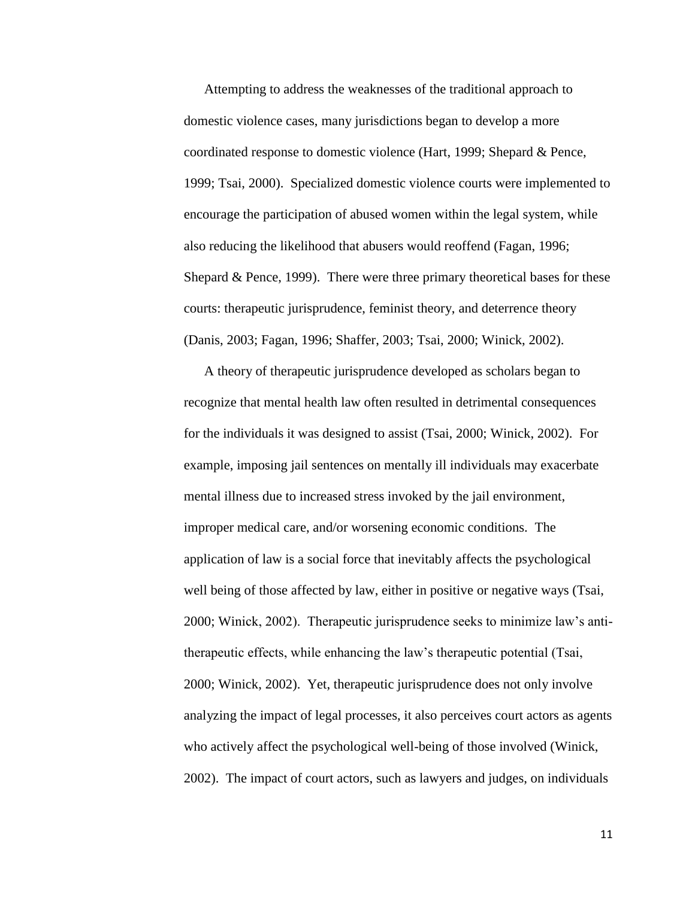Attempting to address the weaknesses of the traditional approach to domestic violence cases, many jurisdictions began to develop a more coordinated response to domestic violence (Hart, 1999; Shepard & Pence, 1999; Tsai, 2000). Specialized domestic violence courts were implemented to encourage the participation of abused women within the legal system, while also reducing the likelihood that abusers would reoffend (Fagan, 1996; Shepard & Pence, 1999). There were three primary theoretical bases for these courts: therapeutic jurisprudence, feminist theory, and deterrence theory (Danis, 2003; Fagan, 1996; Shaffer, 2003; Tsai, 2000; Winick, 2002).

A theory of therapeutic jurisprudence developed as scholars began to recognize that mental health law often resulted in detrimental consequences for the individuals it was designed to assist (Tsai, 2000; Winick, 2002). For example, imposing jail sentences on mentally ill individuals may exacerbate mental illness due to increased stress invoked by the jail environment, improper medical care, and/or worsening economic conditions. The application of law is a social force that inevitably affects the psychological well being of those affected by law, either in positive or negative ways (Tsai, 2000; Winick, 2002). Therapeutic jurisprudence seeks to minimize law's anti-therapeutic effects, while enhancing the law's therapeutic potential (Tsai, 2000; Winick, 2002). Yet, therapeutic jurisprudence does not only involve analyzing the impact of legal processes, it also perceives court actors as agents who actively affect the psychological well-being of those involved (Winick, 2002). The impact of court actors, such as lawyers and judges, on individuals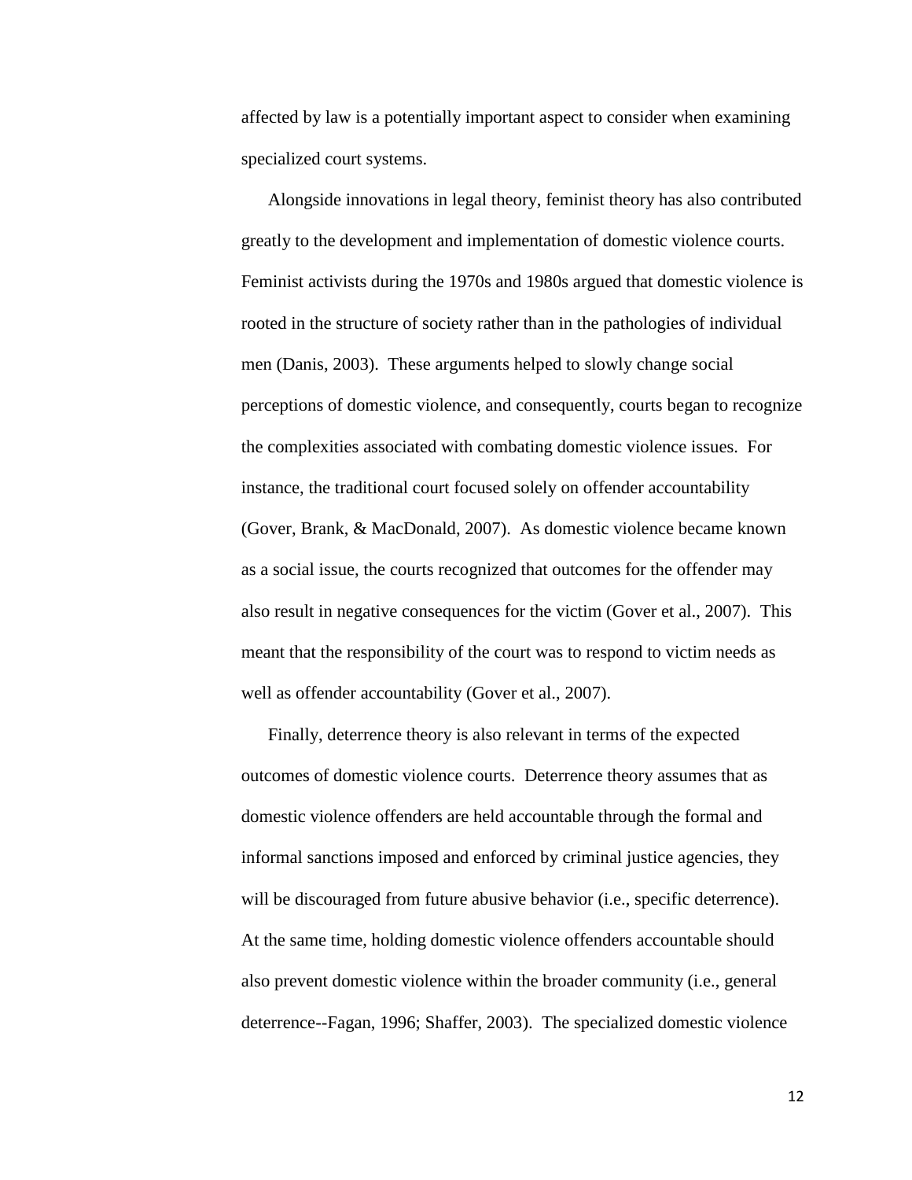affected by law is a potentially important aspect to consider when examining specialized court systems.

Alongside innovations in legal theory, feminist theory has also contributed greatly to the development and implementation of domestic violence courts. Feminist activists during the 1970s and 1980s argued that domestic violence is rooted in the structure of society rather than in the pathologies of individual men (Danis, 2003). These arguments helped to slowly change social perceptions of domestic violence, and consequently, courts began to recognize the complexities associated with combating domestic violence issues. For instance, the traditional court focused solely on offender accountability (Gover, Brank, & MacDonald, 2007). As domestic violence became known as a social issue, the courts recognized that outcomes for the offender may also result in negative consequences for the victim (Gover et al., 2007). This meant that the responsibility of the court was to respond to victim needs as well as offender accountability (Gover et al., 2007).

Finally, deterrence theory is also relevant in terms of the expected outcomes of domestic violence courts. Deterrence theory assumes that as domestic violence offenders are held accountable through the formal and informal sanctions imposed and enforced by criminal justice agencies, they will be discouraged from future abusive behavior (i.e., specific deterrence). At the same time, holding domestic violence offenders accountable should also prevent domestic violence within the broader community (i.e., general deterrence--Fagan, 1996; Shaffer, 2003). The specialized domestic violence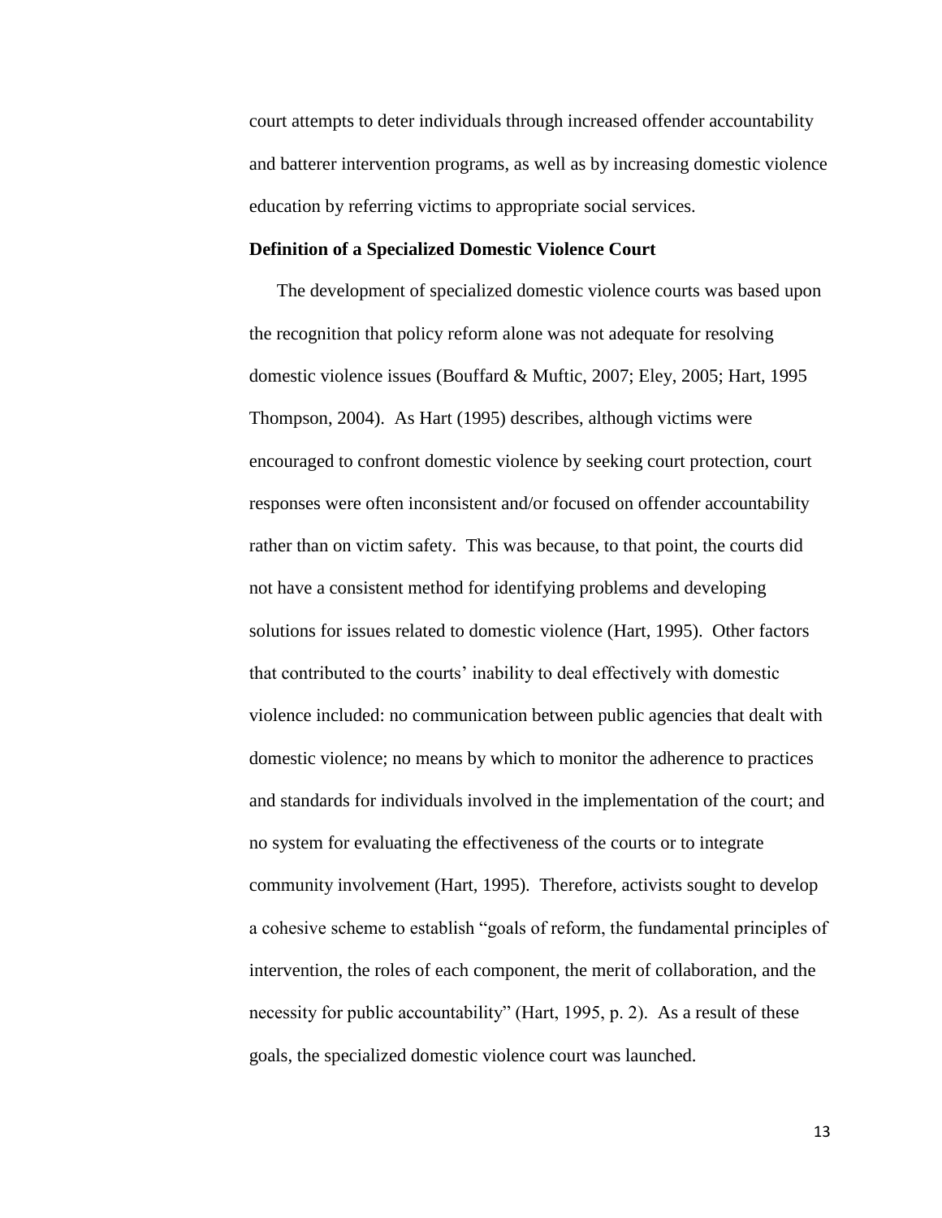court attempts to deter individuals through increased offender accountability and batterer intervention programs, as well as by increasing domestic violence education by referring victims to appropriate social services.

**Definition of a Specialized Domestic Violence Court**

The development of specialized domestic violence courts was based upon the recognition that policy reform alone was not adequate for resolving domestic violence issues (Bouffard & Muftic, 2007; Eley, 2005; Hart, 1995 Thompson, 2004). As Hart (1995) describes, although victims were encouraged to confront domestic violence by seeking court protection, court responses were often inconsistent and/or focused on offender accountability rather than on victim safety. This was because, to that point, the courts did not have a consistent method for identifying problems and developing solutions for issues related to domestic violence (Hart, 1995). Other factors that contributed to the courts' inability to deal effectively with domestic violence included: no communication between public agencies that dealt with domestic violence; no means by which to monitor the adherence to practices and standards for individuals involved in the implementation of the court; and no system for evaluating the effectiveness of the courts or to integrate community involvement (Hart, 1995). Therefore, activists sought to develop a cohesive scheme to establish "goals of reform, the fundamental principles of intervention, the roles of each component, the merit of collaboration, and the necessity for public accountability" (Hart, 1995, p. 2). As a result of these goals, the specialized domestic violence court was launched.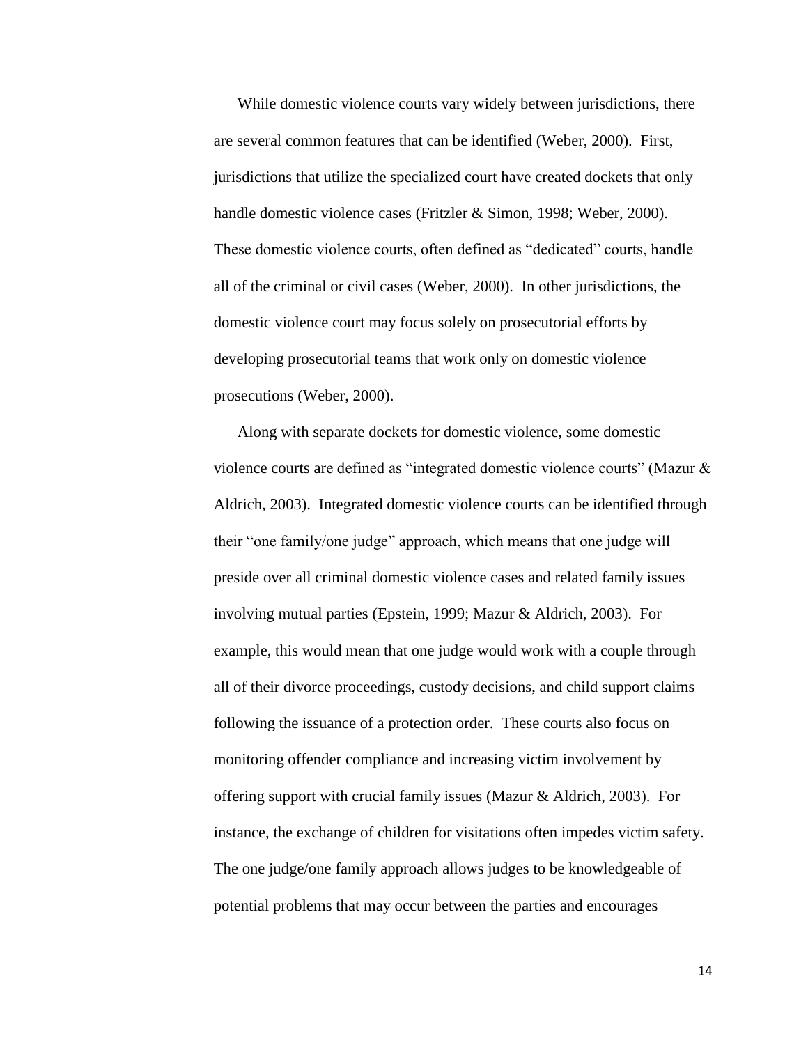While domestic violence courts vary widely between jurisdictions, there are several common features that can be identified (Weber, 2000). First, jurisdictions that utilize the specialized court have created dockets that only handle domestic violence cases (Fritzler & Simon, 1998; Weber, 2000). These domestic violence courts, often defined as "dedicated" courts, handle all of the criminal or civil cases (Weber, 2000). In other jurisdictions, the domestic violence court may focus solely on prosecutorial efforts by developing prosecutorial teams that work only on domestic violence prosecutions (Weber, 2000).

Along with separate dockets for domestic violence, some domestic violence courts are defined as "integrated domestic violence courts" (Mazur & Aldrich, 2003). Integrated domestic violence courts can be identified through their "one family/one judge" approach, which means that one judge will preside over all criminal domestic violence cases and related family issues involving mutual parties (Epstein, 1999; Mazur & Aldrich, 2003). For example, this would mean that one judge would work with a couple through all of their divorce proceedings, custody decisions, and child support claims following the issuance of a protection order. These courts also focus on monitoring offender compliance and increasing victim involvement by offering support with crucial family issues (Mazur & Aldrich, 2003). For instance, the exchange of children for visitations often impedes victim safety. The one judge/one family approach allows judges to be knowledgeable of potential problems that may occur between the parties and encourages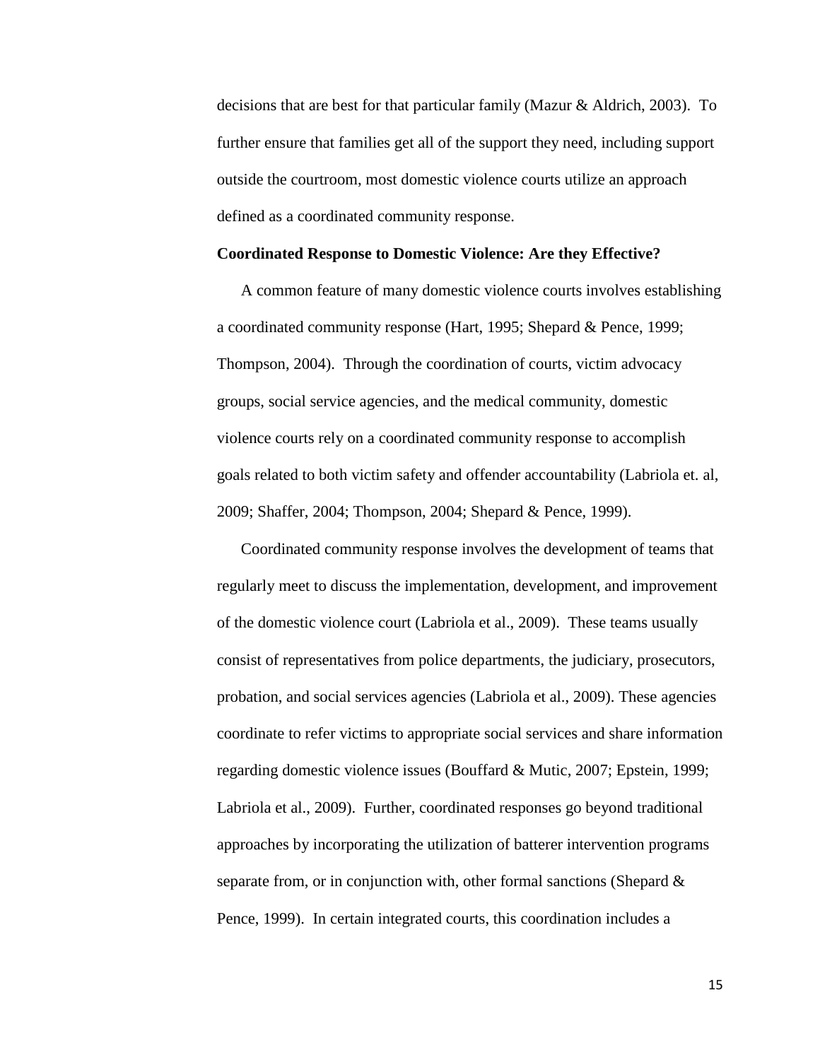decisions that are best for that particular family (Mazur & Aldrich, 2003). To further ensure that families get all of the support they need, including support outside the courtroom, most domestic violence courts utilize an approach defined as a coordinated community response.

**Coordinated Response to Domestic Violence: Are they Effective?**

A common feature of many domestic violence courts involves establishing a coordinated community response (Hart, 1995; Shepard & Pence, 1999; Thompson, 2004). Through the coordination of courts, victim advocacy groups, social service agencies, and the medical community, domestic violence courts rely on a coordinated community response to accomplish goals related to both victim safety and offender accountability (Labriola et. al, 2009; Shaffer, 2004; Thompson, 2004; Shepard & Pence, 1999).

Coordinated community response involves the development of teams that regularly meet to discuss the implementation, development, and improvement of the domestic violence court (Labriola et al., 2009). These teams usually consist of representatives from police departments, the judiciary, prosecutors, probation, and social services agencies (Labriola et al., 2009). These agencies coordinate to refer victims to appropriate social services and share information regarding domestic violence issues (Bouffard & Mutic, 2007; Epstein, 1999; Labriola et al., 2009). Further, coordinated responses go beyond traditional approaches by incorporating the utilization of batterer intervention programs separate from, or in conjunction with, other formal sanctions (Shepard & Pence, 1999). In certain integrated courts, this coordination includes a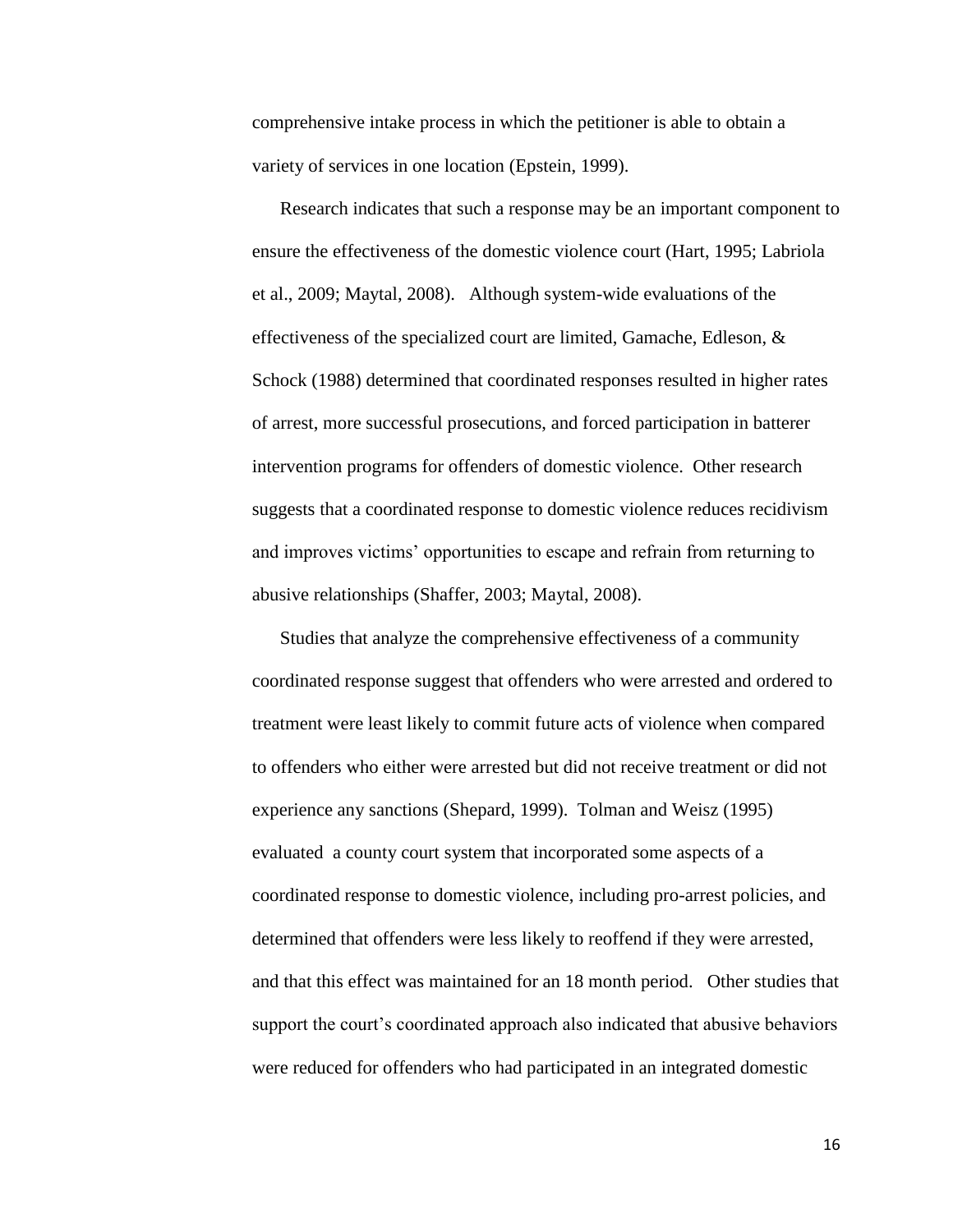comprehensive intake process in which the petitioner is able to obtain a variety of services in one location (Epstein, 1999).

Research indicates that such a response may be an important component to ensure the effectiveness of the domestic violence court (Hart, 1995; Labriola et al., 2009; Maytal, 2008). Although system-wide evaluations of the effectiveness of the specialized court are limited, Gamache, Edleson, & Schock (1988) determined that coordinated responses resulted in higher rates of arrest, more successful prosecutions, and forced participation in batterer intervention programs for offenders of domestic violence. Other research suggests that a coordinated response to domestic violence reduces recidivism and improves victims' opportunities to escape and refrain from returning to abusive relationships (Shaffer, 2003; Maytal, 2008).

Studies that analyze the comprehensive effectiveness of a community coordinated response suggest that offenders who were arrested and ordered to treatment were least likely to commit future acts of violence when compared to offenders who either were arrested but did not receive treatment or did not experience any sanctions (Shepard, 1999). Tolman and Weisz (1995) evaluated a county court system that incorporated some aspects of a coordinated response to domestic violence, including pro-arrest policies, and determined that offenders were less likely to reoffend if they were arrested, and that this effect was maintained for an 18 month period. Other studies that support the court's coordinated approach also indicated that abusive behaviors were reduced for offenders who had participated in an integrated domestic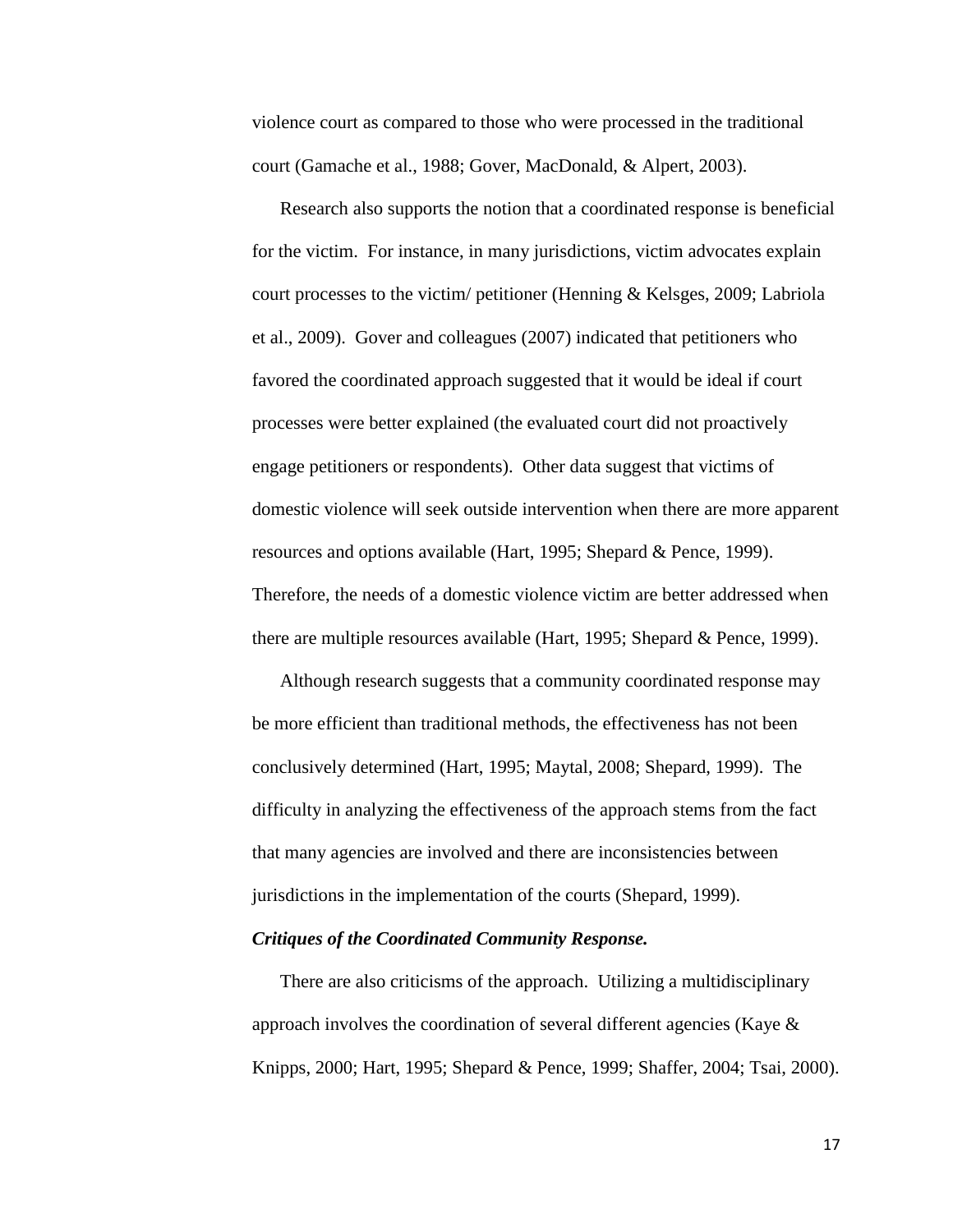violence court as compared to those who were processed in the traditional court (Gamache et al., 1988; Gover, MacDonald, & Alpert, 2003).

Research also supports the notion that a coordinated response is beneficial for the victim. For instance, in many jurisdictions, victim advocates explain court processes to the victim/ petitioner (Henning & Kelsges, 2009; Labriola et al., 2009). Gover and colleagues (2007) indicated that petitioners who favored the coordinated approach suggested that it would be ideal if court processes were better explained (the evaluated court did not proactively engage petitioners or respondents). Other data suggest that victims of domestic violence will seek outside intervention when there are more apparent resources and options available (Hart, 1995; Shepard & Pence, 1999). Therefore, the needs of a domestic violence victim are better addressed when there are multiple resources available (Hart, 1995; Shepard & Pence, 1999).

Although research suggests that a community coordinated response may be more efficient than traditional methods, the effectiveness has not been conclusively determined (Hart, 1995; Maytal, 2008; Shepard, 1999). The difficulty in analyzing the effectiveness of the approach stems from the fact that many agencies are involved and there are inconsistencies between jurisdictions in the implementation of the courts (Shepard, 1999).

***Critiques of the Coordinated Community Response.***

There are also criticisms of the approach. Utilizing a multidisciplinary approach involves the coordination of several different agencies (Kaye & Knipps, 2000; Hart, 1995; Shepard & Pence, 1999; Shaffer, 2004; Tsai, 2000).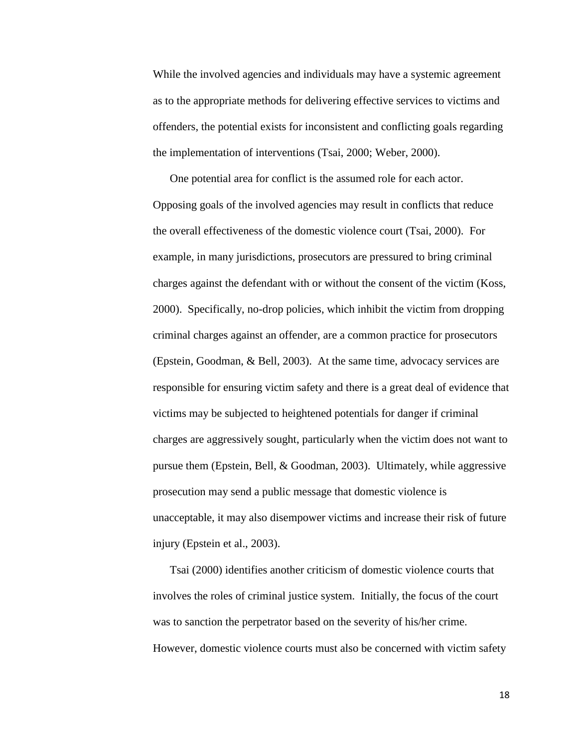While the involved agencies and individuals may have a systemic agreement as to the appropriate methods for delivering effective services to victims and offenders, the potential exists for inconsistent and conflicting goals regarding the implementation of interventions (Tsai, 2000; Weber, 2000).

One potential area for conflict is the assumed role for each actor. Opposing goals of the involved agencies may result in conflicts that reduce the overall effectiveness of the domestic violence court (Tsai, 2000). For example, in many jurisdictions, prosecutors are pressured to bring criminal charges against the defendant with or without the consent of the victim (Koss, 2000). Specifically, no-drop policies, which inhibit the victim from dropping criminal charges against an offender, are a common practice for prosecutors (Epstein, Goodman, & Bell, 2003). At the same time, advocacy services are responsible for ensuring victim safety and there is a great deal of evidence that victims may be subjected to heightened potentials for danger if criminal charges are aggressively sought, particularly when the victim does not want to pursue them (Epstein, Bell, & Goodman, 2003). Ultimately, while aggressive prosecution may send a public message that domestic violence is unacceptable, it may also disempower victims and increase their risk of future injury (Epstein et al., 2003).

Tsai (2000) identifies another criticism of domestic violence courts that involves the roles of criminal justice system. Initially, the focus of the court was to sanction the perpetrator based on the severity of his/her crime. However, domestic violence courts must also be concerned with victim safety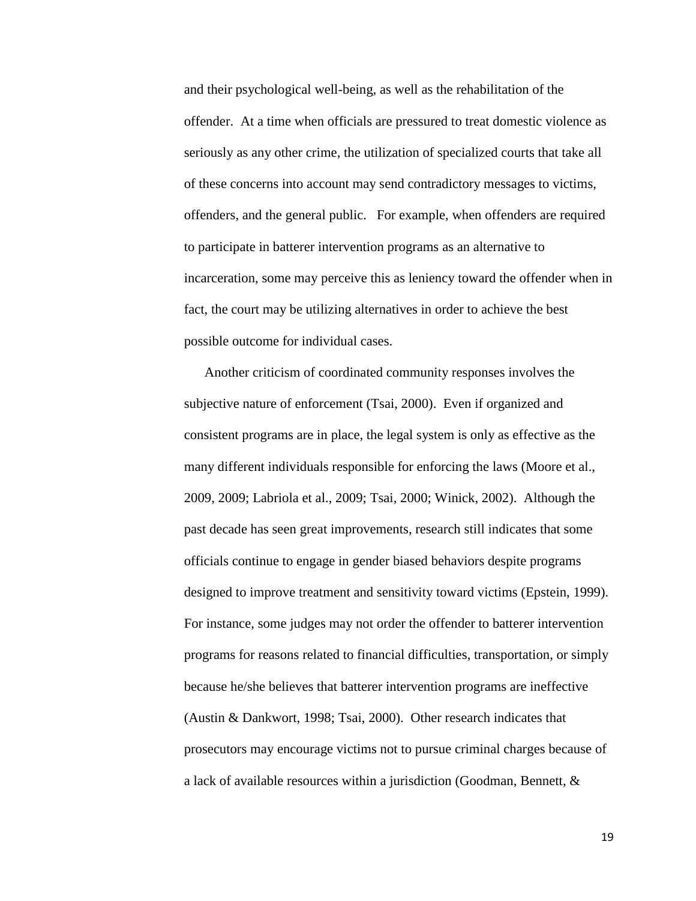and their psychological well-being, as well as the rehabilitation of the offender. At a time when officials are pressured to treat domestic violence as seriously as any other crime, the utilization of specialized courts that take all of these concerns into account may send contradictory messages to victims, offenders, and the general public. For example, when offenders are required to participate in batterer intervention programs as an alternative to incarceration, some may perceive this as leniency toward the offender when in fact, the court may be utilizing alternatives in order to achieve the best possible outcome for individual cases.

Another criticism of coordinated community responses involves the subjective nature of enforcement (Tsai, 2000). Even if organized and consistent programs are in place, the legal system is only as effective as the many different individuals responsible for enforcing the laws (Moore et al., 2009, 2009; Labriola et al., 2009; Tsai, 2000; Winick, 2002). Although the past decade has seen great improvements, research still indicates that some officials continue to engage in gender biased behaviors despite programs designed to improve treatment and sensitivity toward victims (Epstein, 1999). For instance, some judges may not order the offender to batterer intervention programs for reasons related to financial difficulties, transportation, or simply because he/she believes that batterer intervention programs are ineffective (Austin & Dankwort, 1998; Tsai, 2000). Other research indicates that prosecutors may encourage victims not to pursue criminal charges because of a lack of available resources within a jurisdiction (Goodman, Bennett, &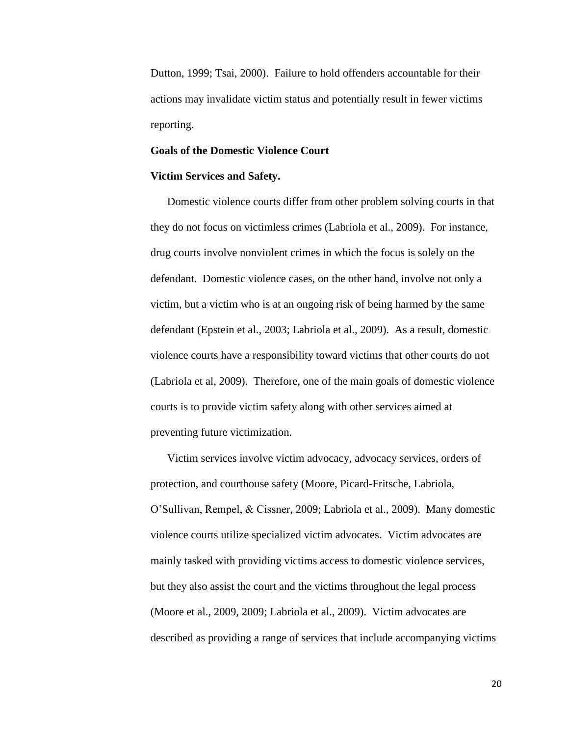Dutton, 1999; Tsai, 2000). Failure to hold offenders accountable for their actions may invalidate victim status and potentially result in fewer victims reporting.

**Goals of the Domestic Violence Court**

**Victim Services and Safety.**

Domestic violence courts differ from other problem solving courts in that they do not focus on victimless crimes (Labriola et al., 2009). For instance, drug courts involve nonviolent crimes in which the focus is solely on the defendant. Domestic violence cases, on the other hand, involve not only a victim, but a victim who is at an ongoing risk of being harmed by the same defendant (Epstein et al., 2003; Labriola et al., 2009). As a result, domestic violence courts have a responsibility toward victims that other courts do not (Labriola et al, 2009). Therefore, one of the main goals of domestic violence courts is to provide victim safety along with other services aimed at preventing future victimization.

Victim services involve victim advocacy, advocacy services, orders of protection, and courthouse safety (Moore, Picard-Fritsche, Labriola, O'Sullivan, Rempel, & Cissner, 2009; Labriola et al., 2009). Many domestic violence courts utilize specialized victim advocates. Victim advocates are mainly tasked with providing victims access to domestic violence services, but they also assist the court and the victims throughout the legal process (Moore et al., 2009, 2009; Labriola et al., 2009). Victim advocates are described as providing a range of services that include accompanying victims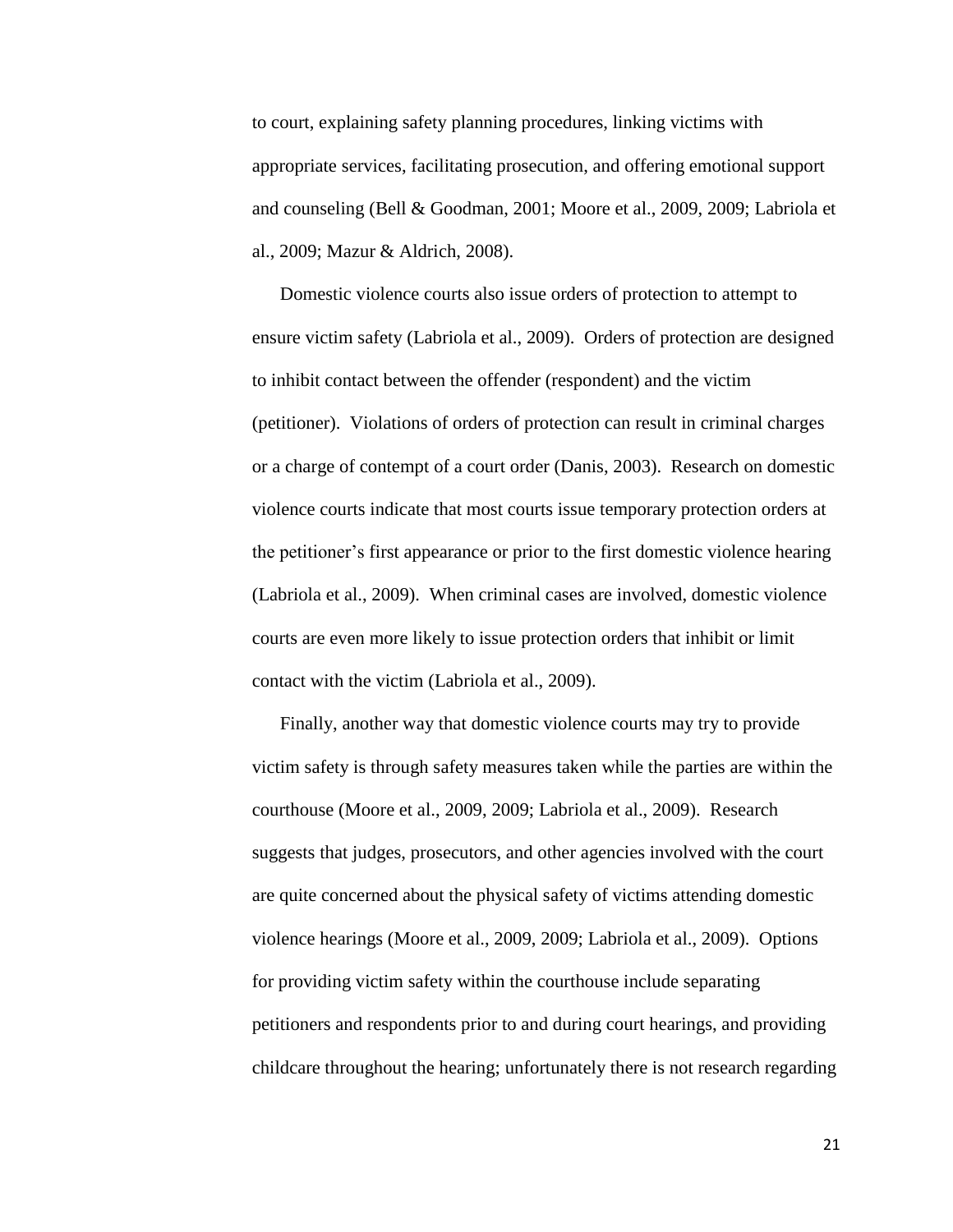to court, explaining safety planning procedures, linking victims with appropriate services, facilitating prosecution, and offering emotional support and counseling (Bell & Goodman, 2001; Moore et al., 2009, 2009; Labriola et al., 2009; Mazur & Aldrich, 2008).

Domestic violence courts also issue orders of protection to attempt to ensure victim safety (Labriola et al., 2009). Orders of protection are designed to inhibit contact between the offender (respondent) and the victim (petitioner). Violations of orders of protection can result in criminal charges or a charge of contempt of a court order (Danis, 2003). Research on domestic violence courts indicate that most courts issue temporary protection orders at the petitioner's first appearance or prior to the first domestic violence hearing (Labriola et al., 2009). When criminal cases are involved, domestic violence courts are even more likely to issue protection orders that inhibit or limit contact with the victim (Labriola et al., 2009).

Finally, another way that domestic violence courts may try to provide victim safety is through safety measures taken while the parties are within the courthouse (Moore et al., 2009, 2009; Labriola et al., 2009). Research suggests that judges, prosecutors, and other agencies involved with the court are quite concerned about the physical safety of victims attending domestic violence hearings (Moore et al., 2009, 2009; Labriola et al., 2009). Options for providing victim safety within the courthouse include separating petitioners and respondents prior to and during court hearings, and providing childcare throughout the hearing; unfortunately there is not research regarding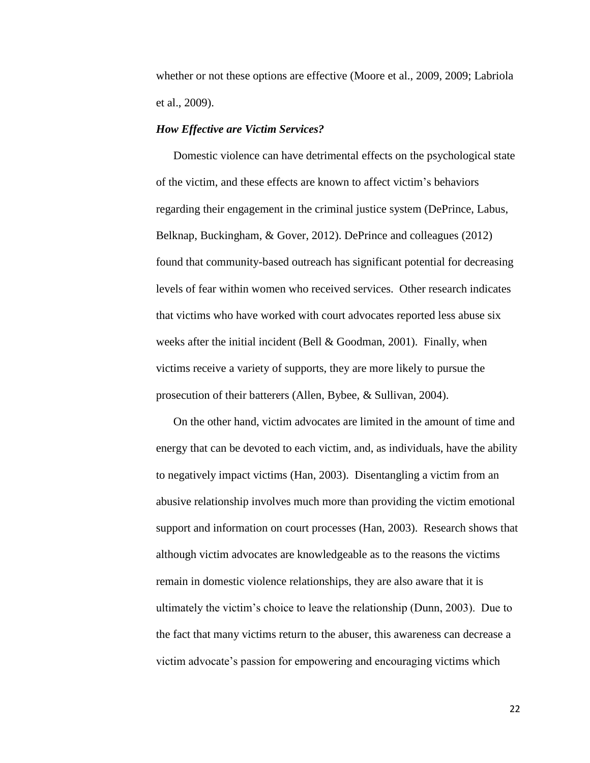whether or not these options are effective (Moore et al., 2009, 2009; Labriola et al., 2009).

***How Effective are Victim Services?***

Domestic violence can have detrimental effects on the psychological state of the victim, and these effects are known to affect victim's behaviors regarding their engagement in the criminal justice system (DePrince, Labus, Belknap, Buckingham, & Gover, 2012). DePrince and colleagues (2012) found that community-based outreach has significant potential for decreasing levels of fear within women who received services. Other research indicates that victims who have worked with court advocates reported less abuse six weeks after the initial incident (Bell & Goodman, 2001). Finally, when victims receive a variety of supports, they are more likely to pursue the prosecution of their batterers (Allen, Bybee, & Sullivan, 2004).

On the other hand, victim advocates are limited in the amount of time and energy that can be devoted to each victim, and, as individuals, have the ability to negatively impact victims (Han, 2003). Disentangling a victim from an abusive relationship involves much more than providing the victim emotional support and information on court processes (Han, 2003). Research shows that although victim advocates are knowledgeable as to the reasons the victims remain in domestic violence relationships, they are also aware that it is ultimately the victim's choice to leave the relationship (Dunn, 2003). Due to the fact that many victims return to the abuser, this awareness can decrease a victim advocate's passion for empowering and encouraging victims which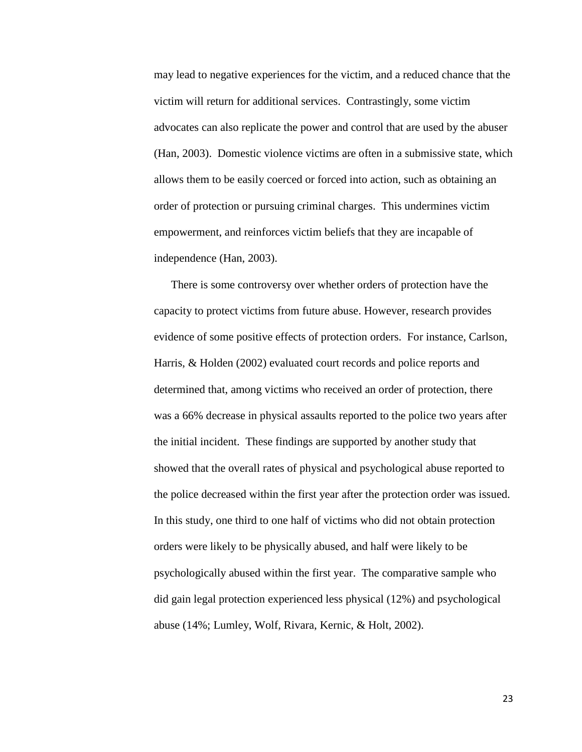may lead to negative experiences for the victim, and a reduced chance that the victim will return for additional services. Contrastingly, some victim advocates can also replicate the power and control that are used by the abuser (Han, 2003). Domestic violence victims are often in a submissive state, which allows them to be easily coerced or forced into action, such as obtaining an order of protection or pursuing criminal charges. This undermines victim empowerment, and reinforces victim beliefs that they are incapable of independence (Han, 2003).

There is some controversy over whether orders of protection have the capacity to protect victims from future abuse. However, research provides evidence of some positive effects of protection orders. For instance, Carlson, Harris, & Holden (2002) evaluated court records and police reports and determined that, among victims who received an order of protection, there was a 66% decrease in physical assaults reported to the police two years after the initial incident. These findings are supported by another study that showed that the overall rates of physical and psychological abuse reported to the police decreased within the first year after the protection order was issued. In this study, one third to one half of victims who did not obtain protection orders were likely to be physically abused, and half were likely to be psychologically abused within the first year. The comparative sample who did gain legal protection experienced less physical (12%) and psychological abuse (14%; Lumley, Wolf, Rivara, Kernic, & Holt, 2002).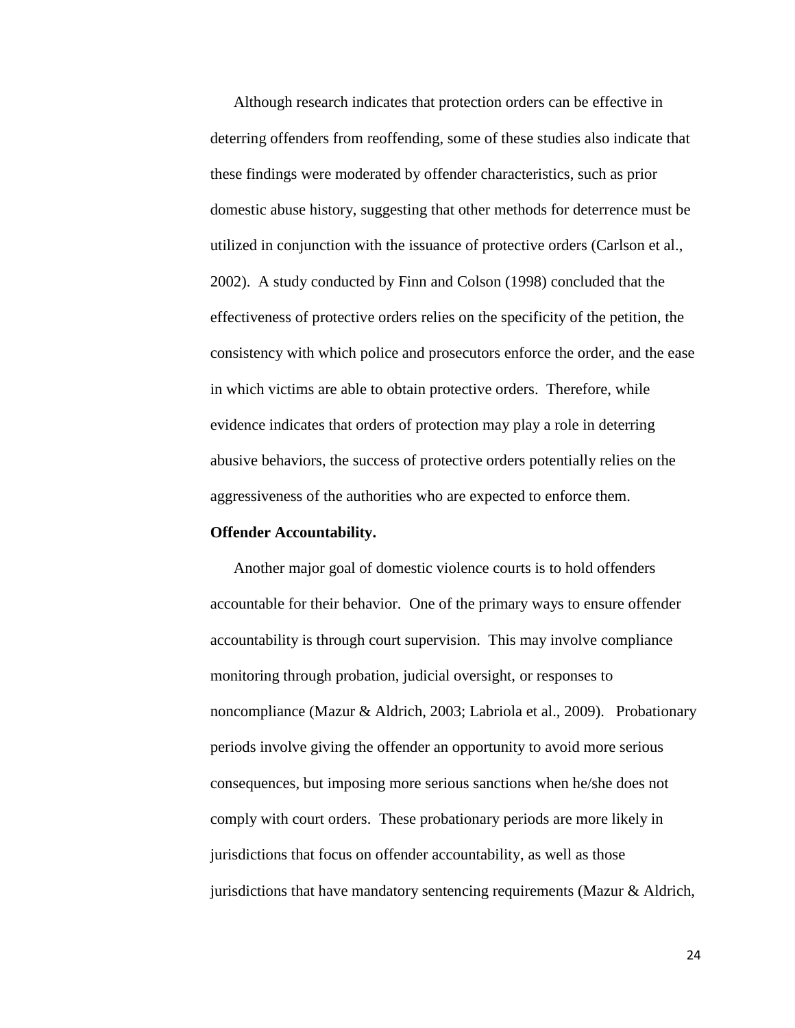Although research indicates that protection orders can be effective in deterring offenders from reoffending, some of these studies also indicate that these findings were moderated by offender characteristics, such as prior domestic abuse history, suggesting that other methods for deterrence must be utilized in conjunction with the issuance of protective orders (Carlson et al., 2002). A study conducted by Finn and Colson (1998) concluded that the effectiveness of protective orders relies on the specificity of the petition, the consistency with which police and prosecutors enforce the order, and the ease in which victims are able to obtain protective orders. Therefore, while evidence indicates that orders of protection may play a role in deterring abusive behaviors, the success of protective orders potentially relies on the aggressiveness of the authorities who are expected to enforce them.

**Offender Accountability.**

Another major goal of domestic violence courts is to hold offenders accountable for their behavior. One of the primary ways to ensure offender accountability is through court supervision. This may involve compliance monitoring through probation, judicial oversight, or responses to noncompliance (Mazur & Aldrich, 2003; Labriola et al., 2009). Probationary periods involve giving the offender an opportunity to avoid more serious consequences, but imposing more serious sanctions when he/she does not comply with court orders. These probationary periods are more likely in jurisdictions that focus on offender accountability, as well as those jurisdictions that have mandatory sentencing requirements (Mazur & Aldrich,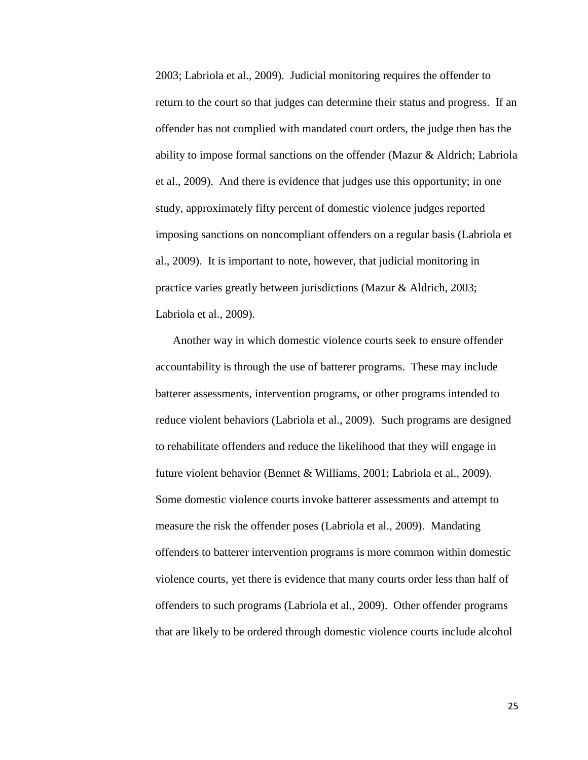2003; Labriola et al., 2009). Judicial monitoring requires the offender to return to the court so that judges can determine their status and progress. If an offender has not complied with mandated court orders, the judge then has the ability to impose formal sanctions on the offender (Mazur & Aldrich; Labriola et al., 2009). And there is evidence that judges use this opportunity; in one study, approximately fifty percent of domestic violence judges reported imposing sanctions on noncompliant offenders on a regular basis (Labriola et al., 2009). It is important to note, however, that judicial monitoring in practice varies greatly between jurisdictions (Mazur & Aldrich, 2003; Labriola et al., 2009).

Another way in which domestic violence courts seek to ensure offender accountability is through the use of batterer programs. These may include batterer assessments, intervention programs, or other programs intended to reduce violent behaviors (Labriola et al., 2009). Such programs are designed to rehabilitate offenders and reduce the likelihood that they will engage in future violent behavior (Bennet & Williams, 2001; Labriola et al., 2009). Some domestic violence courts invoke batterer assessments and attempt to measure the risk the offender poses (Labriola et al., 2009). Mandating offenders to batterer intervention programs is more common within domestic violence courts, yet there is evidence that many courts order less than half of offenders to such programs (Labriola et al., 2009). Other offender programs that are likely to be ordered through domestic violence courts include alcohol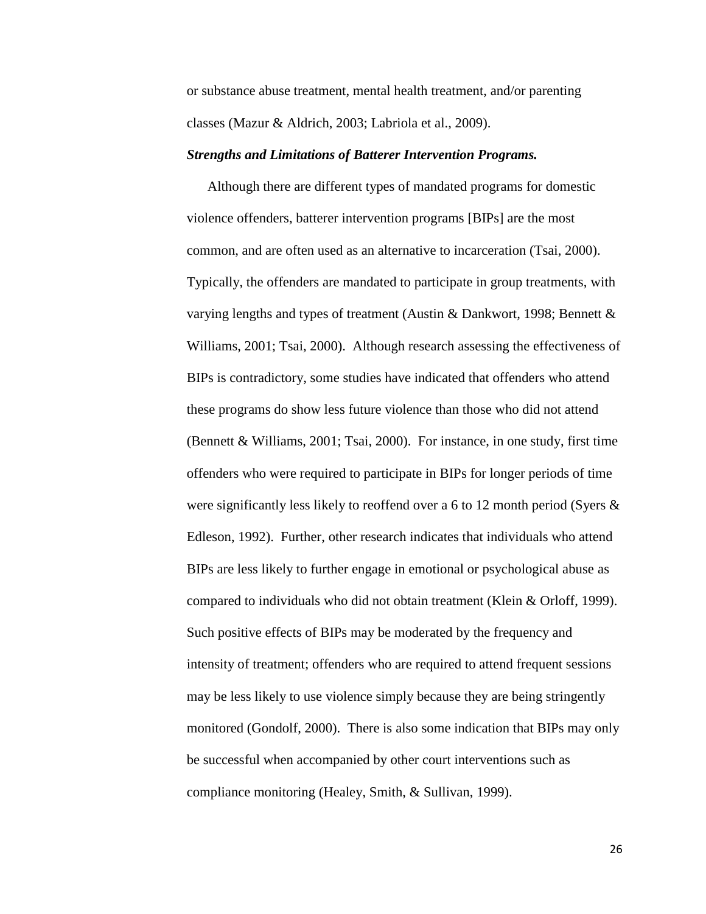or substance abuse treatment, mental health treatment, and/or parenting classes (Mazur & Aldrich, 2003; Labriola et al., 2009).

***Strengths and Limitations of Batterer Intervention Programs.***

Although there are different types of mandated programs for domestic violence offenders, batterer intervention programs [BIPs] are the most common, and are often used as an alternative to incarceration (Tsai, 2000). Typically, the offenders are mandated to participate in group treatments, with varying lengths and types of treatment (Austin & Dankwort, 1998; Bennett & Williams, 2001; Tsai, 2000). Although research assessing the effectiveness of BIPs is contradictory, some studies have indicated that offenders who attend these programs do show less future violence than those who did not attend (Bennett & Williams, 2001; Tsai, 2000). For instance, in one study, first time offenders who were required to participate in BIPs for longer periods of time were significantly less likely to reoffend over a 6 to 12 month period (Syers & Edleson, 1992). Further, other research indicates that individuals who attend BIPs are less likely to further engage in emotional or psychological abuse as compared to individuals who did not obtain treatment (Klein & Orloff, 1999). Such positive effects of BIPs may be moderated by the frequency and intensity of treatment; offenders who are required to attend frequent sessions may be less likely to use violence simply because they are being stringently monitored (Gondolf, 2000). There is also some indication that BIPs may only be successful when accompanied by other court interventions such as compliance monitoring (Healey, Smith, & Sullivan, 1999).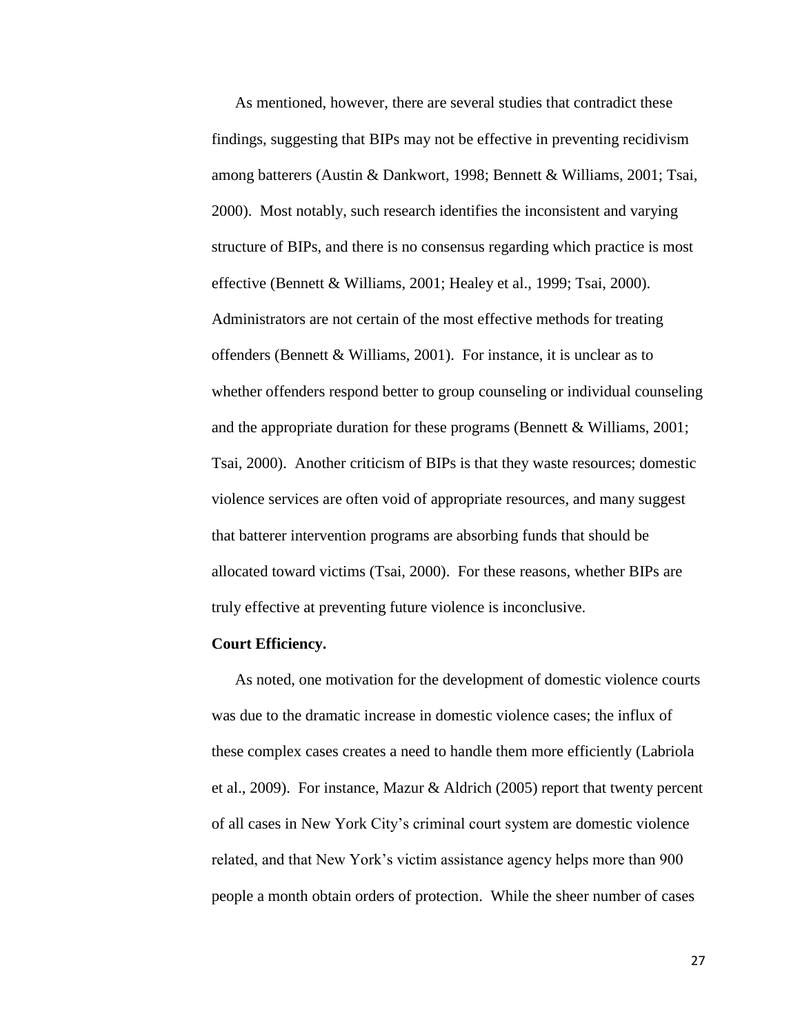As mentioned, however, there are several studies that contradict these findings, suggesting that BIPs may not be effective in preventing recidivism among batterers (Austin & Dankwort, 1998; Bennett & Williams, 2001; Tsai, 2000). Most notably, such research identifies the inconsistent and varying structure of BIPs, and there is no consensus regarding which practice is most effective (Bennett & Williams, 2001; Healey et al., 1999; Tsai, 2000). Administrators are not certain of the most effective methods for treating offenders (Bennett & Williams, 2001). For instance, it is unclear as to whether offenders respond better to group counseling or individual counseling and the appropriate duration for these programs (Bennett & Williams, 2001; Tsai, 2000). Another criticism of BIPs is that they waste resources; domestic violence services are often void of appropriate resources, and many suggest that batterer intervention programs are absorbing funds that should be allocated toward victims (Tsai, 2000). For these reasons, whether BIPs are truly effective at preventing future violence is inconclusive.

**Court Efficiency.**

As noted, one motivation for the development of domestic violence courts was due to the dramatic increase in domestic violence cases; the influx of these complex cases creates a need to handle them more efficiently (Labriola et al., 2009). For instance, Mazur & Aldrich (2005) report that twenty percent of all cases in New York City's criminal court system are domestic violence related, and that New York's victim assistance agency helps more than 900 people a month obtain orders of protection. While the sheer number of cases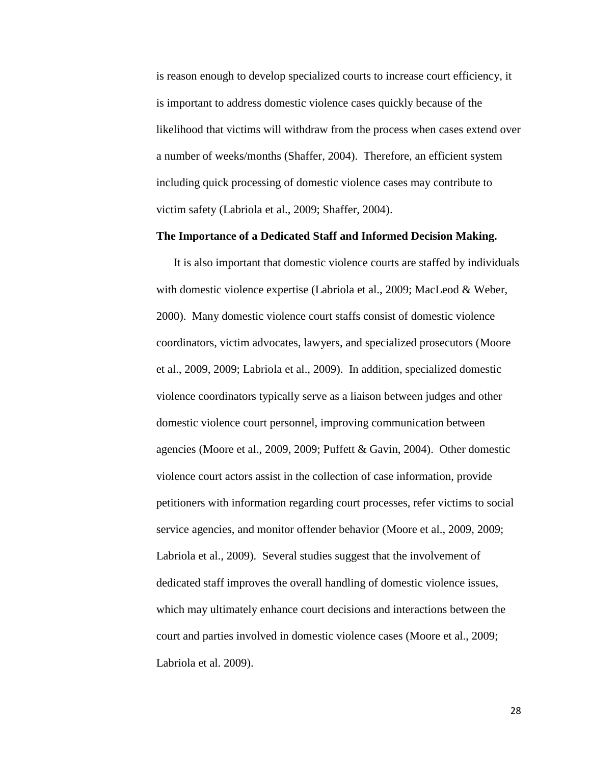is reason enough to develop specialized courts to increase court efficiency, it is important to address domestic violence cases quickly because of the likelihood that victims will withdraw from the process when cases extend over a number of weeks/months (Shaffer, 2004). Therefore, an efficient system including quick processing of domestic violence cases may contribute to victim safety (Labriola et al., 2009; Shaffer, 2004).

**The Importance of a Dedicated Staff and Informed Decision Making.**

It is also important that domestic violence courts are staffed by individuals with domestic violence expertise (Labriola et al., 2009; MacLeod & Weber, 2000). Many domestic violence court staffs consist of domestic violence coordinators, victim advocates, lawyers, and specialized prosecutors (Moore et al., 2009, 2009; Labriola et al., 2009). In addition, specialized domestic violence coordinators typically serve as a liaison between judges and other domestic violence court personnel, improving communication between agencies (Moore et al., 2009, 2009; Puffett & Gavin, 2004). Other domestic violence court actors assist in the collection of case information, provide petitioners with information regarding court processes, refer victims to social service agencies, and monitor offender behavior (Moore et al., 2009, 2009; Labriola et al., 2009). Several studies suggest that the involvement of dedicated staff improves the overall handling of domestic violence issues, which may ultimately enhance court decisions and interactions between the court and parties involved in domestic violence cases (Moore et al., 2009; Labriola et al. 2009).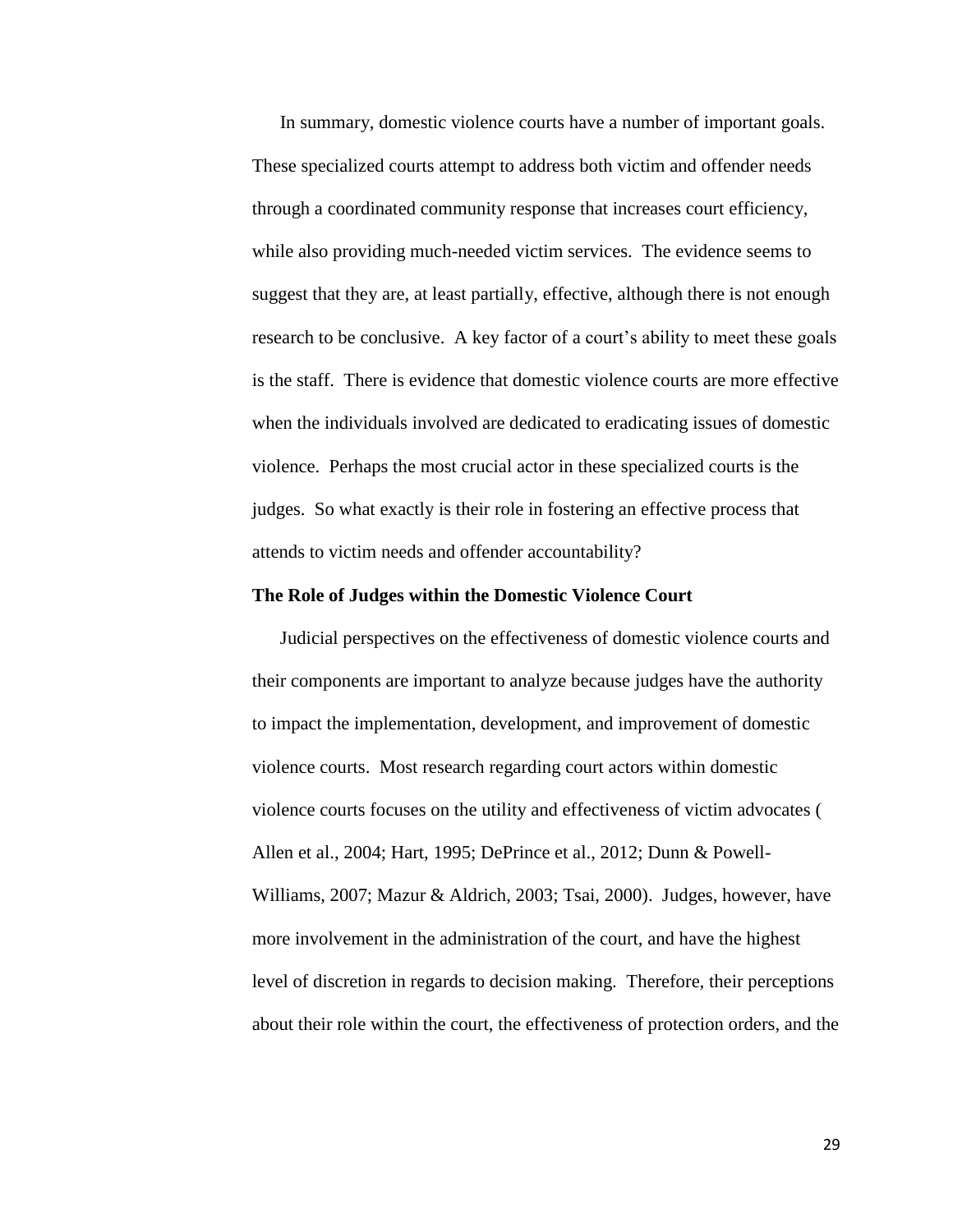In summary, domestic violence courts have a number of important goals. These specialized courts attempt to address both victim and offender needs through a coordinated community response that increases court efficiency, while also providing much-needed victim services. The evidence seems to suggest that they are, at least partially, effective, although there is not enough research to be conclusive. A key factor of a court's ability to meet these goals is the staff. There is evidence that domestic violence courts are more effective when the individuals involved are dedicated to eradicating issues of domestic violence. Perhaps the most crucial actor in these specialized courts is the judges. So what exactly is their role in fostering an effective process that attends to victim needs and offender accountability?

**The Role of Judges within the Domestic Violence Court**

Judicial perspectives on the effectiveness of domestic violence courts and their components are important to analyze because judges have the authority to impact the implementation, development, and improvement of domestic violence courts. Most research regarding court actors within domestic violence courts focuses on the utility and effectiveness of victim advocates ( Allen et al., 2004; Hart, 1995; DePrince et al., 2012; Dunn & Powell-Williams, 2007; Mazur & Aldrich, 2003; Tsai, 2000). Judges, however, have more involvement in the administration of the court, and have the highest level of discretion in regards to decision making. Therefore, their perceptions about their role within the court, the effectiveness of protection orders, and the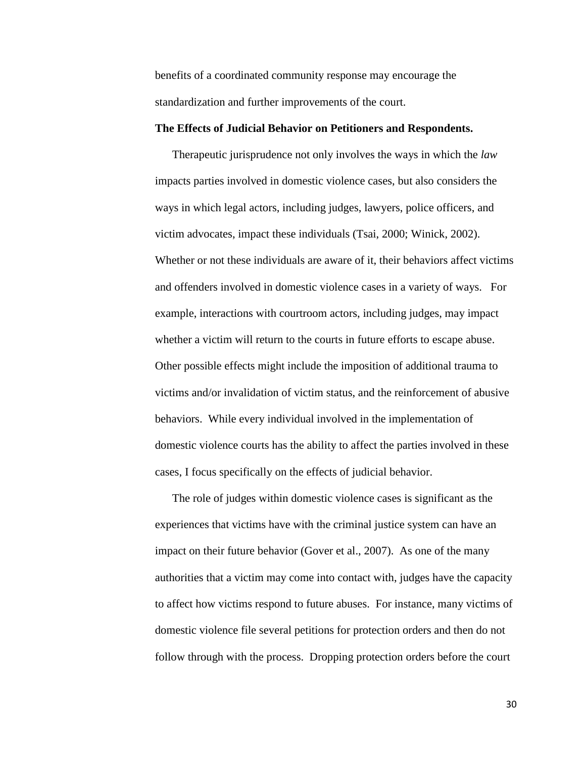benefits of a coordinated community response may encourage the standardization and further improvements of the court.

**The Effects of Judicial Behavior on Petitioners and Respondents.**

Therapeutic jurisprudence not only involves the ways in which the *law* impacts parties involved in domestic violence cases, but also considers the ways in which legal actors, including judges, lawyers, police officers, and victim advocates, impact these individuals (Tsai, 2000; Winick, 2002). Whether or not these individuals are aware of it, their behaviors affect victims and offenders involved in domestic violence cases in a variety of ways. For example, interactions with courtroom actors, including judges, may impact whether a victim will return to the courts in future efforts to escape abuse. Other possible effects might include the imposition of additional trauma to victims and/or invalidation of victim status, and the reinforcement of abusive behaviors. While every individual involved in the implementation of domestic violence courts has the ability to affect the parties involved in these cases, I focus specifically on the effects of judicial behavior.

The role of judges within domestic violence cases is significant as the experiences that victims have with the criminal justice system can have an impact on their future behavior (Gover et al., 2007). As one of the many authorities that a victim may come into contact with, judges have the capacity to affect how victims respond to future abuses. For instance, many victims of domestic violence file several petitions for protection orders and then do not follow through with the process. Dropping protection orders before the court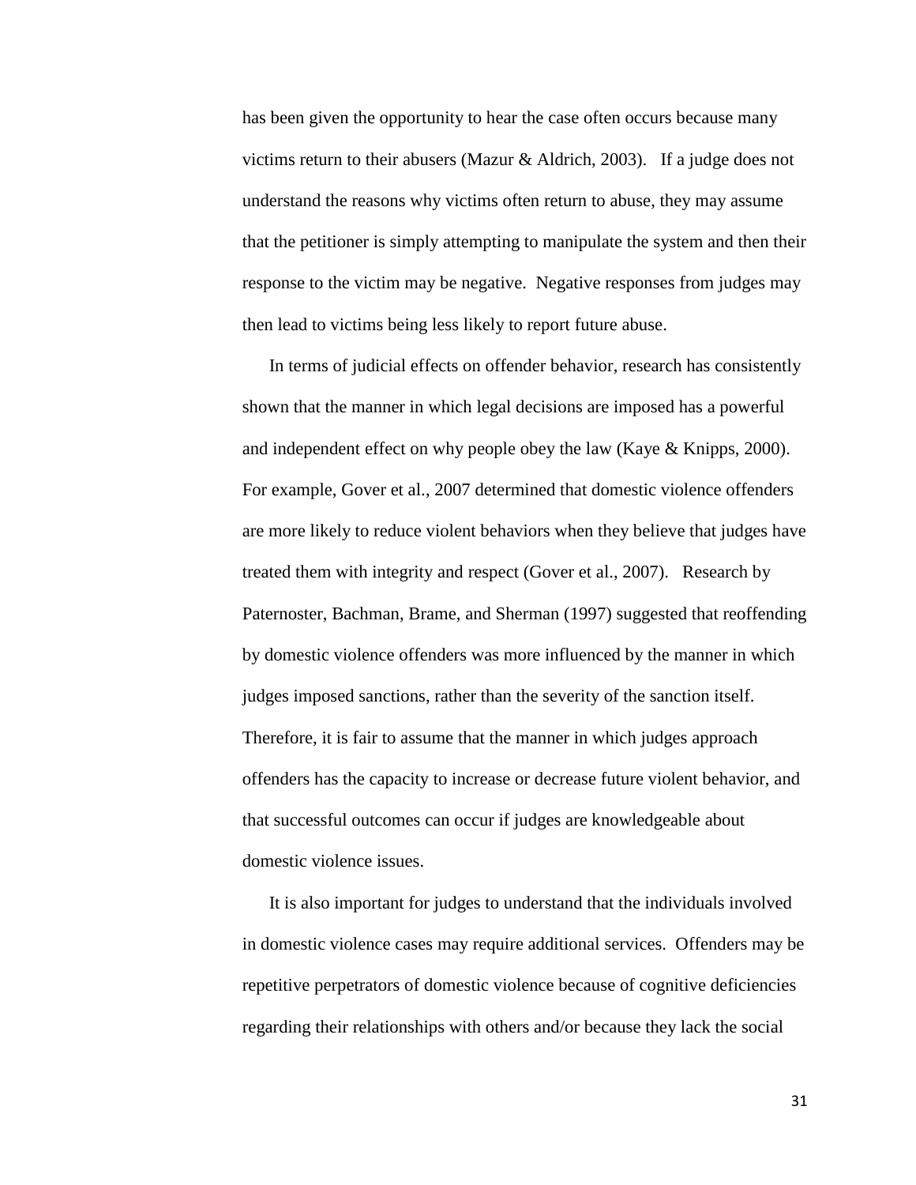has been given the opportunity to hear the case often occurs because many victims return to their abusers (Mazur & Aldrich, 2003). If a judge does not understand the reasons why victims often return to abuse, they may assume that the petitioner is simply attempting to manipulate the system and then their response to the victim may be negative. Negative responses from judges may then lead to victims being less likely to report future abuse.

In terms of judicial effects on offender behavior, research has consistently shown that the manner in which legal decisions are imposed has a powerful and independent effect on why people obey the law (Kaye & Knipps, 2000). For example, Gover et al., 2007 determined that domestic violence offenders are more likely to reduce violent behaviors when they believe that judges have treated them with integrity and respect (Gover et al., 2007). Research by Paternoster, Bachman, Brame, and Sherman (1997) suggested that reoffending by domestic violence offenders was more influenced by the manner in which judges imposed sanctions, rather than the severity of the sanction itself. Therefore, it is fair to assume that the manner in which judges approach offenders has the capacity to increase or decrease future violent behavior, and that successful outcomes can occur if judges are knowledgeable about domestic violence issues.

It is also important for judges to understand that the individuals involved in domestic violence cases may require additional services. Offenders may be repetitive perpetrators of domestic violence because of cognitive deficiencies regarding their relationships with others and/or because they lack the social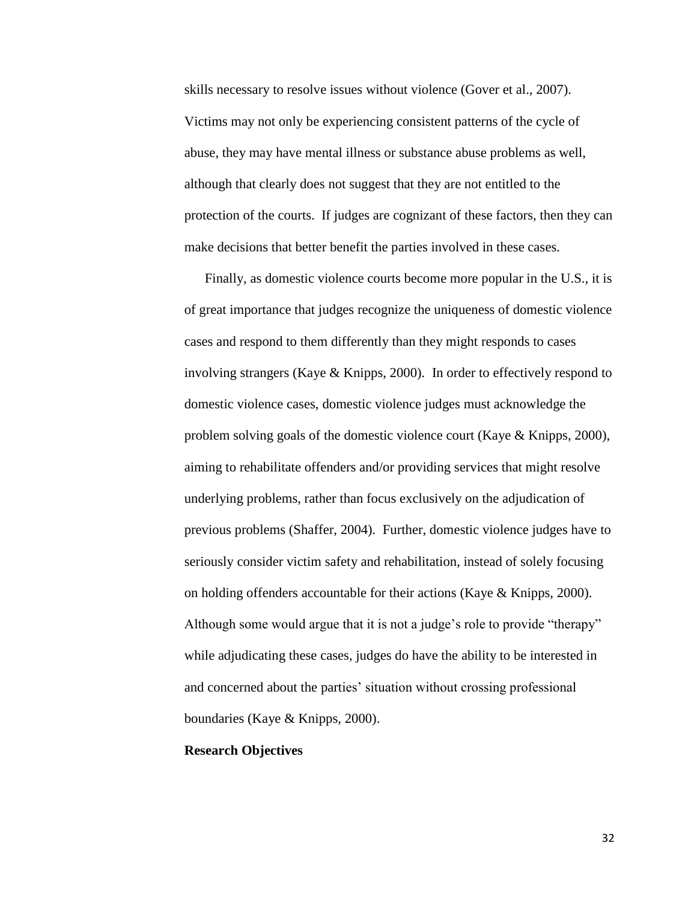skills necessary to resolve issues without violence (Gover et al., 2007). Victims may not only be experiencing consistent patterns of the cycle of abuse, they may have mental illness or substance abuse problems as well, although that clearly does not suggest that they are not entitled to the protection of the courts. If judges are cognizant of these factors, then they can make decisions that better benefit the parties involved in these cases.

Finally, as domestic violence courts become more popular in the U.S., it is of great importance that judges recognize the uniqueness of domestic violence cases and respond to them differently than they might responds to cases involving strangers (Kaye & Knipps, 2000). In order to effectively respond to domestic violence cases, domestic violence judges must acknowledge the problem solving goals of the domestic violence court (Kaye & Knipps, 2000), aiming to rehabilitate offenders and/or providing services that might resolve underlying problems, rather than focus exclusively on the adjudication of previous problems (Shaffer, 2004). Further, domestic violence judges have to seriously consider victim safety and rehabilitation, instead of solely focusing on holding offenders accountable for their actions (Kaye & Knipps, 2000). Although some would argue that it is not a judge's role to provide "therapy" while adjudicating these cases, judges do have the ability to be interested in and concerned about the parties' situation without crossing professional boundaries (Kaye & Knipps, 2000).

**Research Objectives**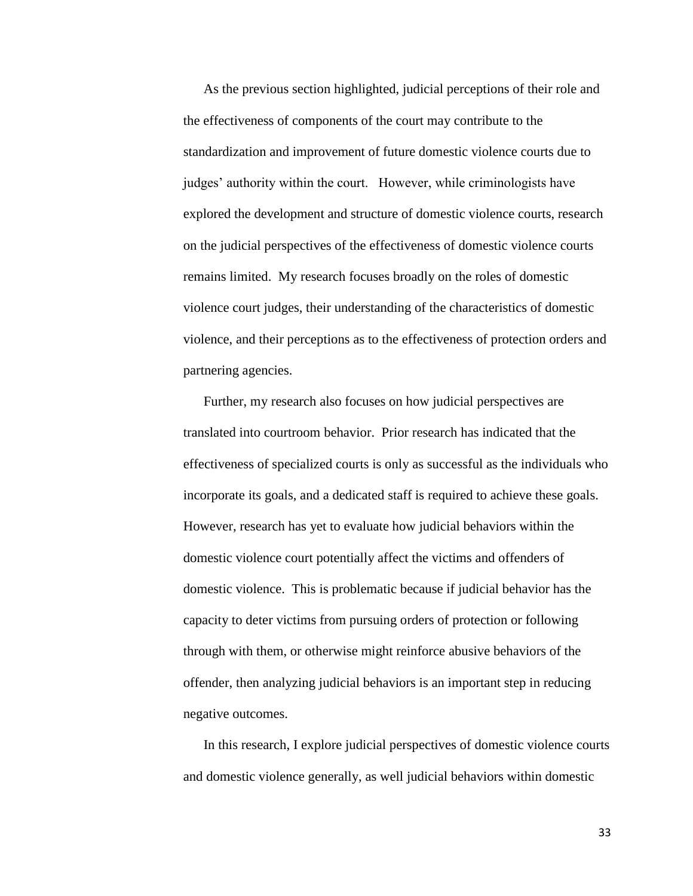As the previous section highlighted, judicial perceptions of their role and the effectiveness of components of the court may contribute to the standardization and improvement of future domestic violence courts due to judges' authority within the court. However, while criminologists have explored the development and structure of domestic violence courts, research on the judicial perspectives of the effectiveness of domestic violence courts remains limited. My research focuses broadly on the roles of domestic violence court judges, their understanding of the characteristics of domestic violence, and their perceptions as to the effectiveness of protection orders and partnering agencies.

Further, my research also focuses on how judicial perspectives are translated into courtroom behavior. Prior research has indicated that the effectiveness of specialized courts is only as successful as the individuals who incorporate its goals, and a dedicated staff is required to achieve these goals. However, research has yet to evaluate how judicial behaviors within the domestic violence court potentially affect the victims and offenders of domestic violence. This is problematic because if judicial behavior has the capacity to deter victims from pursuing orders of protection or following through with them, or otherwise might reinforce abusive behaviors of the offender, then analyzing judicial behaviors is an important step in reducing negative outcomes.

In this research, I explore judicial perspectives of domestic violence courts and domestic violence generally, as well judicial behaviors within domestic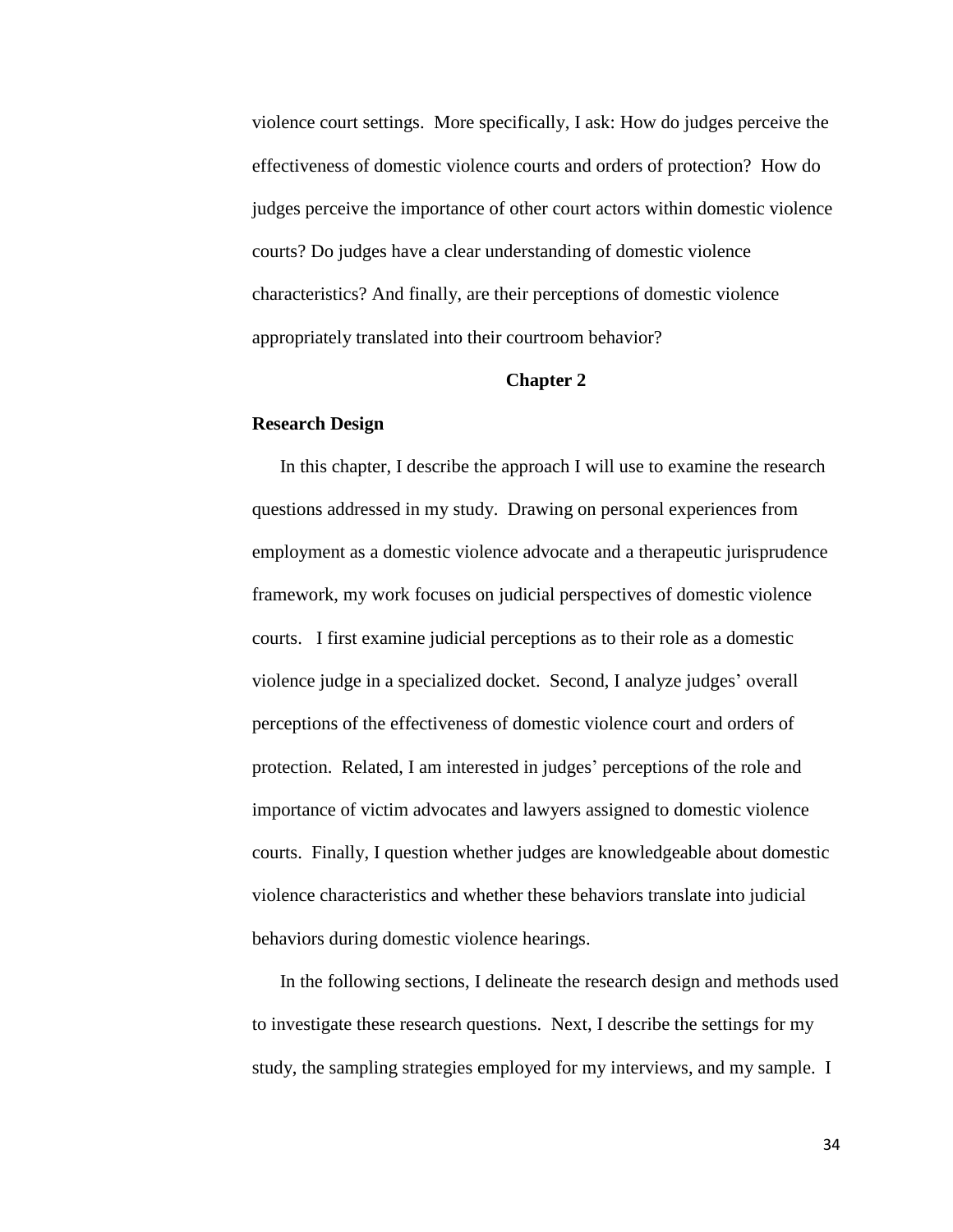violence court settings. More specifically, I ask: How do judges perceive the effectiveness of domestic violence courts and orders of protection? How do judges perceive the importance of other court actors within domestic violence courts? Do judges have a clear understanding of domestic violence characteristics? And finally, are their perceptions of domestic violence appropriately translated into their courtroom behavior?

# Chapter 2

## Research Design

In this chapter, I describe the approach I will use to examine the research questions addressed in my study. Drawing on personal experiences from employment as a domestic violence advocate and a therapeutic jurisprudence framework, my work focuses on judicial perspectives of domestic violence courts. I first examine judicial perceptions as to their role as a domestic violence judge in a specialized docket. Second, I analyze judges' overall perceptions of the effectiveness of domestic violence court and orders of protection. Related, I am interested in judges' perceptions of the role and importance of victim advocates and lawyers assigned to domestic violence courts. Finally, I question whether judges are knowledgeable about domestic violence characteristics and whether these behaviors translate into judicial behaviors during domestic violence hearings.

In the following sections, I delineate the research design and methods used to investigate these research questions. Next, I describe the settings for my study, the sampling strategies employed for my interviews, and my sample. I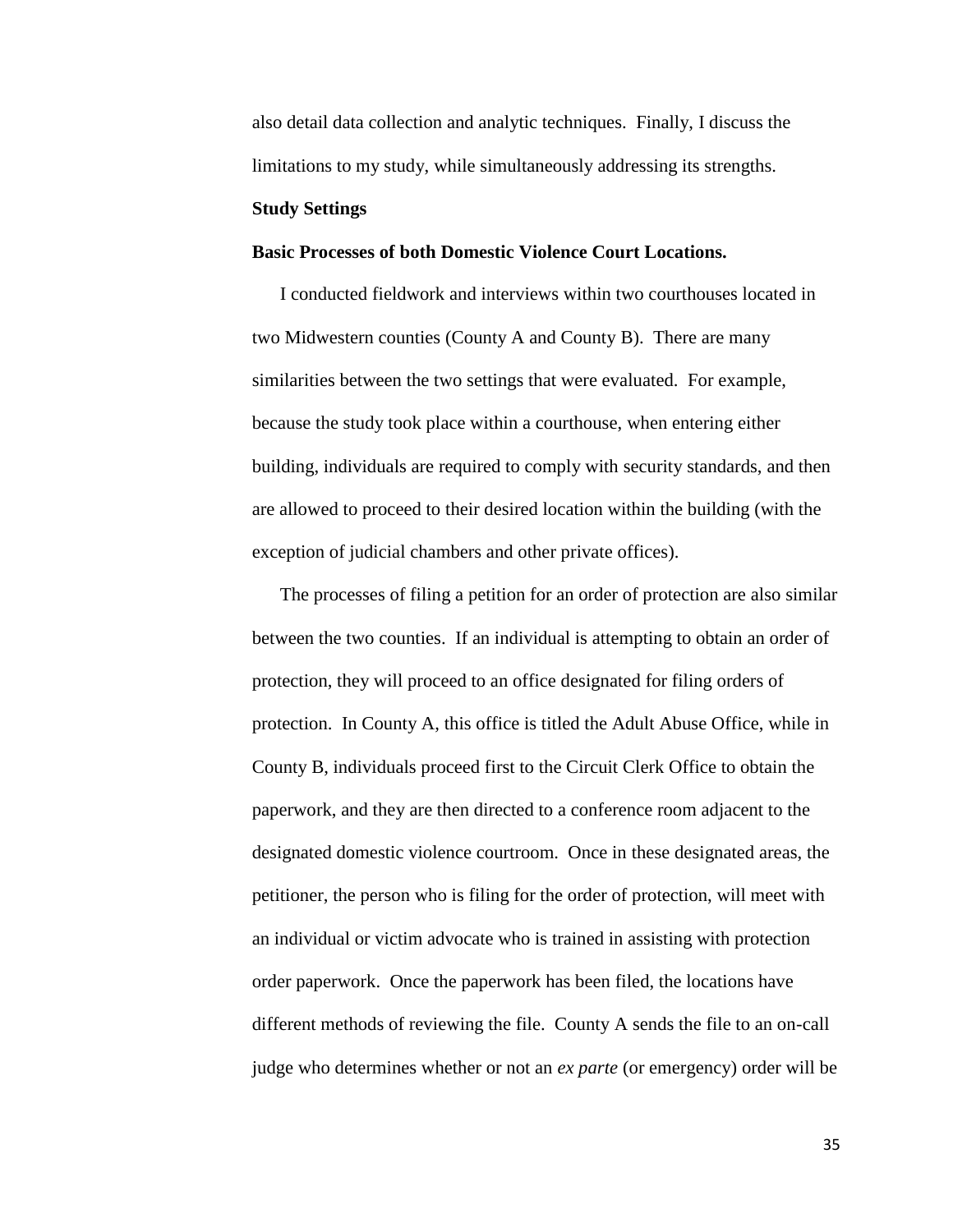also detail data collection and analytic techniques. Finally, I discuss the limitations to my study, while simultaneously addressing its strengths.

**Study Settings**

**Basic Processes of both Domestic Violence Court Locations.**

I conducted fieldwork and interviews within two courthouses located in two Midwestern counties (County A and County B). There are many similarities between the two settings that were evaluated. For example, because the study took place within a courthouse, when entering either building, individuals are required to comply with security standards, and then are allowed to proceed to their desired location within the building (with the exception of judicial chambers and other private offices).

The processes of filing a petition for an order of protection are also similar between the two counties. If an individual is attempting to obtain an order of protection, they will proceed to an office designated for filing orders of protection. In County A, this office is titled the Adult Abuse Office, while in County B, individuals proceed first to the Circuit Clerk Office to obtain the paperwork, and they are then directed to a conference room adjacent to the designated domestic violence courtroom. Once in these designated areas, the petitioner, the person who is filing for the order of protection, will meet with an individual or victim advocate who is trained in assisting with protection order paperwork. Once the paperwork has been filed, the locations have different methods of reviewing the file. County A sends the file to an on-call judge who determines whether or not an *ex parte* (or emergency) order will be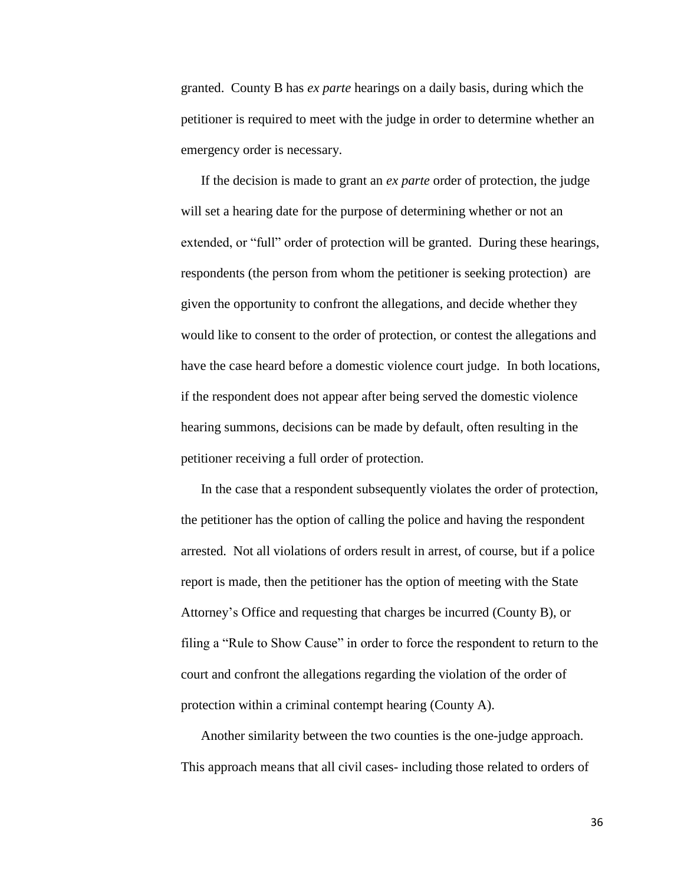granted. County B has *ex parte* hearings on a daily basis, during which the petitioner is required to meet with the judge in order to determine whether an emergency order is necessary.

If the decision is made to grant an *ex parte* order of protection, the judge will set a hearing date for the purpose of determining whether or not an extended, or "full" order of protection will be granted. During these hearings, respondents (the person from whom the petitioner is seeking protection) are given the opportunity to confront the allegations, and decide whether they would like to consent to the order of protection, or contest the allegations and have the case heard before a domestic violence court judge. In both locations, if the respondent does not appear after being served the domestic violence hearing summons, decisions can be made by default, often resulting in the petitioner receiving a full order of protection.

In the case that a respondent subsequently violates the order of protection, the petitioner has the option of calling the police and having the respondent arrested. Not all violations of orders result in arrest, of course, but if a police report is made, then the petitioner has the option of meeting with the State Attorney's Office and requesting that charges be incurred (County B), or filing a "Rule to Show Cause" in order to force the respondent to return to the court and confront the allegations regarding the violation of the order of protection within a criminal contempt hearing (County A).

Another similarity between the two counties is the one-judge approach. This approach means that all civil cases- including those related to orders of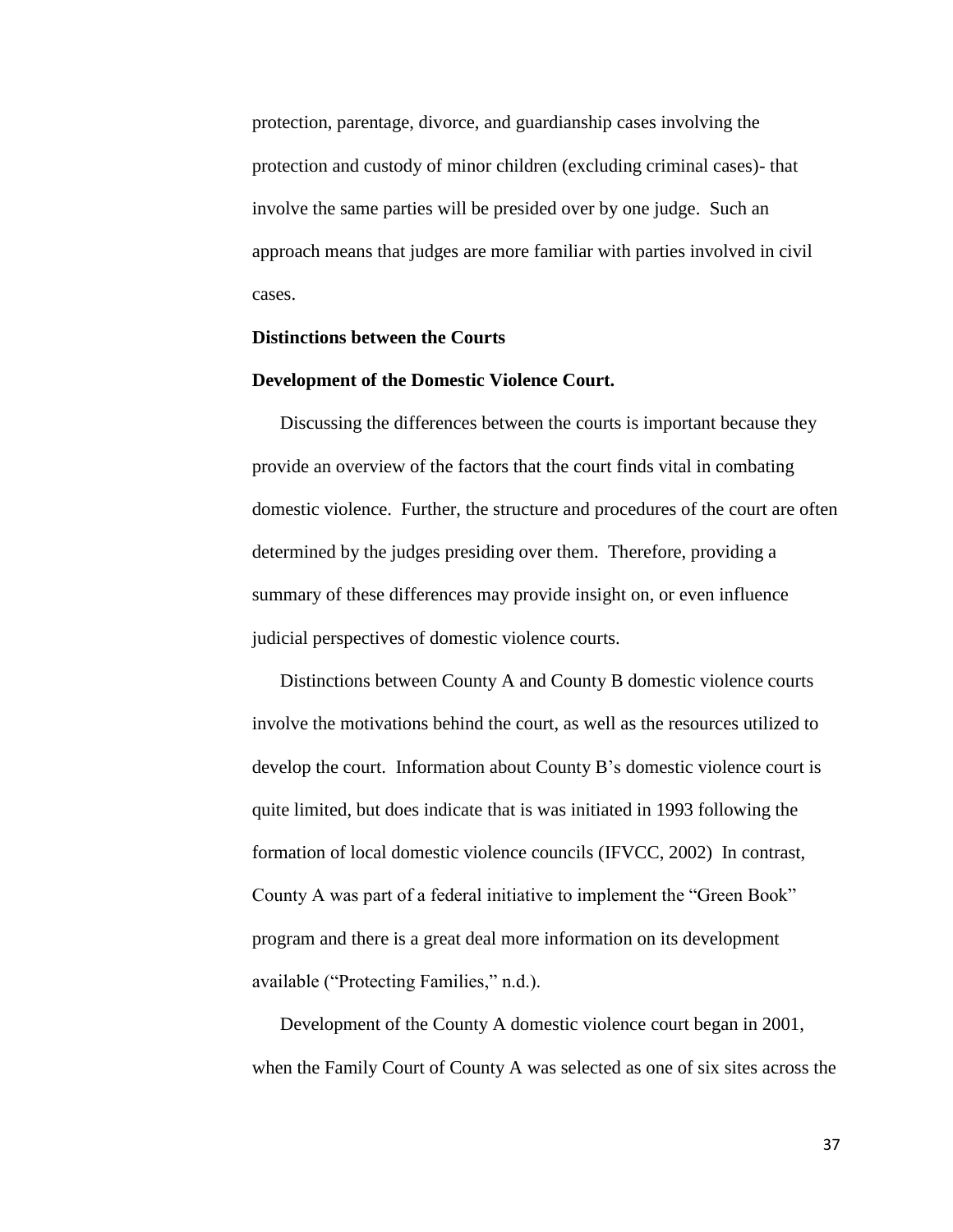protection, parentage, divorce, and guardianship cases involving the protection and custody of minor children (excluding criminal cases)- that involve the same parties will be presided over by one judge. Such an approach means that judges are more familiar with parties involved in civil cases.

**Distinctions between the Courts**

**Development of the Domestic Violence Court.**

Discussing the differences between the courts is important because they provide an overview of the factors that the court finds vital in combating domestic violence. Further, the structure and procedures of the court are often determined by the judges presiding over them. Therefore, providing a summary of these differences may provide insight on, or even influence judicial perspectives of domestic violence courts.

Distinctions between County A and County B domestic violence courts involve the motivations behind the court, as well as the resources utilized to develop the court. Information about County B's domestic violence court is quite limited, but does indicate that is was initiated in 1993 following the formation of local domestic violence councils (IFVCC, 2002) In contrast, County A was part of a federal initiative to implement the "Green Book" program and there is a great deal more information on its development available ("Protecting Families," n.d.).

Development of the County A domestic violence court began in 2001, when the Family Court of County A was selected as one of six sites across the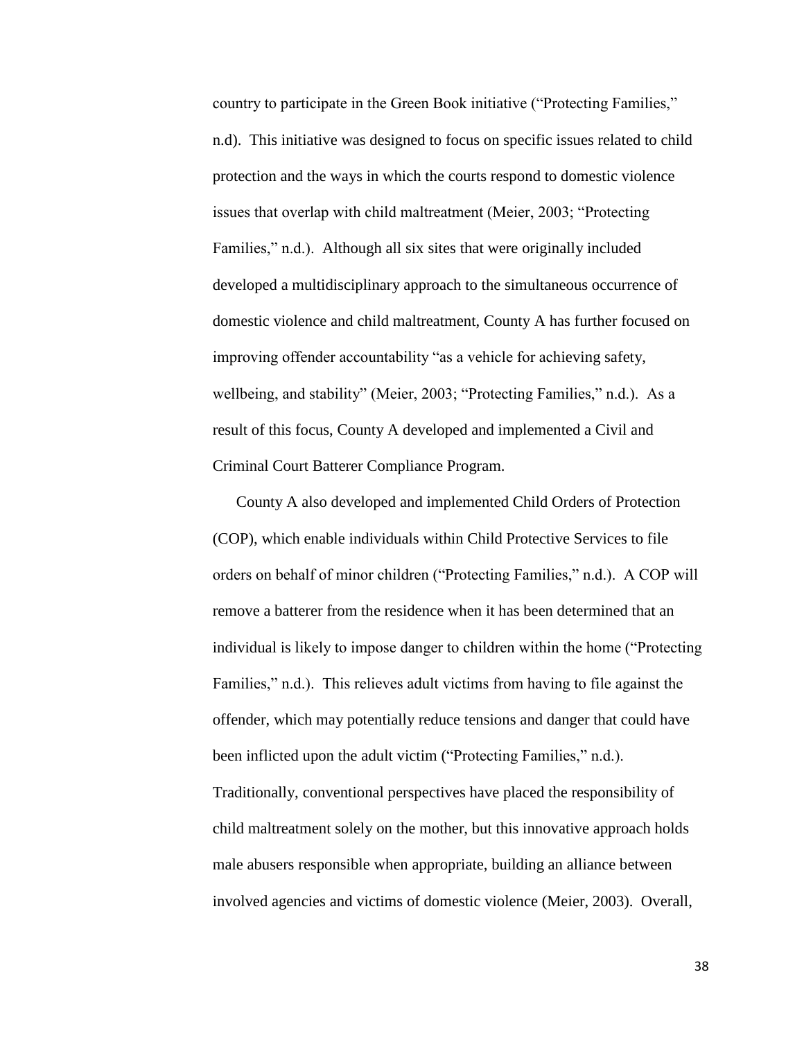country to participate in the Green Book initiative ("Protecting Families," n.d). This initiative was designed to focus on specific issues related to child protection and the ways in which the courts respond to domestic violence issues that overlap with child maltreatment (Meier, 2003; "Protecting Families," n.d.). Although all six sites that were originally included developed a multidisciplinary approach to the simultaneous occurrence of domestic violence and child maltreatment, County A has further focused on improving offender accountability "as a vehicle for achieving safety, wellbeing, and stability" (Meier, 2003; "Protecting Families," n.d.). As a result of this focus, County A developed and implemented a Civil and Criminal Court Batterer Compliance Program.

County A also developed and implemented Child Orders of Protection (COP), which enable individuals within Child Protective Services to file orders on behalf of minor children ("Protecting Families," n.d.). A COP will remove a batterer from the residence when it has been determined that an individual is likely to impose danger to children within the home ("Protecting Families," n.d.). This relieves adult victims from having to file against the offender, which may potentially reduce tensions and danger that could have been inflicted upon the adult victim ("Protecting Families," n.d.). Traditionally, conventional perspectives have placed the responsibility of child maltreatment solely on the mother, but this innovative approach holds male abusers responsible when appropriate, building an alliance between involved agencies and victims of domestic violence (Meier, 2003). Overall,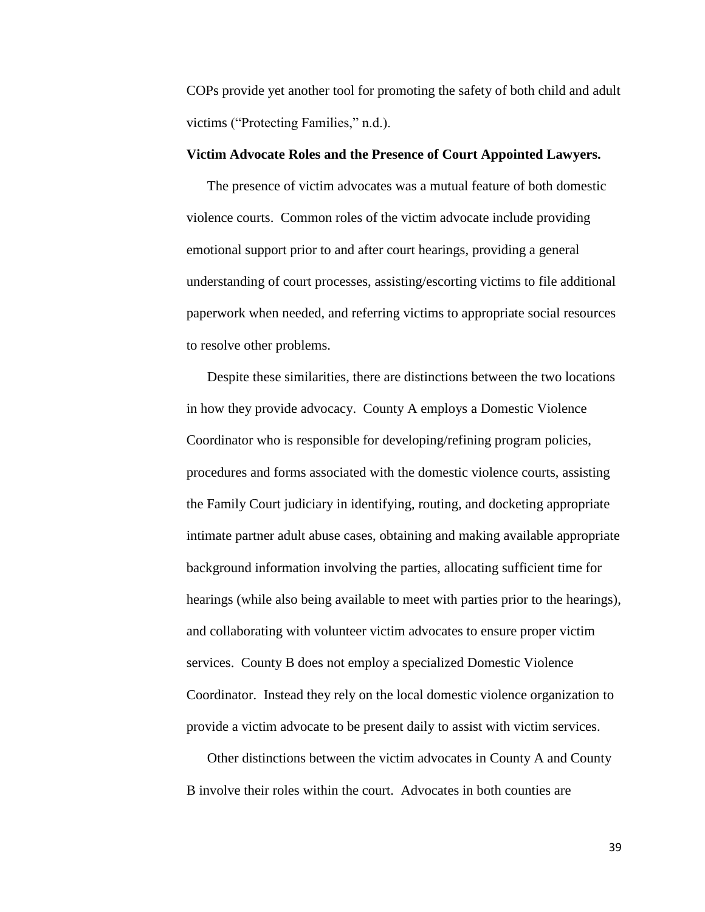COPs provide yet another tool for promoting the safety of both child and adult victims ("Protecting Families," n.d.).

**Victim Advocate Roles and the Presence of Court Appointed Lawyers.**

The presence of victim advocates was a mutual feature of both domestic violence courts. Common roles of the victim advocate include providing emotional support prior to and after court hearings, providing a general understanding of court processes, assisting/escorting victims to file additional paperwork when needed, and referring victims to appropriate social resources to resolve other problems.

Despite these similarities, there are distinctions between the two locations in how they provide advocacy. County A employs a Domestic Violence Coordinator who is responsible for developing/refining program policies, procedures and forms associated with the domestic violence courts, assisting the Family Court judiciary in identifying, routing, and docketing appropriate intimate partner adult abuse cases, obtaining and making available appropriate background information involving the parties, allocating sufficient time for hearings (while also being available to meet with parties prior to the hearings), and collaborating with volunteer victim advocates to ensure proper victim services. County B does not employ a specialized Domestic Violence Coordinator. Instead they rely on the local domestic violence organization to provide a victim advocate to be present daily to assist with victim services.

Other distinctions between the victim advocates in County A and County B involve their roles within the court. Advocates in both counties are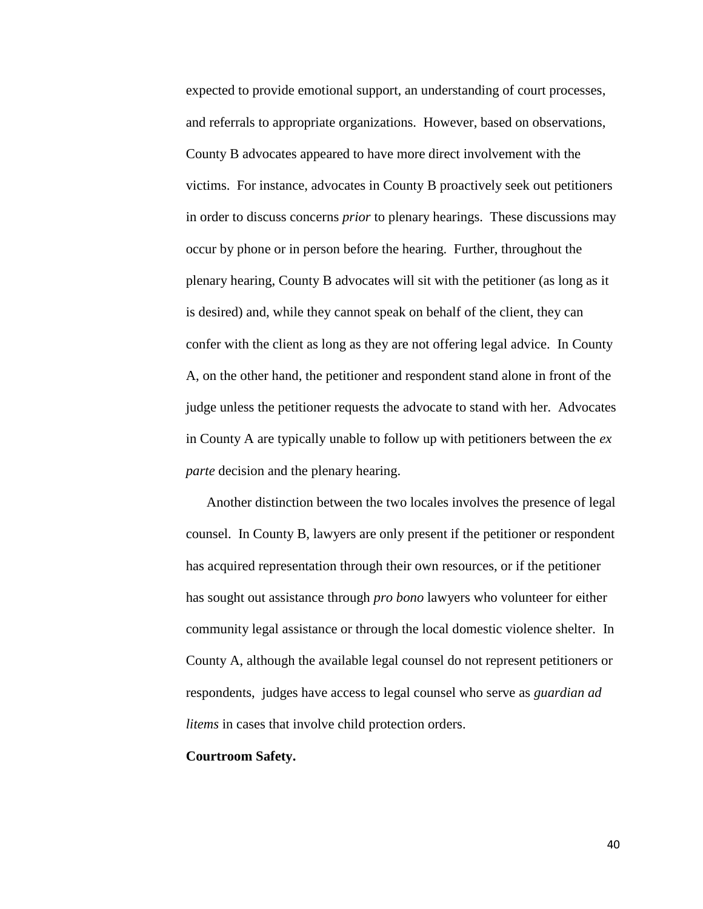expected to provide emotional support, an understanding of court processes, and referrals to appropriate organizations. However, based on observations, County B advocates appeared to have more direct involvement with the victims. For instance, advocates in County B proactively seek out petitioners in order to discuss concerns *prior* to plenary hearings. These discussions may occur by phone or in person before the hearing. Further, throughout the plenary hearing, County B advocates will sit with the petitioner (as long as it is desired) and, while they cannot speak on behalf of the client, they can confer with the client as long as they are not offering legal advice. In County A, on the other hand, the petitioner and respondent stand alone in front of the judge unless the petitioner requests the advocate to stand with her. Advocates in County A are typically unable to follow up with petitioners between the *ex parte* decision and the plenary hearing.

Another distinction between the two locales involves the presence of legal counsel. In County B, lawyers are only present if the petitioner or respondent has acquired representation through their own resources, or if the petitioner has sought out assistance through *pro bono* lawyers who volunteer for either community legal assistance or through the local domestic violence shelter. In County A, although the available legal counsel do not represent petitioners or respondents, judges have access to legal counsel who serve as *guardian ad litems* in cases that involve child protection orders.

**Courtroom Safety.**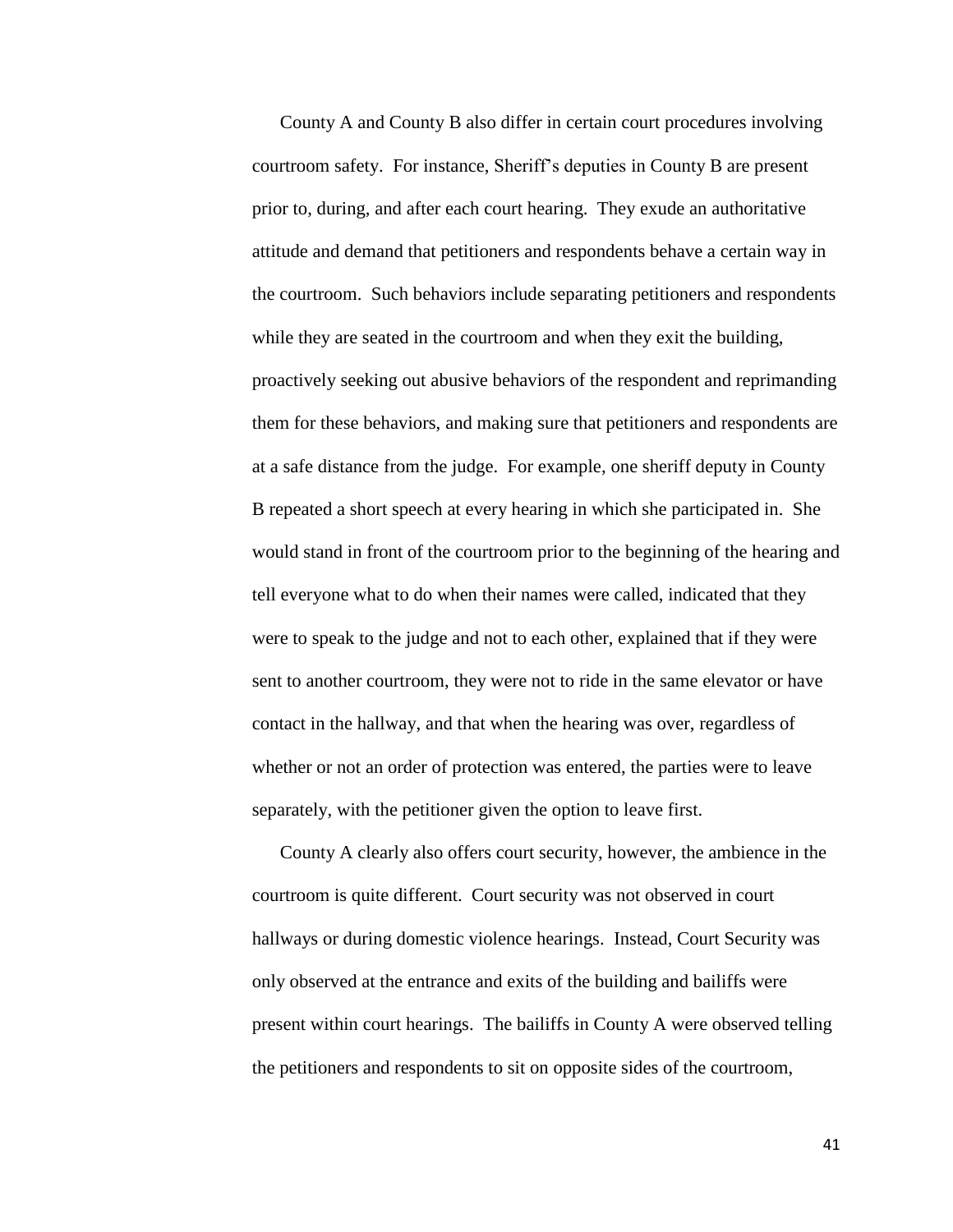County A and County B also differ in certain court procedures involving courtroom safety. For instance, Sheriff's deputies in County B are present prior to, during, and after each court hearing. They exude an authoritative attitude and demand that petitioners and respondents behave a certain way in the courtroom. Such behaviors include separating petitioners and respondents while they are seated in the courtroom and when they exit the building, proactively seeking out abusive behaviors of the respondent and reprimanding them for these behaviors, and making sure that petitioners and respondents are at a safe distance from the judge. For example, one sheriff deputy in County B repeated a short speech at every hearing in which she participated in. She would stand in front of the courtroom prior to the beginning of the hearing and tell everyone what to do when their names were called, indicated that they were to speak to the judge and not to each other, explained that if they were sent to another courtroom, they were not to ride in the same elevator or have contact in the hallway, and that when the hearing was over, regardless of whether or not an order of protection was entered, the parties were to leave separately, with the petitioner given the option to leave first.

County A clearly also offers court security, however, the ambience in the courtroom is quite different. Court security was not observed in court hallways or during domestic violence hearings. Instead, Court Security was only observed at the entrance and exits of the building and bailiffs were present within court hearings. The bailiffs in County A were observed telling the petitioners and respondents to sit on opposite sides of the courtroom,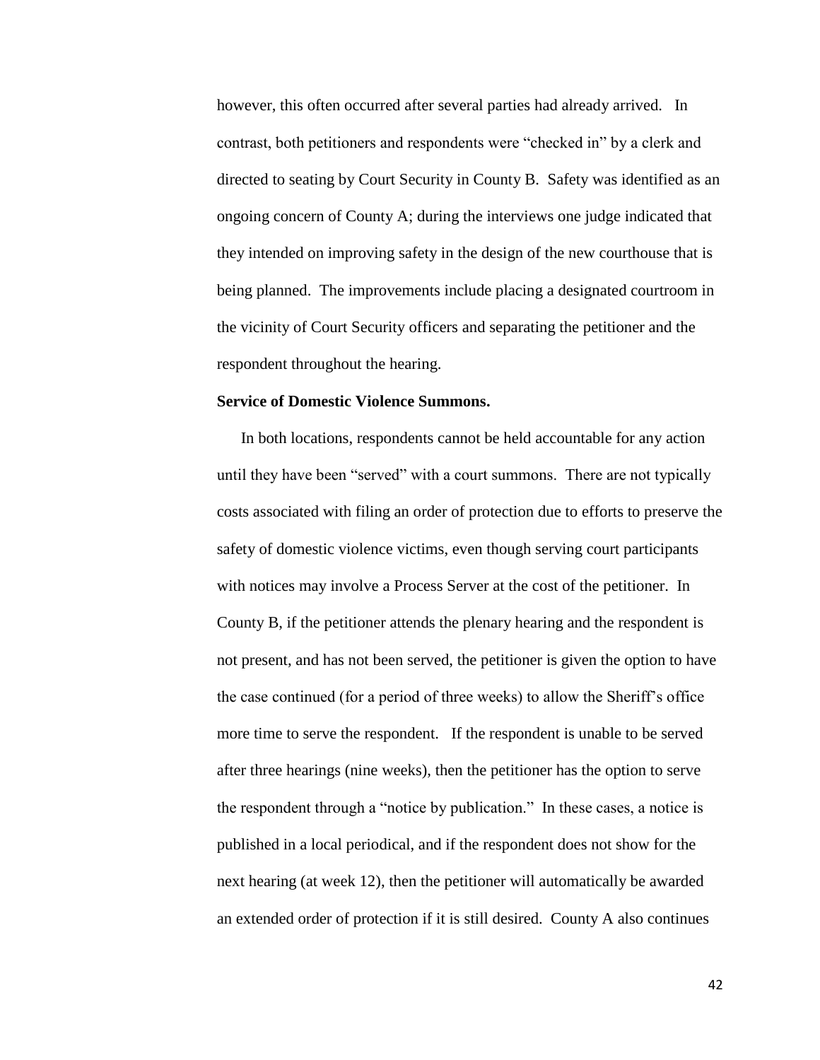however, this often occurred after several parties had already arrived. In contrast, both petitioners and respondents were "checked in" by a clerk and directed to seating by Court Security in County B. Safety was identified as an ongoing concern of County A; during the interviews one judge indicated that they intended on improving safety in the design of the new courthouse that is being planned. The improvements include placing a designated courtroom in the vicinity of Court Security officers and separating the petitioner and the respondent throughout the hearing.

**Service of Domestic Violence Summons.**

In both locations, respondents cannot be held accountable for any action until they have been "served" with a court summons. There are not typically costs associated with filing an order of protection due to efforts to preserve the safety of domestic violence victims, even though serving court participants with notices may involve a Process Server at the cost of the petitioner. In County B, if the petitioner attends the plenary hearing and the respondent is not present, and has not been served, the petitioner is given the option to have the case continued (for a period of three weeks) to allow the Sheriff's office more time to serve the respondent. If the respondent is unable to be served after three hearings (nine weeks), then the petitioner has the option to serve the respondent through a "notice by publication." In these cases, a notice is published in a local periodical, and if the respondent does not show for the next hearing (at week 12), then the petitioner will automatically be awarded an extended order of protection if it is still desired. County A also continues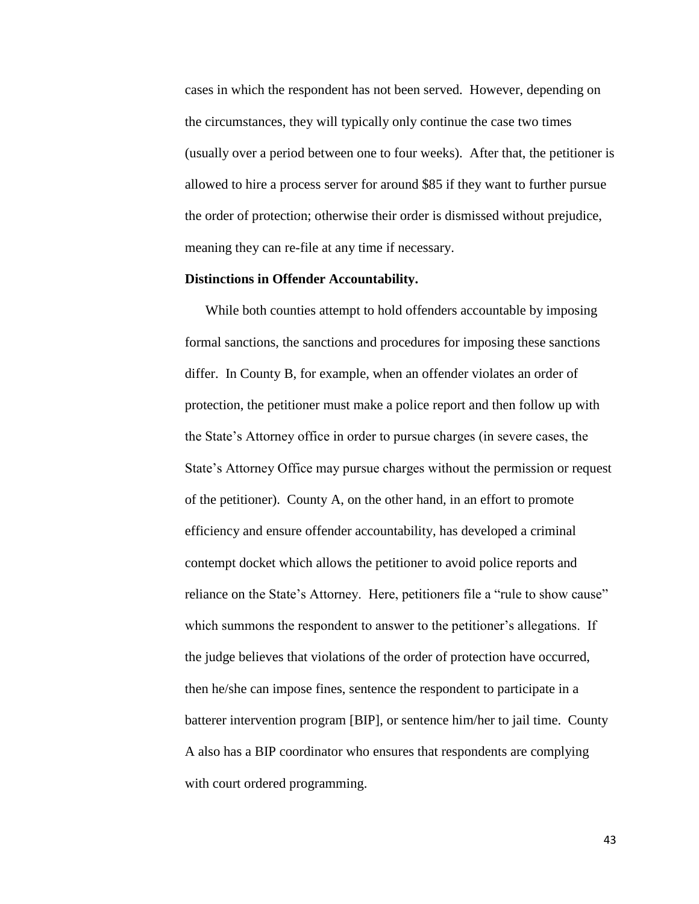cases in which the respondent has not been served. However, depending on the circumstances, they will typically only continue the case two times (usually over a period between one to four weeks). After that, the petitioner is allowed to hire a process server for around $85 if they want to further pursue the order of protection; otherwise their order is dismissed without prejudice, meaning they can re-file at any time if necessary.

**Distinctions in Offender Accountability.**

While both counties attempt to hold offenders accountable by imposing formal sanctions, the sanctions and procedures for imposing these sanctions differ. In County B, for example, when an offender violates an order of protection, the petitioner must make a police report and then follow up with the State's Attorney office in order to pursue charges (in severe cases, the State's Attorney Office may pursue charges without the permission or request of the petitioner). County A, on the other hand, in an effort to promote efficiency and ensure offender accountability, has developed a criminal contempt docket which allows the petitioner to avoid police reports and reliance on the State's Attorney. Here, petitioners file a "rule to show cause" which summons the respondent to answer to the petitioner's allegations. If the judge believes that violations of the order of protection have occurred, then he/she can impose fines, sentence the respondent to participate in a batterer intervention program [BIP], or sentence him/her to jail time. County A also has a BIP coordinator who ensures that respondents are complying with court ordered programming.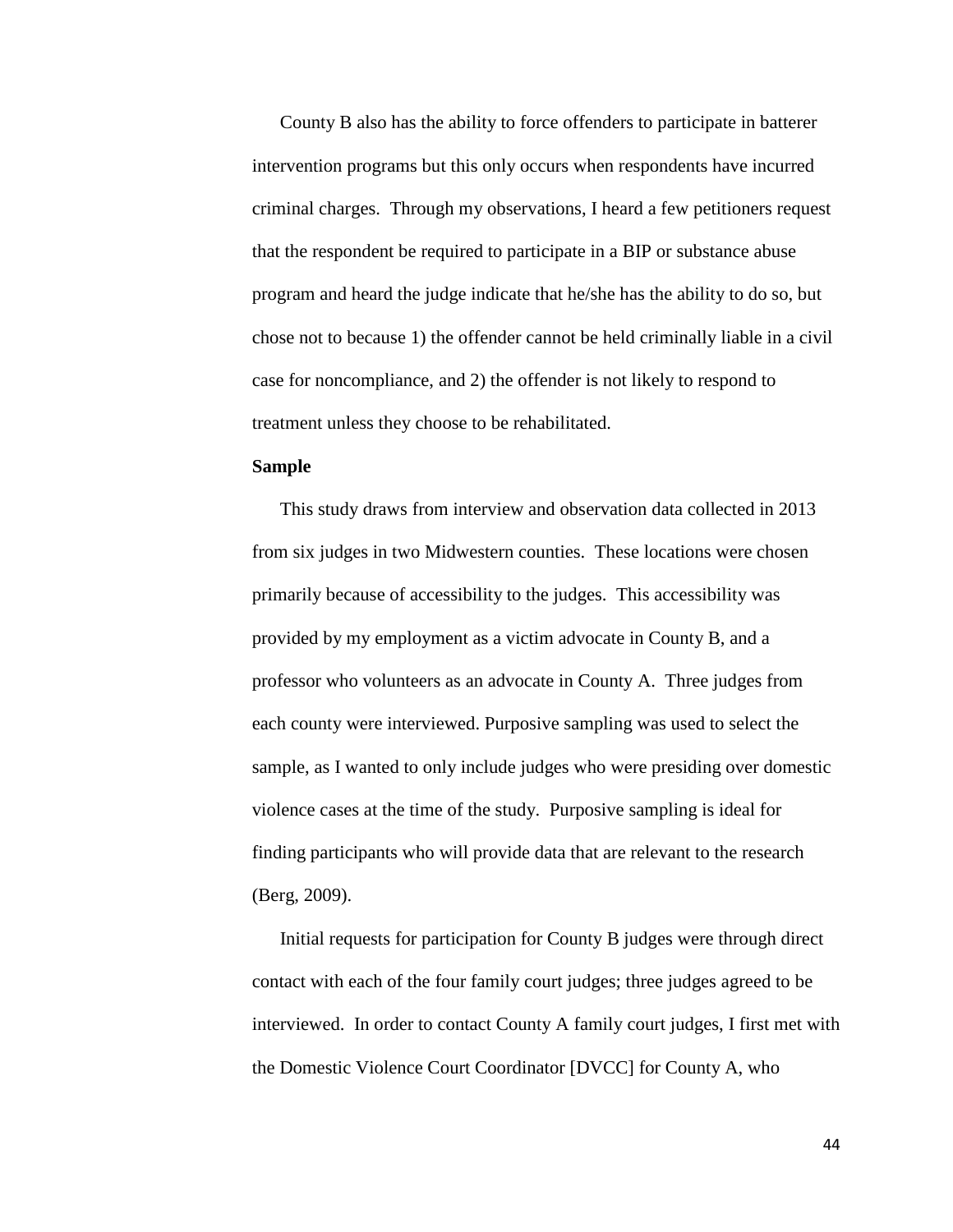County B also has the ability to force offenders to participate in batterer intervention programs but this only occurs when respondents have incurred criminal charges. Through my observations, I heard a few petitioners request that the respondent be required to participate in a BIP or substance abuse program and heard the judge indicate that he/she has the ability to do so, but chose not to because 1) the offender cannot be held criminally liable in a civil case for noncompliance, and 2) the offender is not likely to respond to treatment unless they choose to be rehabilitated.

**Sample**

This study draws from interview and observation data collected in 2013 from six judges in two Midwestern counties. These locations were chosen primarily because of accessibility to the judges. This accessibility was provided by my employment as a victim advocate in County B, and a professor who volunteers as an advocate in County A. Three judges from each county were interviewed. Purposive sampling was used to select the sample, as I wanted to only include judges who were presiding over domestic violence cases at the time of the study. Purposive sampling is ideal for finding participants who will provide data that are relevant to the research (Berg, 2009).

Initial requests for participation for County B judges were through direct contact with each of the four family court judges; three judges agreed to be interviewed. In order to contact County A family court judges, I first met with the Domestic Violence Court Coordinator [DVCC] for County A, who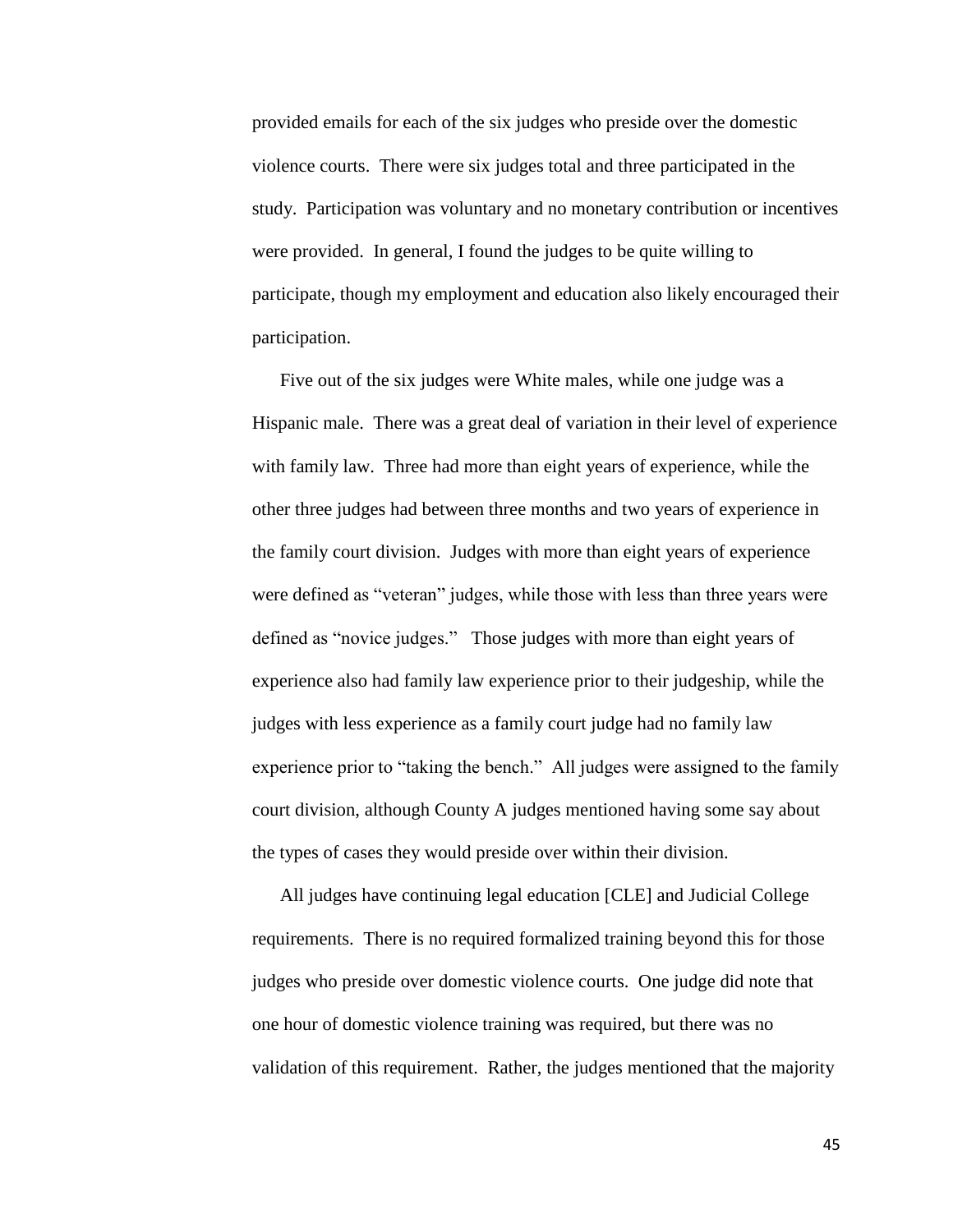provided emails for each of the six judges who preside over the domestic violence courts. There were six judges total and three participated in the study. Participation was voluntary and no monetary contribution or incentives were provided. In general, I found the judges to be quite willing to participate, though my employment and education also likely encouraged their participation.

Five out of the six judges were White males, while one judge was a Hispanic male. There was a great deal of variation in their level of experience with family law. Three had more than eight years of experience, while the other three judges had between three months and two years of experience in the family court division. Judges with more than eight years of experience were defined as "veteran" judges, while those with less than three years were defined as "novice judges." Those judges with more than eight years of experience also had family law experience prior to their judgeship, while the judges with less experience as a family court judge had no family law experience prior to "taking the bench." All judges were assigned to the family court division, although County A judges mentioned having some say about the types of cases they would preside over within their division.

All judges have continuing legal education [CLE] and Judicial College requirements. There is no required formalized training beyond this for those judges who preside over domestic violence courts. One judge did note that one hour of domestic violence training was required, but there was no validation of this requirement. Rather, the judges mentioned that the majority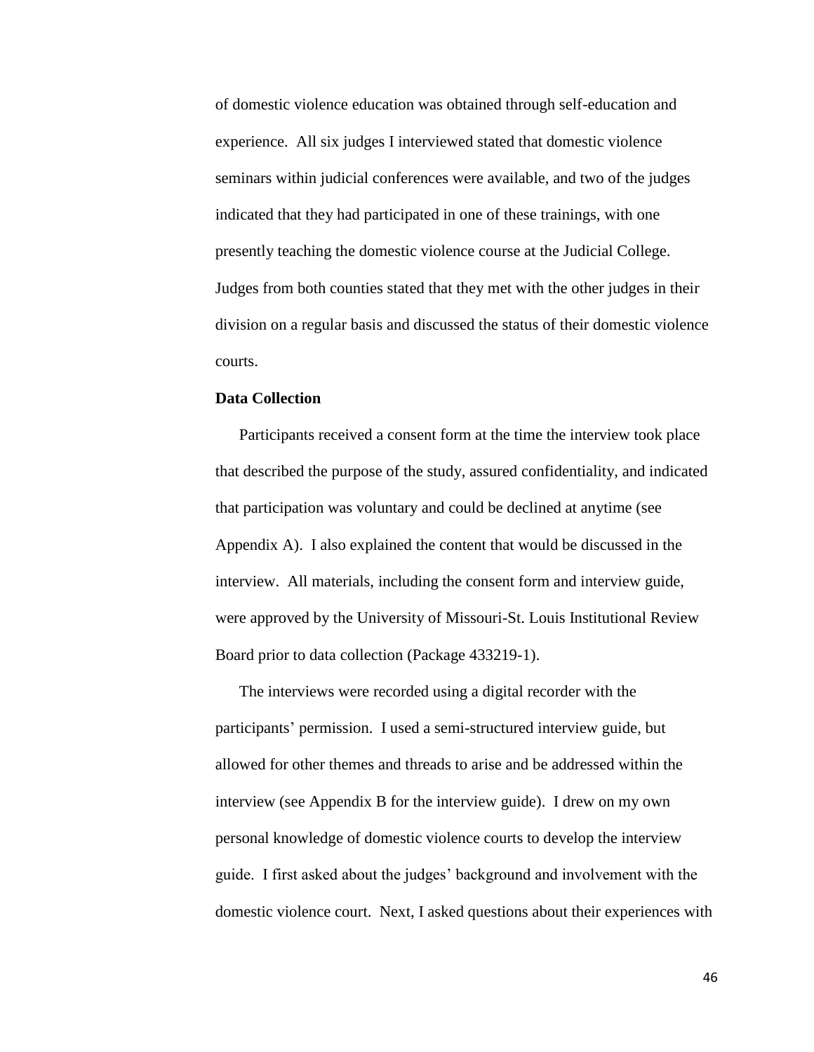of domestic violence education was obtained through self-education and experience. All six judges I interviewed stated that domestic violence seminars within judicial conferences were available, and two of the judges indicated that they had participated in one of these trainings, with one presently teaching the domestic violence course at the Judicial College. Judges from both counties stated that they met with the other judges in their division on a regular basis and discussed the status of their domestic violence courts.

**Data Collection**

Participants received a consent form at the time the interview took place that described the purpose of the study, assured confidentiality, and indicated that participation was voluntary and could be declined at anytime (see Appendix A). I also explained the content that would be discussed in the interview. All materials, including the consent form and interview guide, were approved by the University of Missouri-St. Louis Institutional Review Board prior to data collection (Package 433219-1).

The interviews were recorded using a digital recorder with the participants' permission. I used a semi-structured interview guide, but allowed for other themes and threads to arise and be addressed within the interview (see Appendix B for the interview guide). I drew on my own personal knowledge of domestic violence courts to develop the interview guide. I first asked about the judges' background and involvement with the domestic violence court. Next, I asked questions about their experiences with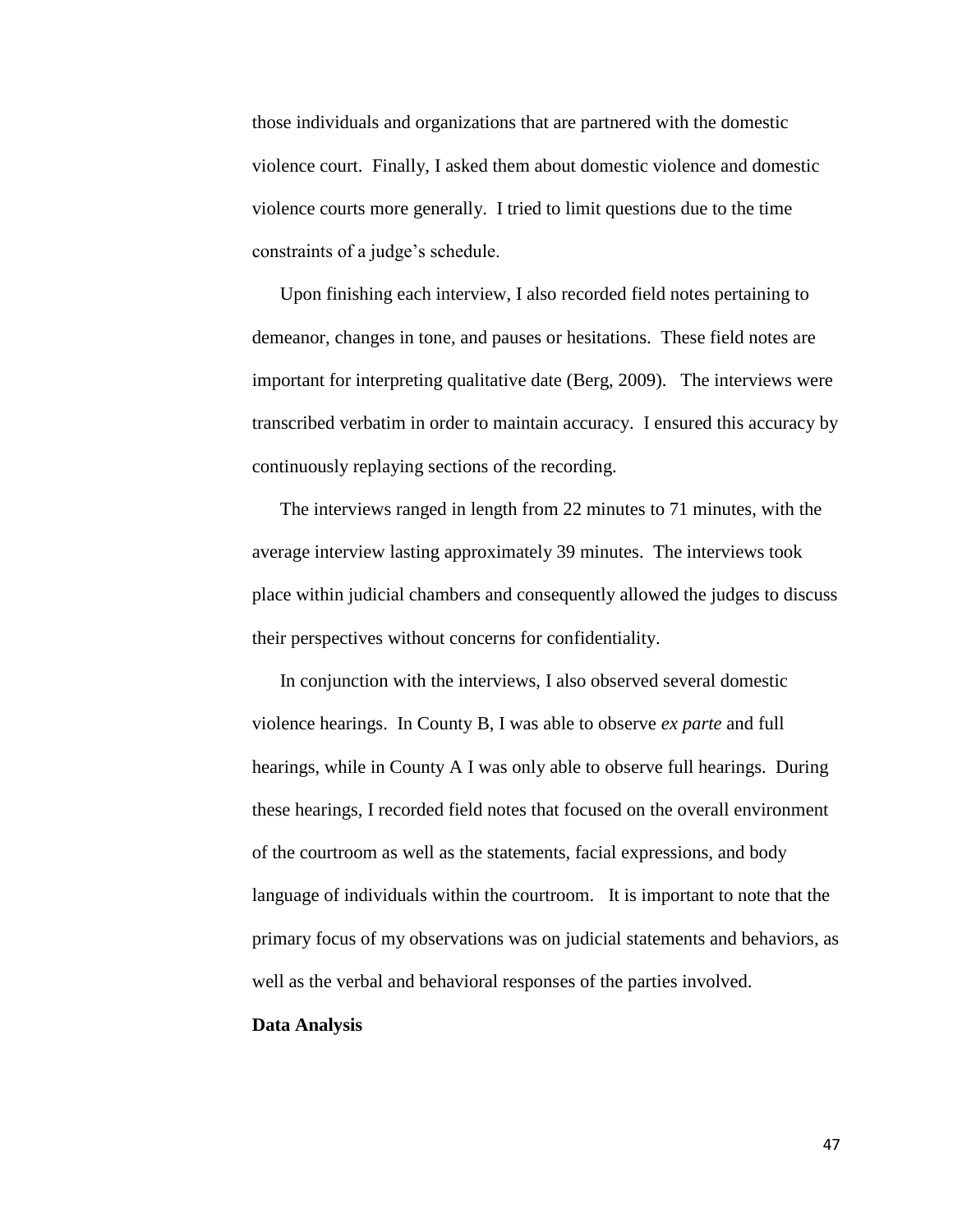those individuals and organizations that are partnered with the domestic violence court. Finally, I asked them about domestic violence and domestic violence courts more generally. I tried to limit questions due to the time constraints of a judge's schedule.

Upon finishing each interview, I also recorded field notes pertaining to demeanor, changes in tone, and pauses or hesitations. These field notes are important for interpreting qualitative date (Berg, 2009). The interviews were transcribed verbatim in order to maintain accuracy. I ensured this accuracy by continuously replaying sections of the recording.

The interviews ranged in length from 22 minutes to 71 minutes, with the average interview lasting approximately 39 minutes. The interviews took place within judicial chambers and consequently allowed the judges to discuss their perspectives without concerns for confidentiality.

In conjunction with the interviews, I also observed several domestic violence hearings. In County B, I was able to observe *ex parte* and full hearings, while in County A I was only able to observe full hearings. During these hearings, I recorded field notes that focused on the overall environment of the courtroom as well as the statements, facial expressions, and body language of individuals within the courtroom. It is important to note that the primary focus of my observations was on judicial statements and behaviors, as well as the verbal and behavioral responses of the parties involved.

**Data Analysis**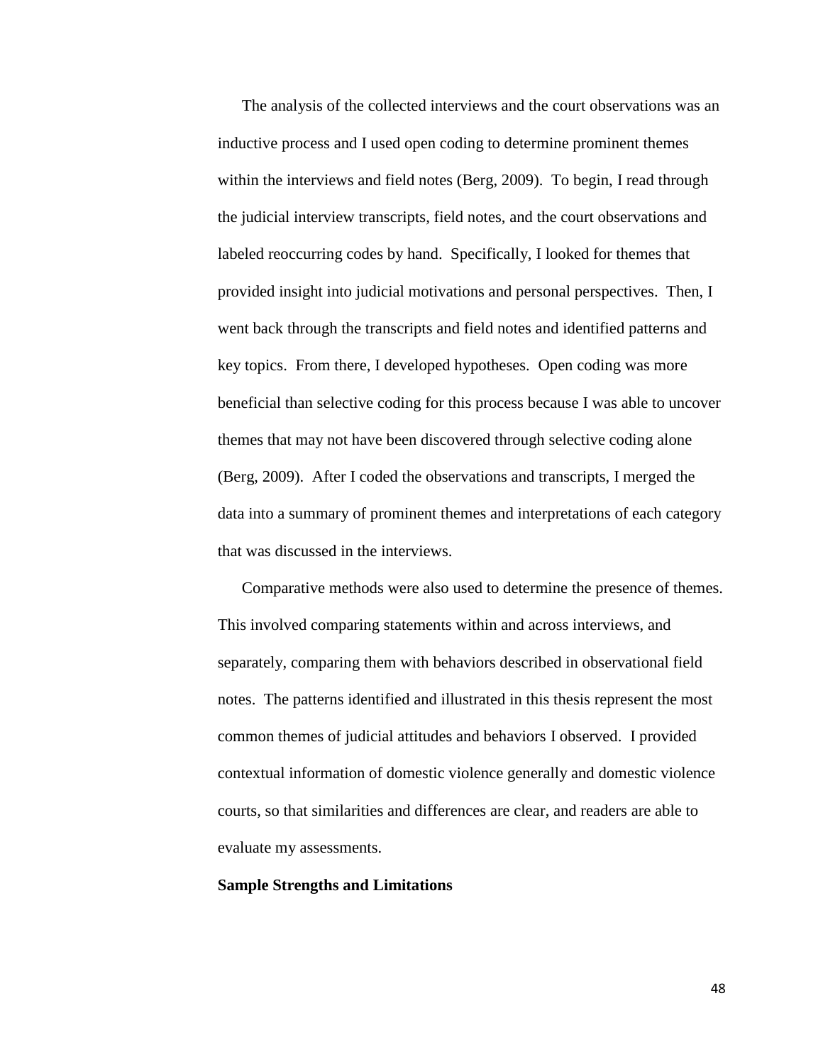The analysis of the collected interviews and the court observations was an inductive process and I used open coding to determine prominent themes within the interviews and field notes (Berg, 2009). To begin, I read through the judicial interview transcripts, field notes, and the court observations and labeled reoccurring codes by hand. Specifically, I looked for themes that provided insight into judicial motivations and personal perspectives. Then, I went back through the transcripts and field notes and identified patterns and key topics. From there, I developed hypotheses. Open coding was more beneficial than selective coding for this process because I was able to uncover themes that may not have been discovered through selective coding alone (Berg, 2009). After I coded the observations and transcripts, I merged the data into a summary of prominent themes and interpretations of each category that was discussed in the interviews.

Comparative methods were also used to determine the presence of themes. This involved comparing statements within and across interviews, and separately, comparing them with behaviors described in observational field notes. The patterns identified and illustrated in this thesis represent the most common themes of judicial attitudes and behaviors I observed. I provided contextual information of domestic violence generally and domestic violence courts, so that similarities and differences are clear, and readers are able to evaluate my assessments.

**Sample Strengths and Limitations**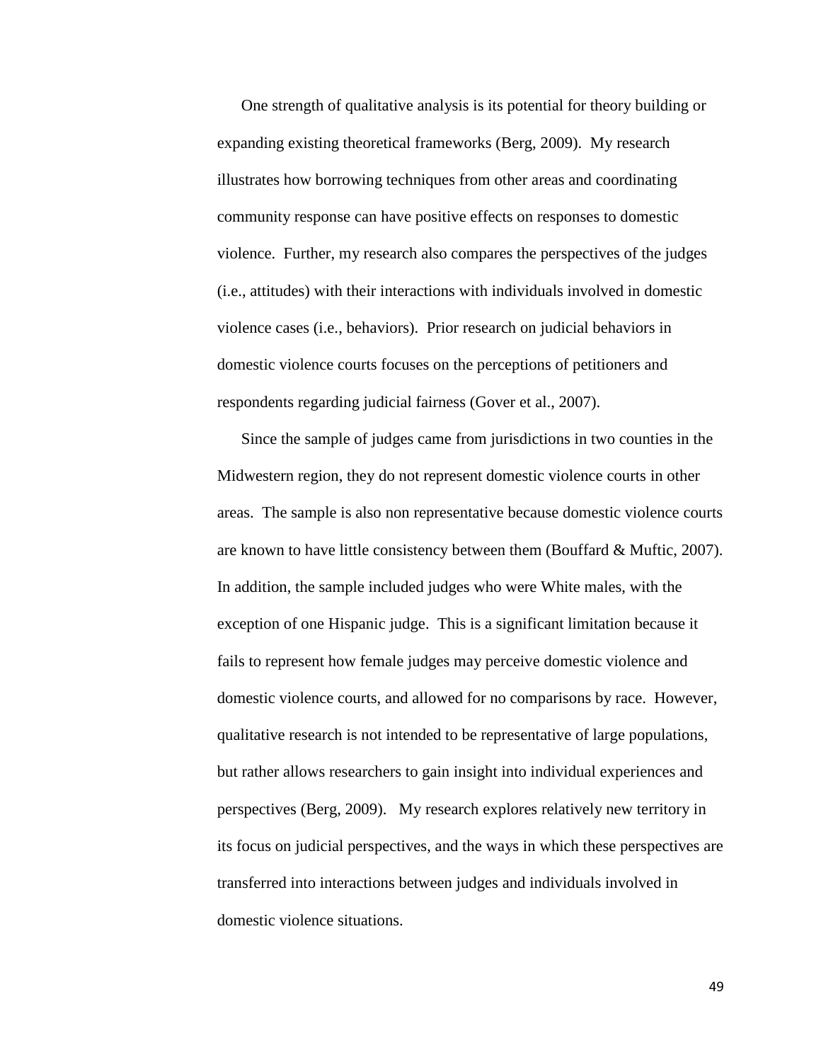One strength of qualitative analysis is its potential for theory building or expanding existing theoretical frameworks (Berg, 2009). My research illustrates how borrowing techniques from other areas and coordinating community response can have positive effects on responses to domestic violence. Further, my research also compares the perspectives of the judges (i.e., attitudes) with their interactions with individuals involved in domestic violence cases (i.e., behaviors). Prior research on judicial behaviors in domestic violence courts focuses on the perceptions of petitioners and respondents regarding judicial fairness (Gover et al., 2007).

Since the sample of judges came from jurisdictions in two counties in the Midwestern region, they do not represent domestic violence courts in other areas. The sample is also non representative because domestic violence courts are known to have little consistency between them (Bouffard & Muftic, 2007). In addition, the sample included judges who were White males, with the exception of one Hispanic judge. This is a significant limitation because it fails to represent how female judges may perceive domestic violence and domestic violence courts, and allowed for no comparisons by race. However, qualitative research is not intended to be representative of large populations, but rather allows researchers to gain insight into individual experiences and perspectives (Berg, 2009). My research explores relatively new territory in its focus on judicial perspectives, and the ways in which these perspectives are transferred into interactions between judges and individuals involved in domestic violence situations.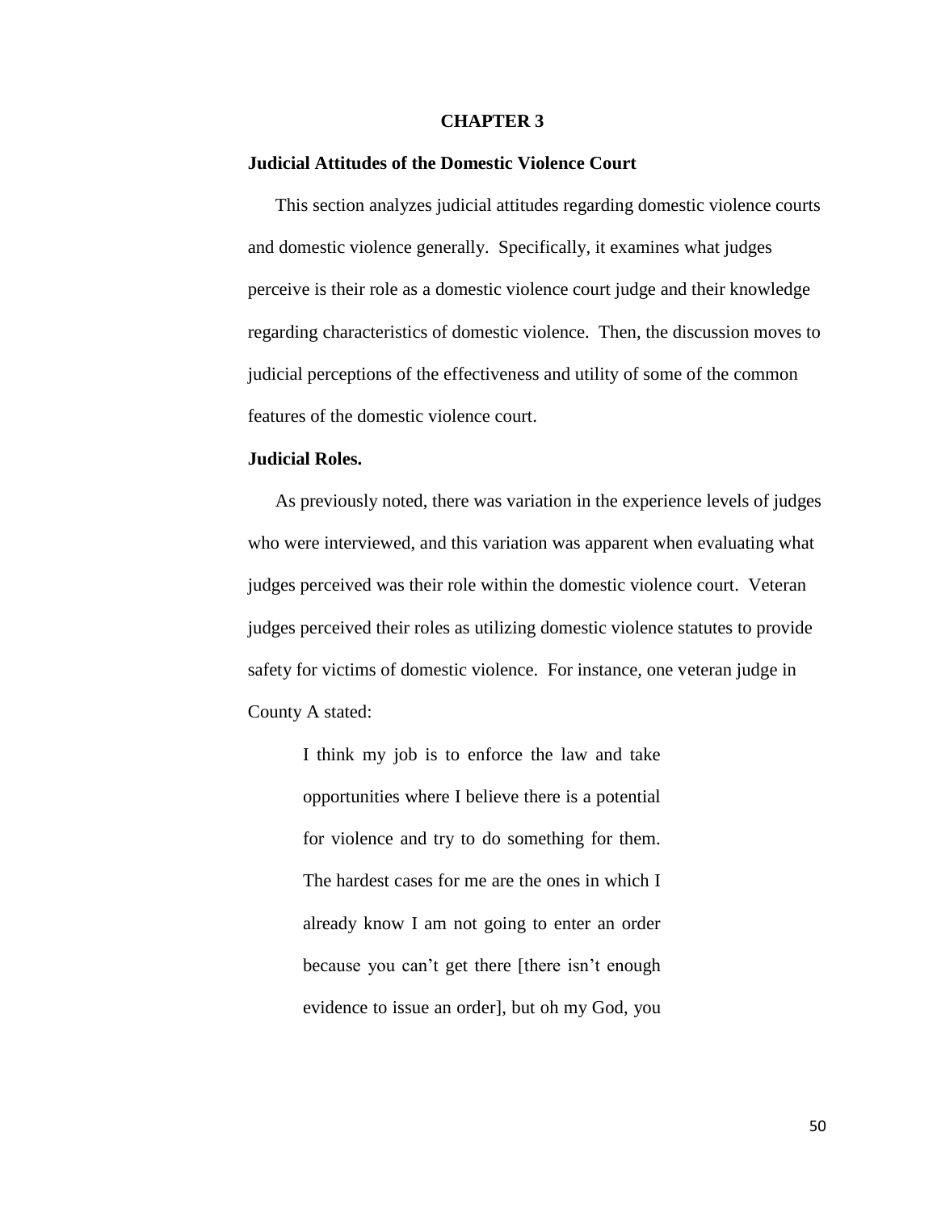# CHAPTER 3

## Judicial Attitudes of the Domestic Violence Court

This section analyzes judicial attitudes regarding domestic violence courts and domestic violence generally. Specifically, it examines what judges perceive is their role as a domestic violence court judge and their knowledge regarding characteristics of domestic violence. Then, the discussion moves to judicial perceptions of the effectiveness and utility of some of the common features of the domestic violence court.

### Judicial Roles.

As previously noted, there was variation in the experience levels of judges who were interviewed, and this variation was apparent when evaluating what judges perceived was their role within the domestic violence court. Veteran judges perceived their roles as utilizing domestic violence statutes to provide safety for victims of domestic violence. For instance, one veteran judge in County A stated:

> I think my job is to enforce the law and take opportunities where I believe there is a potential for violence and try to do something for them. The hardest cases for me are the ones in which I already know I am not going to enter an order because you can't get there [there isn't enough evidence to issue an order], but oh my God, you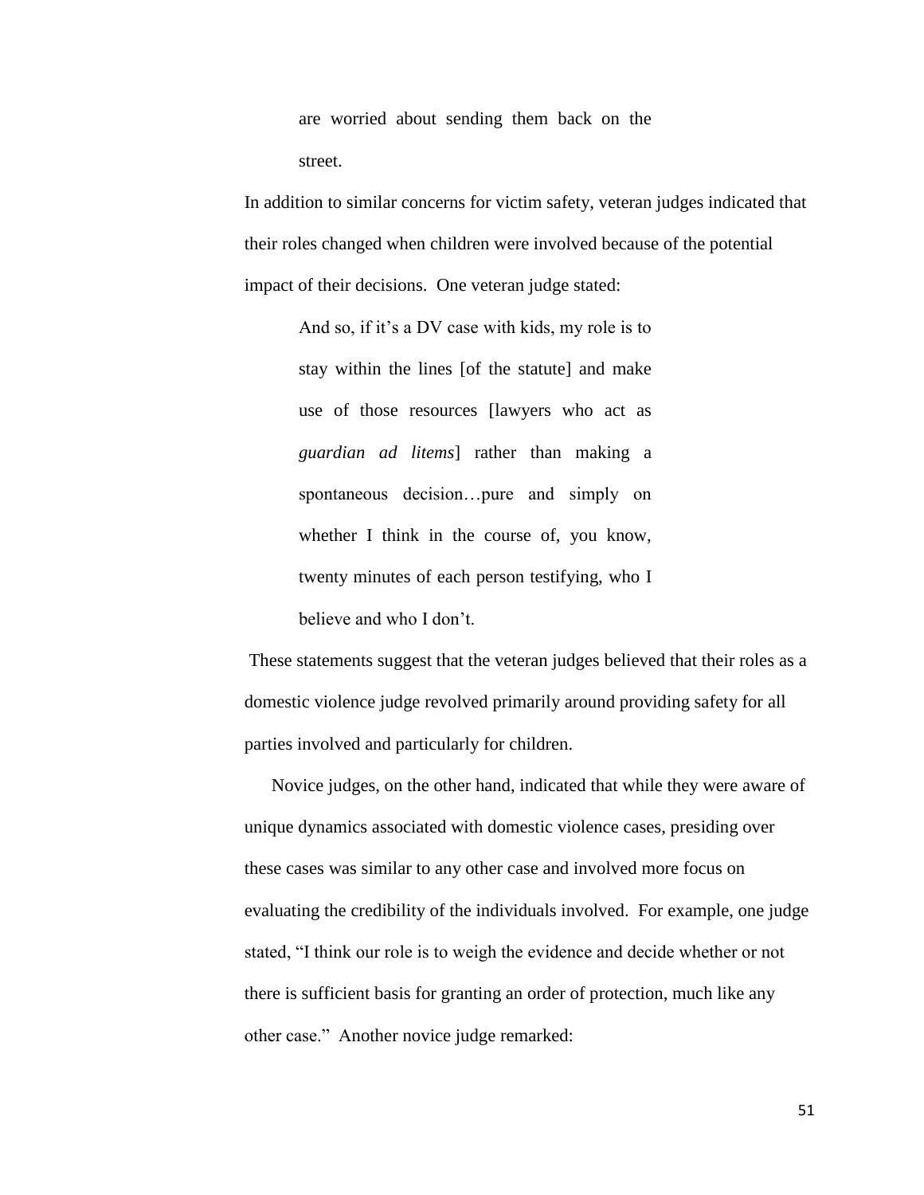> are worried about sending them back on the street.

In addition to similar concerns for victim safety, veteran judges indicated that their roles changed when children were involved because of the potential impact of their decisions. One veteran judge stated:

> And so, if it's a DV case with kids, my role is to stay within the lines [of the statute] and make use of those resources [lawyers who act as *guardian ad litems*] rather than making a spontaneous decision…pure and simply on whether I think in the course of, you know, twenty minutes of each person testifying, who I believe and who I don't.

These statements suggest that the veteran judges believed that their roles as a domestic violence judge revolved primarily around providing safety for all parties involved and particularly for children.

Novice judges, on the other hand, indicated that while they were aware of unique dynamics associated with domestic violence cases, presiding over these cases was similar to any other case and involved more focus on evaluating the credibility of the individuals involved. For example, one judge stated, "I think our role is to weigh the evidence and decide whether or not there is sufficient basis for granting an order of protection, much like any other case." Another novice judge remarked: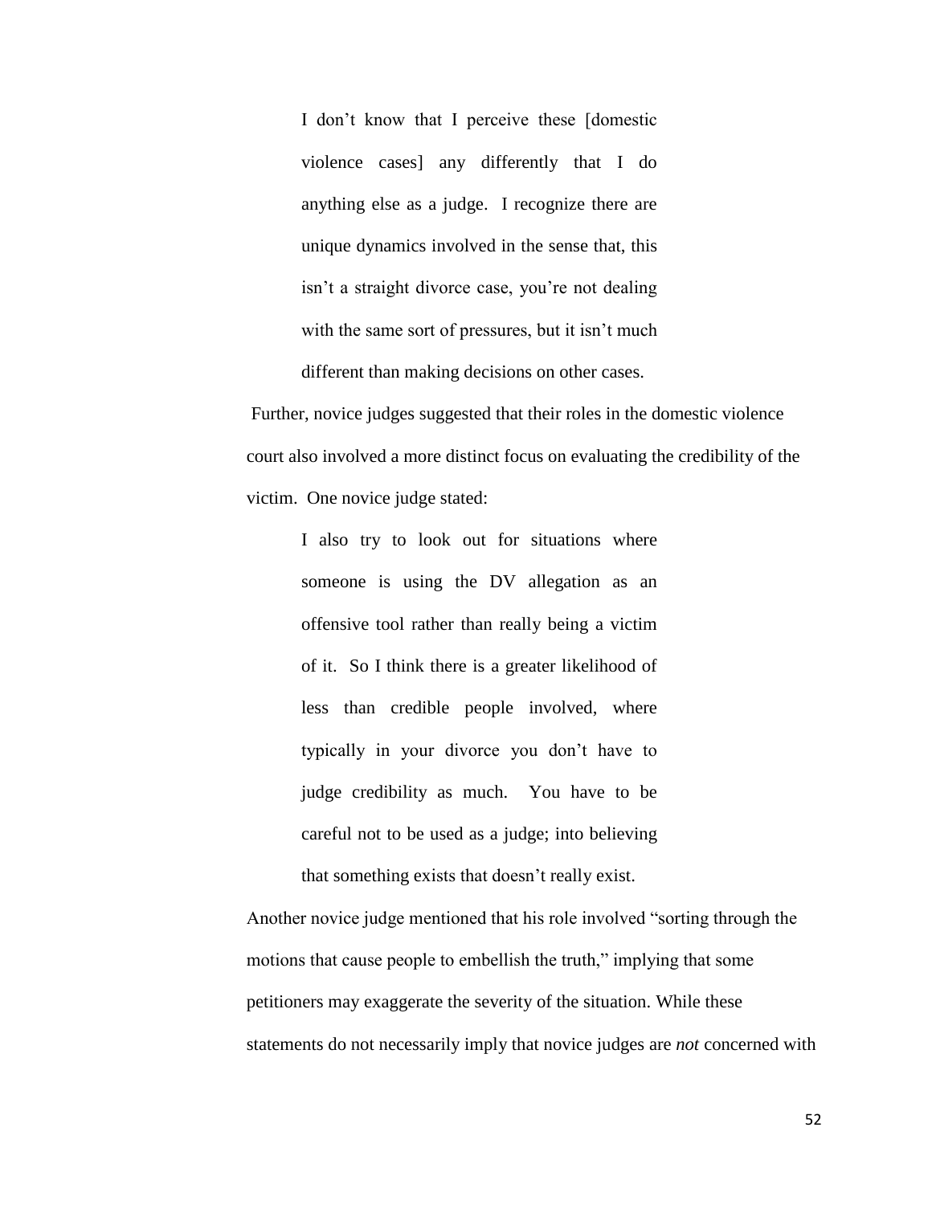> I don't know that I perceive these [domestic violence cases] any differently that I do anything else as a judge. I recognize there are unique dynamics involved in the sense that, this isn't a straight divorce case, you're not dealing with the same sort of pressures, but it isn't much different than making decisions on other cases.

Further, novice judges suggested that their roles in the domestic violence court also involved a more distinct focus on evaluating the credibility of the victim. One novice judge stated:

> I also try to look out for situations where someone is using the DV allegation as an offensive tool rather than really being a victim of it. So I think there is a greater likelihood of less than credible people involved, where typically in your divorce you don't have to judge credibility as much. You have to be careful not to be used as a judge; into believing that something exists that doesn't really exist.

Another novice judge mentioned that his role involved "sorting through the motions that cause people to embellish the truth," implying that some petitioners may exaggerate the severity of the situation. While these statements do not necessarily imply that novice judges are *not* concerned with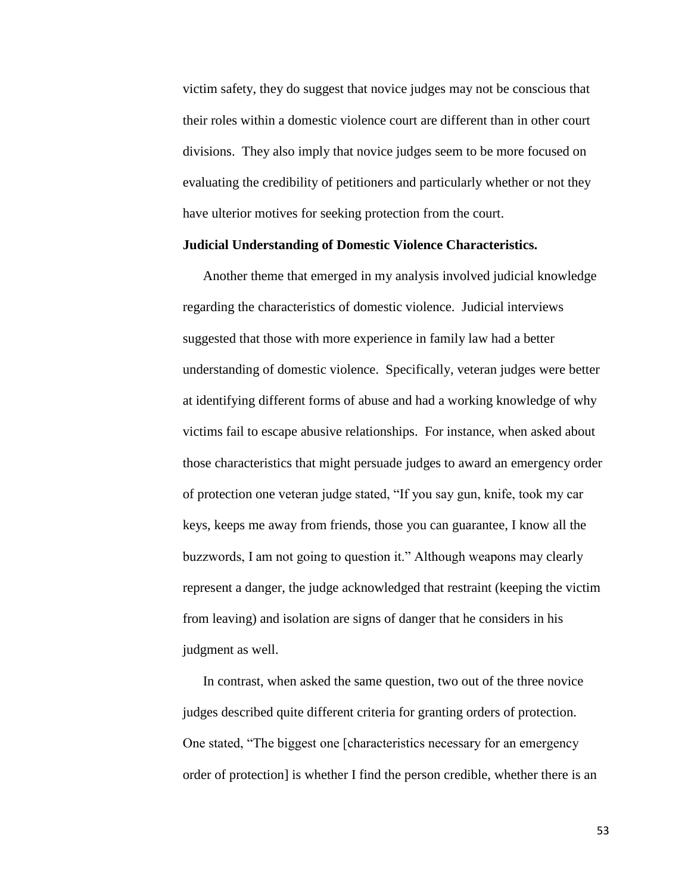victim safety, they do suggest that novice judges may not be conscious that their roles within a domestic violence court are different than in other court divisions. They also imply that novice judges seem to be more focused on evaluating the credibility of petitioners and particularly whether or not they have ulterior motives for seeking protection from the court.

**Judicial Understanding of Domestic Violence Characteristics.**

Another theme that emerged in my analysis involved judicial knowledge regarding the characteristics of domestic violence. Judicial interviews suggested that those with more experience in family law had a better understanding of domestic violence. Specifically, veteran judges were better at identifying different forms of abuse and had a working knowledge of why victims fail to escape abusive relationships. For instance, when asked about those characteristics that might persuade judges to award an emergency order of protection one veteran judge stated, "If you say gun, knife, took my car keys, keeps me away from friends, those you can guarantee, I know all the buzzwords, I am not going to question it." Although weapons may clearly represent a danger, the judge acknowledged that restraint (keeping the victim from leaving) and isolation are signs of danger that he considers in his judgment as well.

In contrast, when asked the same question, two out of the three novice judges described quite different criteria for granting orders of protection. One stated, "The biggest one [characteristics necessary for an emergency order of protection] is whether I find the person credible, whether there is an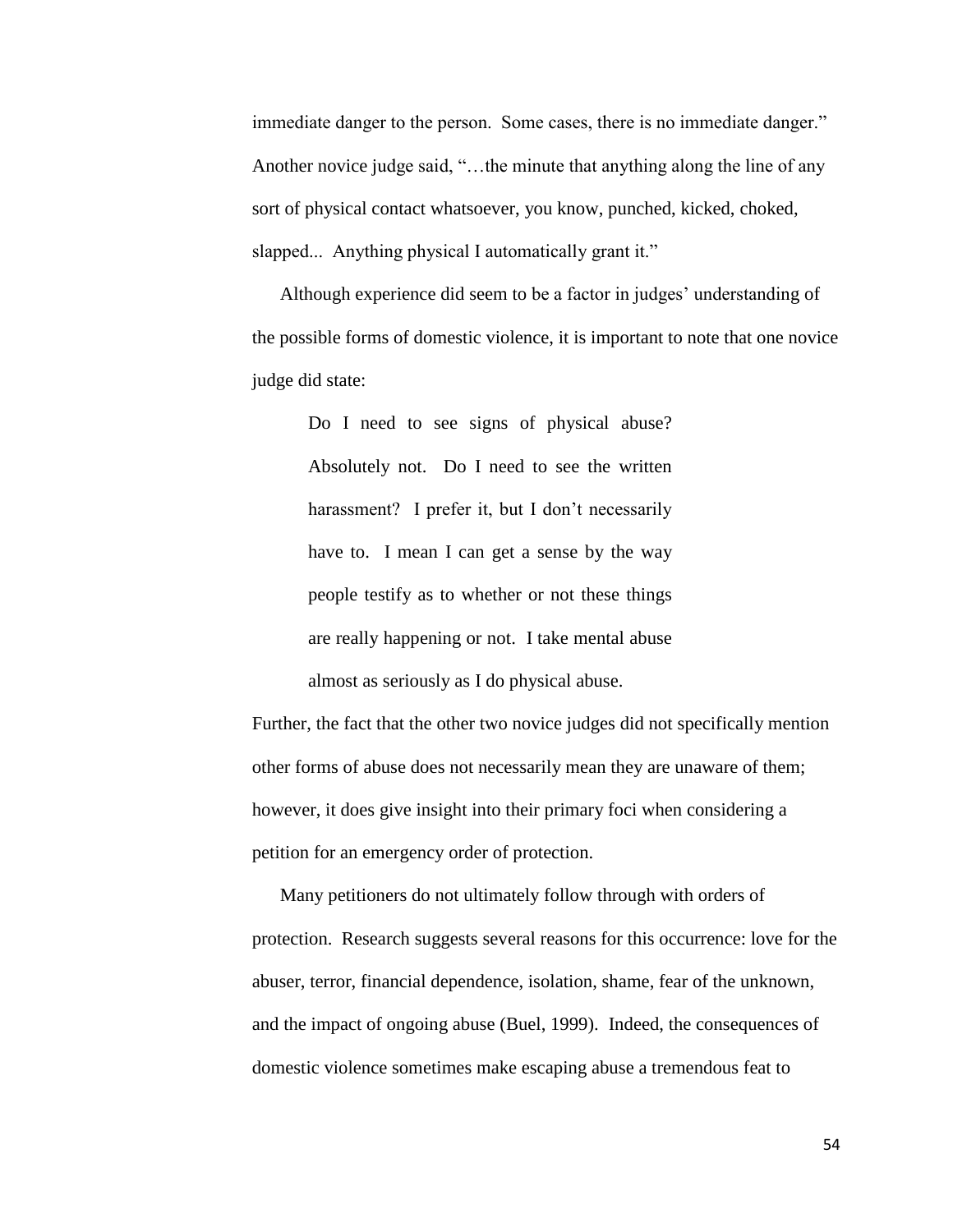immediate danger to the person. Some cases, there is no immediate danger." Another novice judge said, "…the minute that anything along the line of any sort of physical contact whatsoever, you know, punched, kicked, choked, slapped... Anything physical I automatically grant it."

Although experience did seem to be a factor in judges' understanding of the possible forms of domestic violence, it is important to note that one novice judge did state:

> Do I need to see signs of physical abuse? Absolutely not. Do I need to see the written harassment? I prefer it, but I don't necessarily have to. I mean I can get a sense by the way people testify as to whether or not these things are really happening or not. I take mental abuse almost as seriously as I do physical abuse.

Further, the fact that the other two novice judges did not specifically mention other forms of abuse does not necessarily mean they are unaware of them; however, it does give insight into their primary foci when considering a petition for an emergency order of protection.

Many petitioners do not ultimately follow through with orders of protection. Research suggests several reasons for this occurrence: love for the abuser, terror, financial dependence, isolation, shame, fear of the unknown, and the impact of ongoing abuse (Buel, 1999). Indeed, the consequences of domestic violence sometimes make escaping abuse a tremendous feat to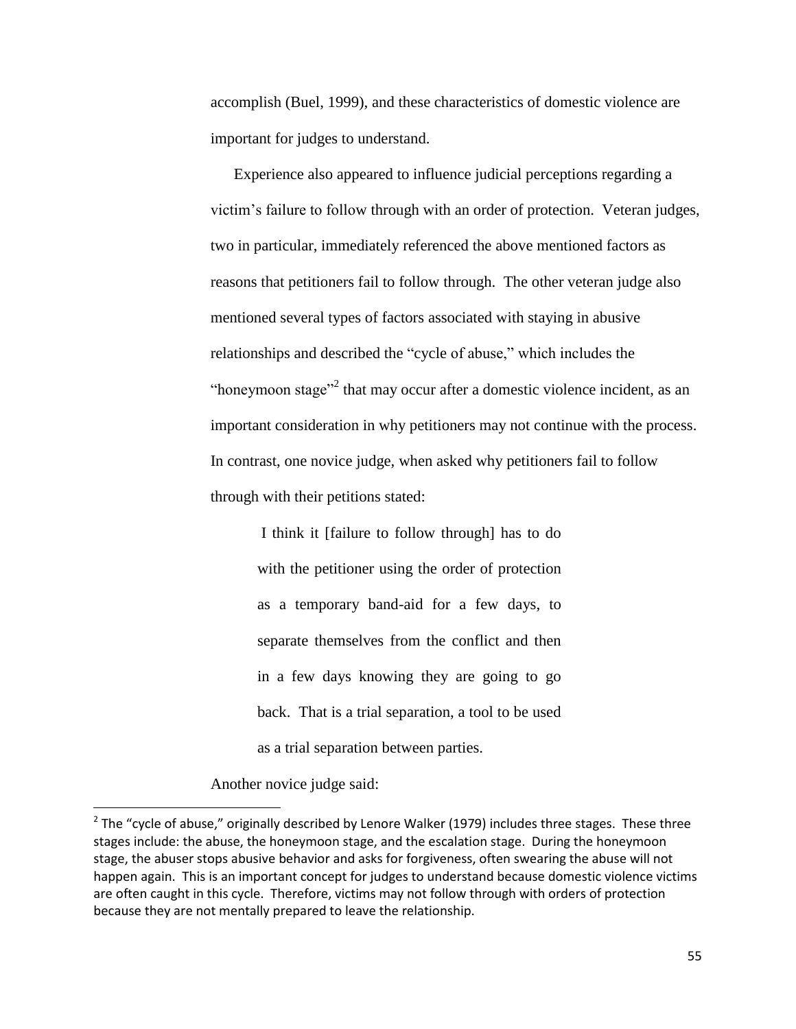accomplish (Buel, 1999), and these characteristics of domestic violence are important for judges to understand.

Experience also appeared to influence judicial perceptions regarding a victim's failure to follow through with an order of protection. Veteran judges, two in particular, immediately referenced the above mentioned factors as reasons that petitioners fail to follow through. The other veteran judge also mentioned several types of factors associated with staying in abusive relationships and described the "cycle of abuse," which includes the "honeymoon stage"[2] that may occur after a domestic violence incident, as an important consideration in why petitioners may not continue with the process. In contrast, one novice judge, when asked why petitioners fail to follow through with their petitions stated:

> I think it [failure to follow through] has to do with the petitioner using the order of protection as a temporary band-aid for a few days, to separate themselves from the conflict and then in a few days knowing they are going to go back. That is a trial separation, a tool to be used as a trial separation between parties.

Another novice judge said:

[2] The "cycle of abuse," originally described by Lenore Walker (1979) includes three stages. These three stages include: the abuse, the honeymoon stage, and the escalation stage. During the honeymoon stage, the abuser stops abusive behavior and asks for forgiveness, often swearing the abuse will not happen again. This is an important concept for judges to understand because domestic violence victims are often caught in this cycle. Therefore, victims may not follow through with orders of protection because they are not mentally prepared to leave the relationship.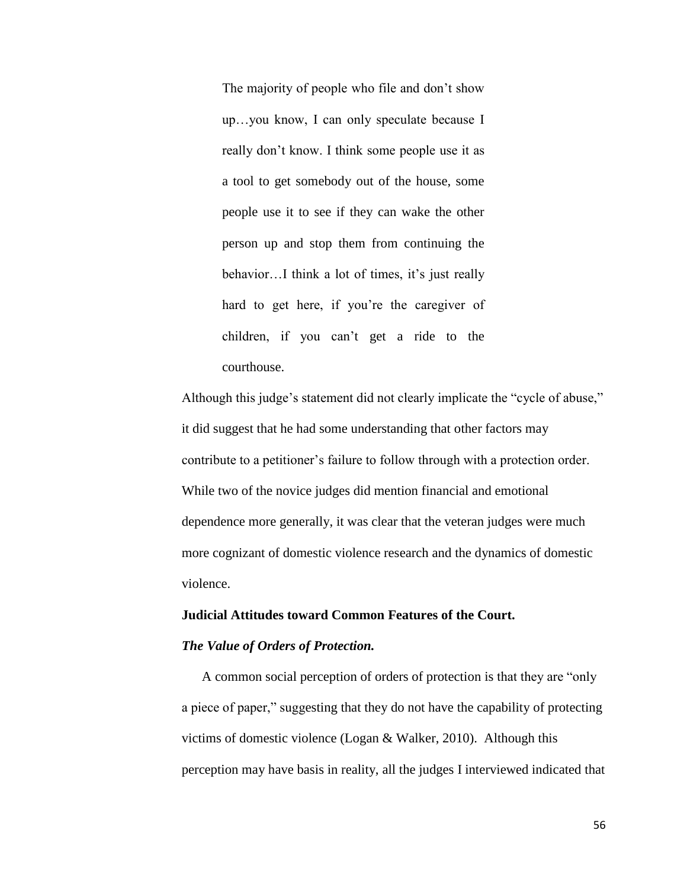> The majority of people who file and don't show up…you know, I can only speculate because I really don't know. I think some people use it as a tool to get somebody out of the house, some people use it to see if they can wake the other person up and stop them from continuing the behavior…I think a lot of times, it's just really hard to get here, if you're the caregiver of children, if you can't get a ride to the courthouse.

Although this judge's statement did not clearly implicate the "cycle of abuse," it did suggest that he had some understanding that other factors may contribute to a petitioner's failure to follow through with a protection order. While two of the novice judges did mention financial and emotional dependence more generally, it was clear that the veteran judges were much more cognizant of domestic violence research and the dynamics of domestic violence.

**Judicial Attitudes toward Common Features of the Court.**

***The Value of Orders of Protection.***

A common social perception of orders of protection is that they are "only a piece of paper," suggesting that they do not have the capability of protecting victims of domestic violence (Logan & Walker, 2010). Although this perception may have basis in reality, all the judges I interviewed indicated that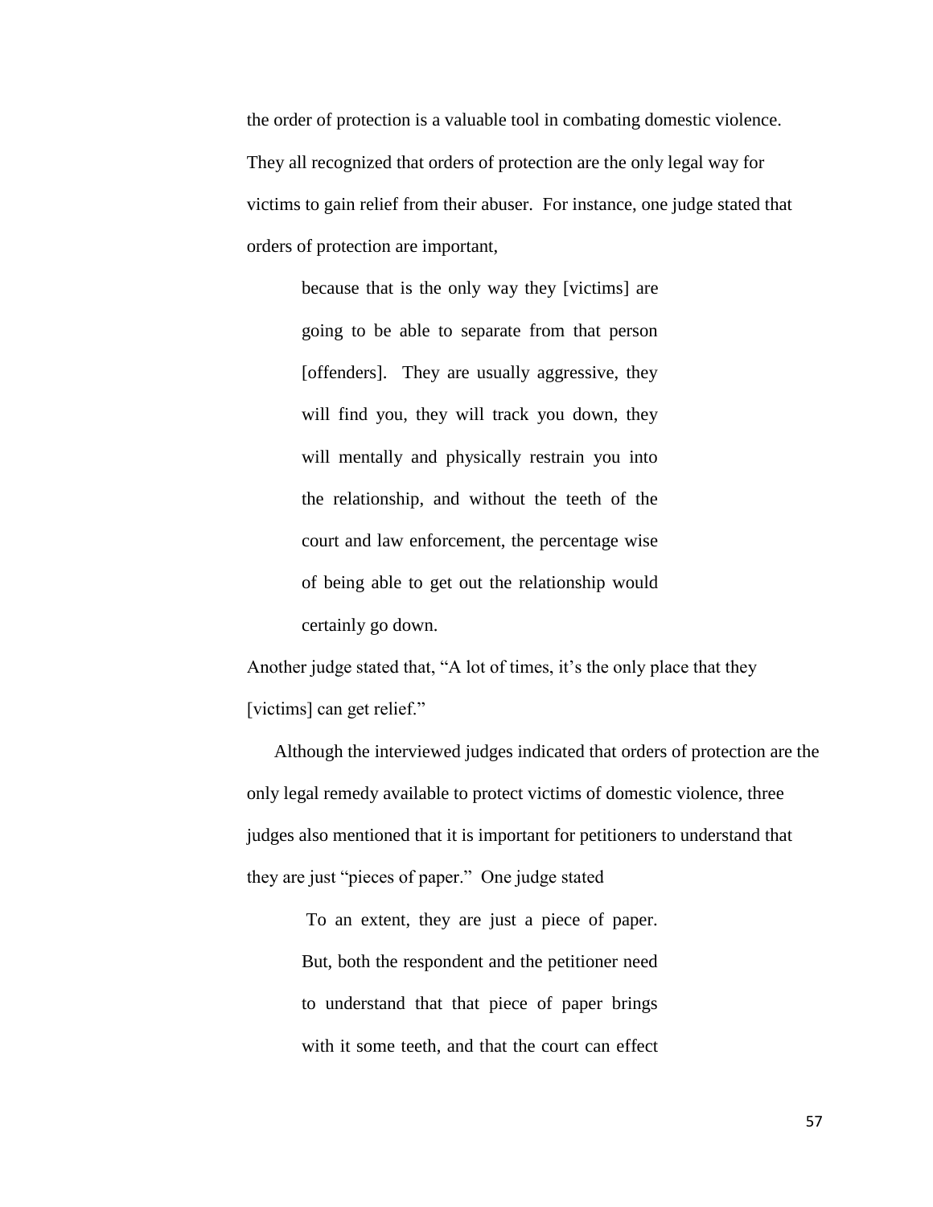the order of protection is a valuable tool in combating domestic violence. They all recognized that orders of protection are the only legal way for victims to gain relief from their abuser. For instance, one judge stated that orders of protection are important,

> because that is the only way they [victims] are going to be able to separate from that person [offenders]. They are usually aggressive, they will find you, they will track you down, they will mentally and physically restrain you into the relationship, and without the teeth of the court and law enforcement, the percentage wise of being able to get out the relationship would certainly go down.

Another judge stated that, "A lot of times, it's the only place that they [victims] can get relief."

Although the interviewed judges indicated that orders of protection are the only legal remedy available to protect victims of domestic violence, three judges also mentioned that it is important for petitioners to understand that they are just "pieces of paper." One judge stated

> To an extent, they are just a piece of paper. But, both the respondent and the petitioner need to understand that that piece of paper brings with it some teeth, and that the court can effect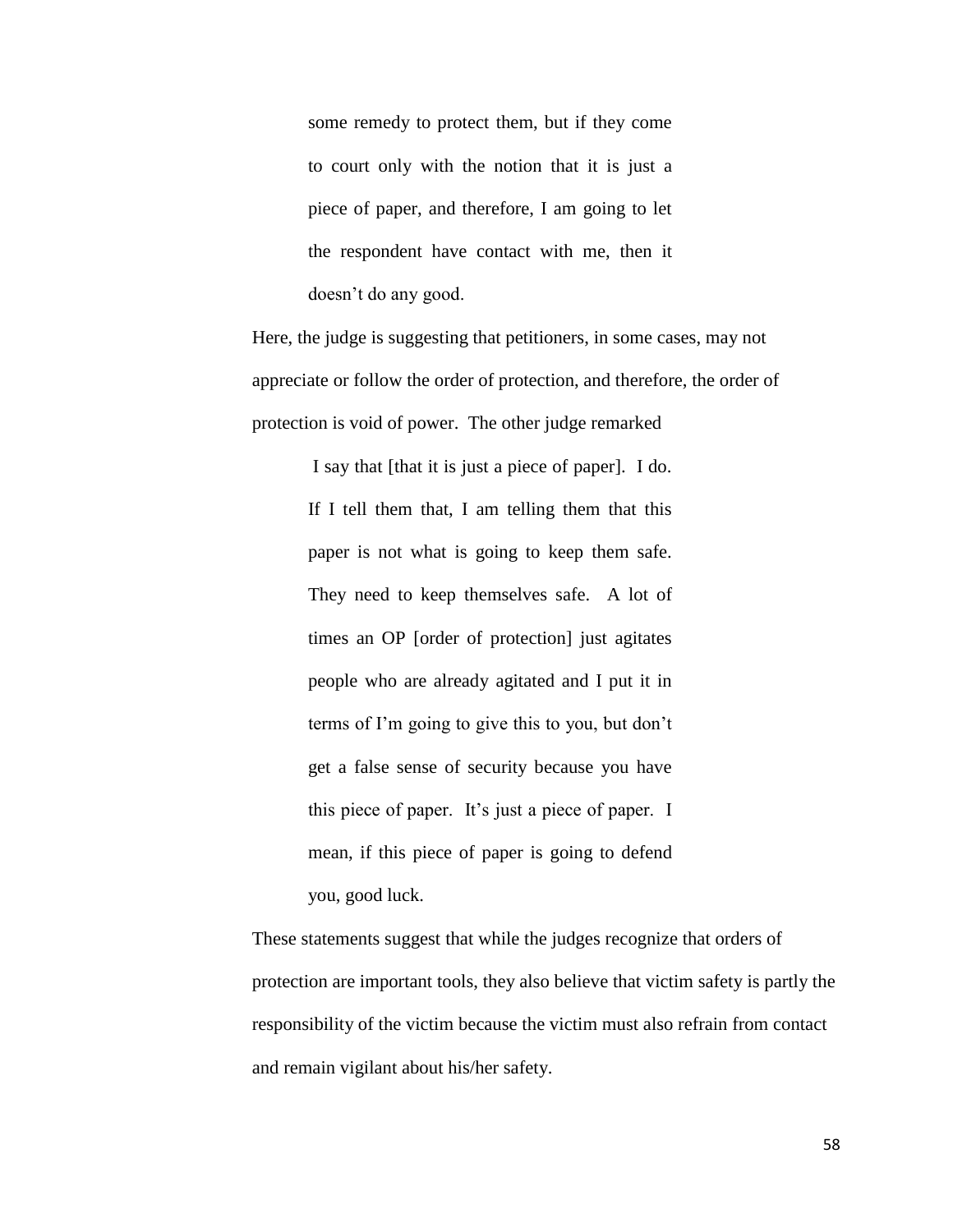> some remedy to protect them, but if they come to court only with the notion that it is just a piece of paper, and therefore, I am going to let the respondent have contact with me, then it doesn't do any good.

Here, the judge is suggesting that petitioners, in some cases, may not appreciate or follow the order of protection, and therefore, the order of protection is void of power. The other judge remarked

> I say that [that it is just a piece of paper]. I do. If I tell them that, I am telling them that this paper is not what is going to keep them safe. They need to keep themselves safe. A lot of times an OP [order of protection] just agitates people who are already agitated and I put it in terms of I'm going to give this to you, but don't get a false sense of security because you have this piece of paper. It's just a piece of paper. I mean, if this piece of paper is going to defend you, good luck.

These statements suggest that while the judges recognize that orders of protection are important tools, they also believe that victim safety is partly the responsibility of the victim because the victim must also refrain from contact and remain vigilant about his/her safety.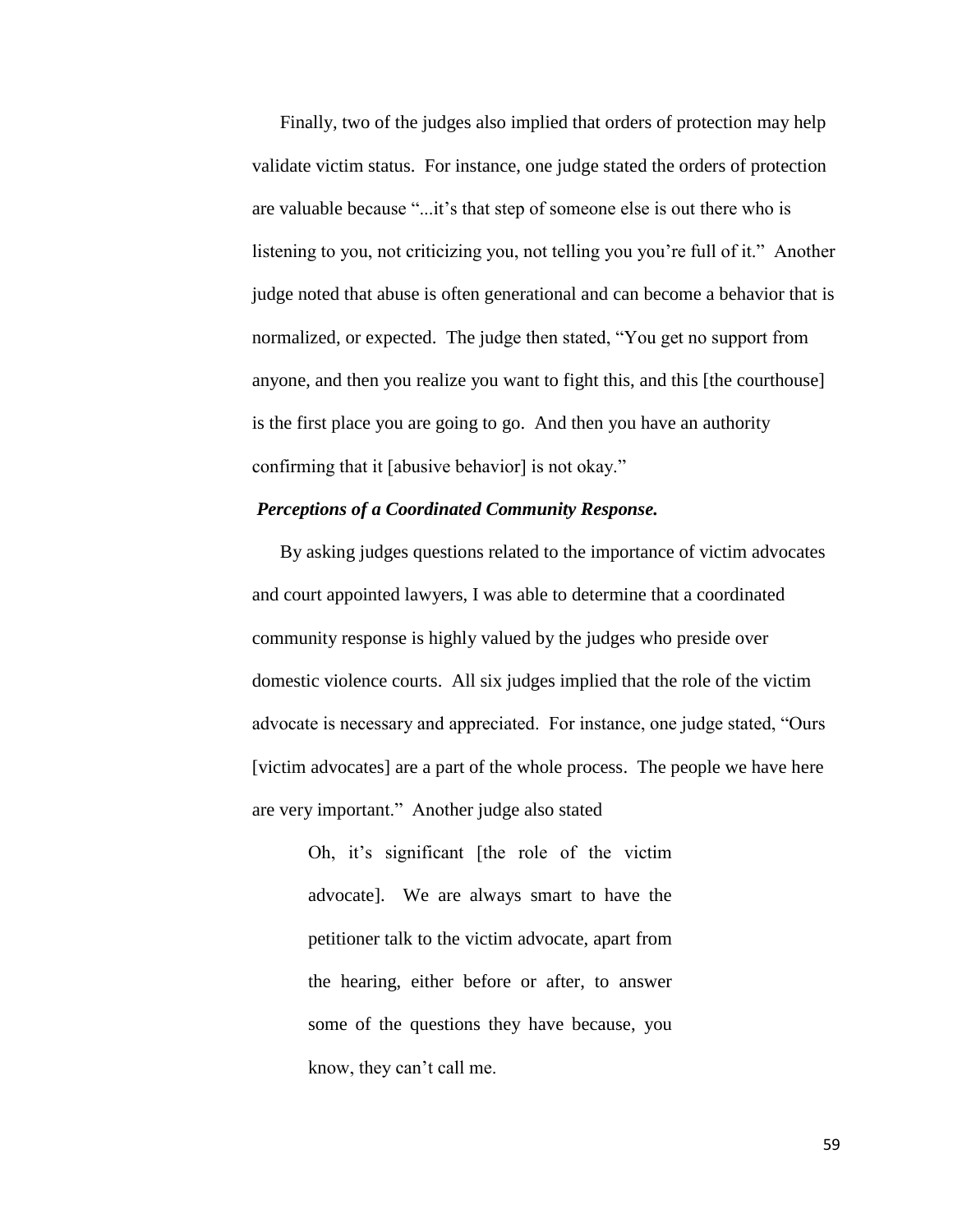Finally, two of the judges also implied that orders of protection may help validate victim status. For instance, one judge stated the orders of protection are valuable because "...it's that step of someone else is out there who is listening to you, not criticizing you, not telling you you're full of it." Another judge noted that abuse is often generational and can become a behavior that is normalized, or expected. The judge then stated, "You get no support from anyone, and then you realize you want to fight this, and this [the courthouse] is the first place you are going to go. And then you have an authority confirming that it [abusive behavior] is not okay."

***Perceptions of a Coordinated Community Response.***

By asking judges questions related to the importance of victim advocates and court appointed lawyers, I was able to determine that a coordinated community response is highly valued by the judges who preside over domestic violence courts. All six judges implied that the role of the victim advocate is necessary and appreciated. For instance, one judge stated, "Ours [victim advocates] are a part of the whole process. The people we have here are very important." Another judge also stated

> Oh, it's significant [the role of the victim advocate]. We are always smart to have the petitioner talk to the victim advocate, apart from the hearing, either before or after, to answer some of the questions they have because, you know, they can't call me.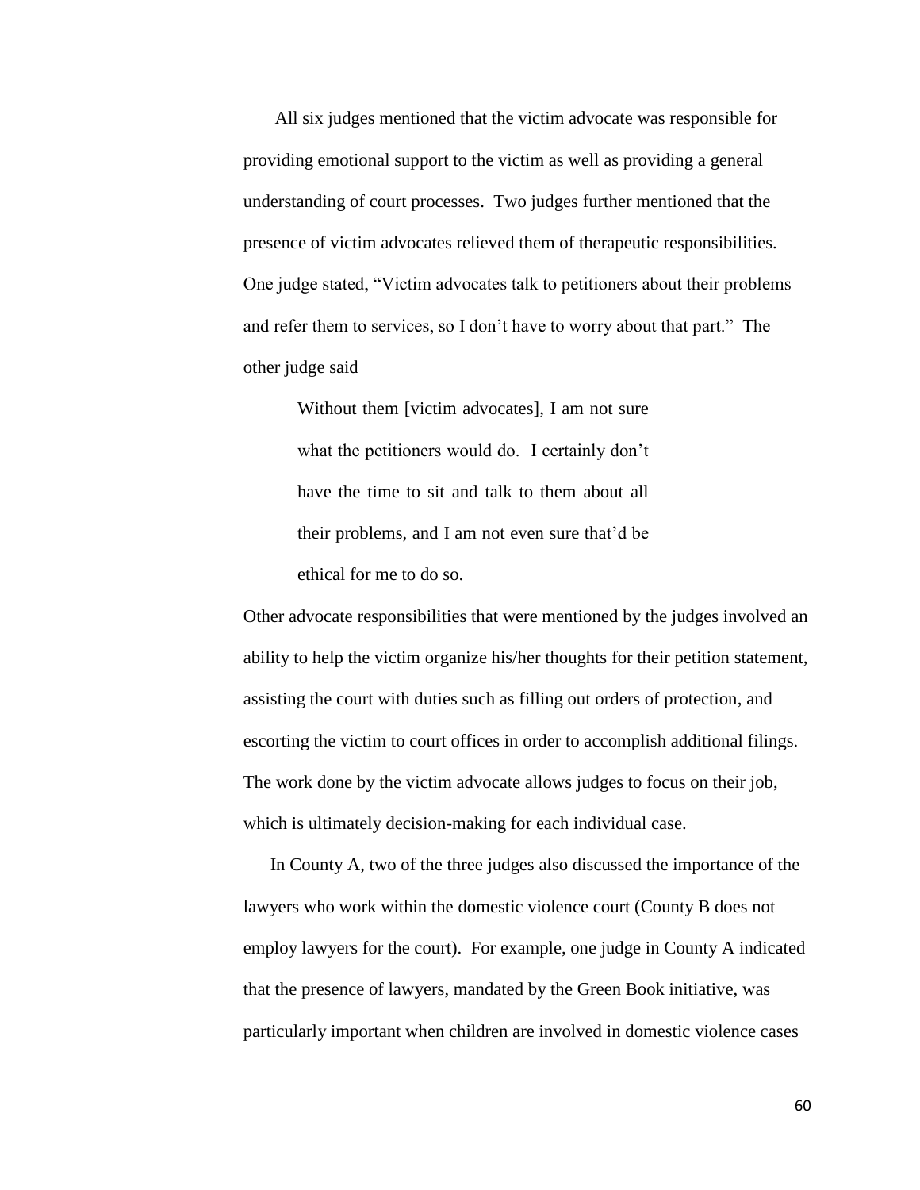All six judges mentioned that the victim advocate was responsible for providing emotional support to the victim as well as providing a general understanding of court processes. Two judges further mentioned that the presence of victim advocates relieved them of therapeutic responsibilities. One judge stated, "Victim advocates talk to petitioners about their problems and refer them to services, so I don't have to worry about that part." The other judge said

> Without them [victim advocates], I am not sure what the petitioners would do. I certainly don't have the time to sit and talk to them about all their problems, and I am not even sure that'd be ethical for me to do so.

Other advocate responsibilities that were mentioned by the judges involved an ability to help the victim organize his/her thoughts for their petition statement, assisting the court with duties such as filling out orders of protection, and escorting the victim to court offices in order to accomplish additional filings. The work done by the victim advocate allows judges to focus on their job, which is ultimately decision-making for each individual case.

In County A, two of the three judges also discussed the importance of the lawyers who work within the domestic violence court (County B does not employ lawyers for the court). For example, one judge in County A indicated that the presence of lawyers, mandated by the Green Book initiative, was particularly important when children are involved in domestic violence cases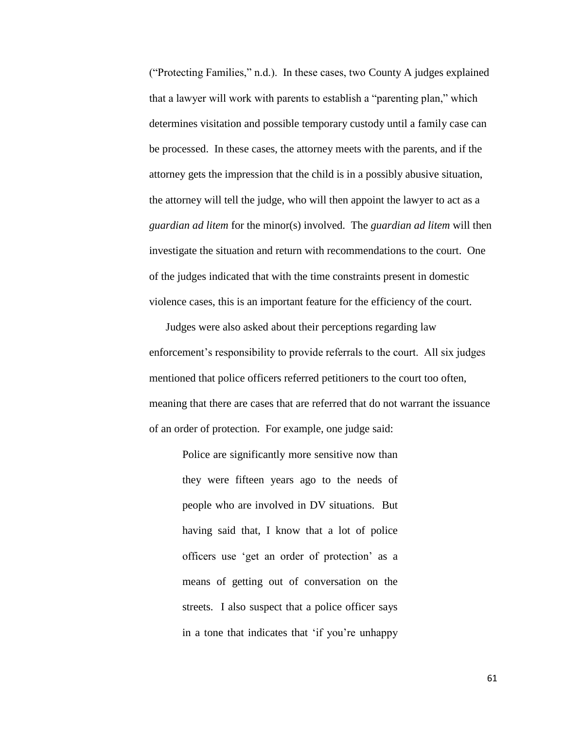("Protecting Families," n.d.). In these cases, two County A judges explained that a lawyer will work with parents to establish a "parenting plan," which determines visitation and possible temporary custody until a family case can be processed. In these cases, the attorney meets with the parents, and if the attorney gets the impression that the child is in a possibly abusive situation, the attorney will tell the judge, who will then appoint the lawyer to act as a *guardian ad litem* for the minor(s) involved. The *guardian ad litem* will then investigate the situation and return with recommendations to the court. One of the judges indicated that with the time constraints present in domestic violence cases, this is an important feature for the efficiency of the court.

Judges were also asked about their perceptions regarding law enforcement's responsibility to provide referrals to the court. All six judges mentioned that police officers referred petitioners to the court too often, meaning that there are cases that are referred that do not warrant the issuance of an order of protection. For example, one judge said:

> Police are significantly more sensitive now than they were fifteen years ago to the needs of people who are involved in DV situations. But having said that, I know that a lot of police officers use 'get an order of protection' as a means of getting out of conversation on the streets. I also suspect that a police officer says in a tone that indicates that 'if you're unhappy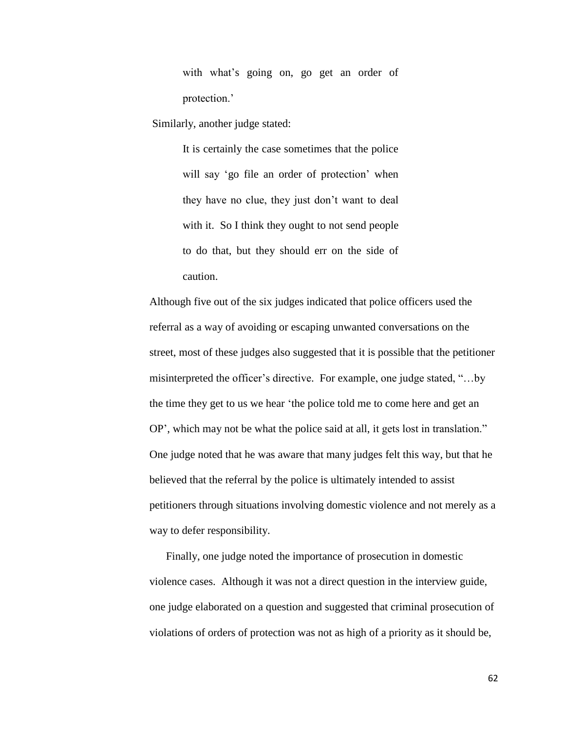> with what's going on, go get an order of protection.'

Similarly, another judge stated:

> It is certainly the case sometimes that the police will say 'go file an order of protection' when they have no clue, they just don't want to deal with it. So I think they ought to not send people to do that, but they should err on the side of caution.

Although five out of the six judges indicated that police officers used the referral as a way of avoiding or escaping unwanted conversations on the street, most of these judges also suggested that it is possible that the petitioner misinterpreted the officer's directive. For example, one judge stated, "…by the time they get to us we hear 'the police told me to come here and get an OP', which may not be what the police said at all, it gets lost in translation." One judge noted that he was aware that many judges felt this way, but that he believed that the referral by the police is ultimately intended to assist petitioners through situations involving domestic violence and not merely as a way to defer responsibility.

Finally, one judge noted the importance of prosecution in domestic violence cases. Although it was not a direct question in the interview guide, one judge elaborated on a question and suggested that criminal prosecution of violations of orders of protection was not as high of a priority as it should be,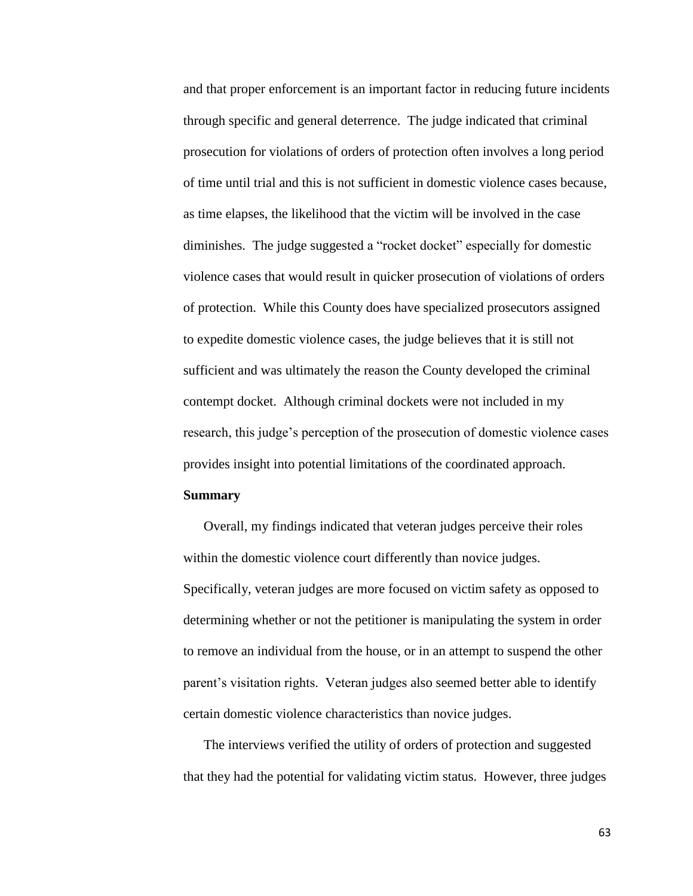and that proper enforcement is an important factor in reducing future incidents through specific and general deterrence. The judge indicated that criminal prosecution for violations of orders of protection often involves a long period of time until trial and this is not sufficient in domestic violence cases because, as time elapses, the likelihood that the victim will be involved in the case diminishes. The judge suggested a "rocket docket" especially for domestic violence cases that would result in quicker prosecution of violations of orders of protection. While this County does have specialized prosecutors assigned to expedite domestic violence cases, the judge believes that it is still not sufficient and was ultimately the reason the County developed the criminal contempt docket. Although criminal dockets were not included in my research, this judge's perception of the prosecution of domestic violence cases provides insight into potential limitations of the coordinated approach.

**Summary**

Overall, my findings indicated that veteran judges perceive their roles within the domestic violence court differently than novice judges. Specifically, veteran judges are more focused on victim safety as opposed to determining whether or not the petitioner is manipulating the system in order to remove an individual from the house, or in an attempt to suspend the other parent's visitation rights. Veteran judges also seemed better able to identify certain domestic violence characteristics than novice judges.

The interviews verified the utility of orders of protection and suggested that they had the potential for validating victim status. However, three judges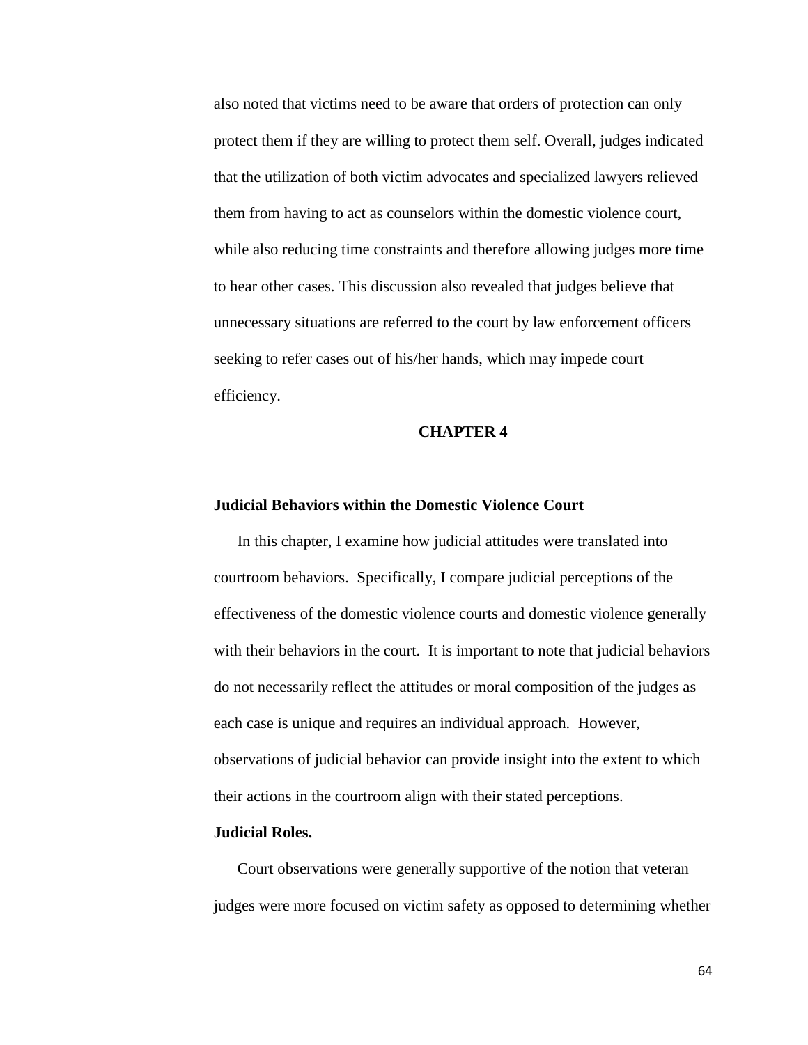also noted that victims need to be aware that orders of protection can only protect them if they are willing to protect them self. Overall, judges indicated that the utilization of both victim advocates and specialized lawyers relieved them from having to act as counselors within the domestic violence court, while also reducing time constraints and therefore allowing judges more time to hear other cases. This discussion also revealed that judges believe that unnecessary situations are referred to the court by law enforcement officers seeking to refer cases out of his/her hands, which may impede court efficiency.

# CHAPTER 4

## Judicial Behaviors within the Domestic Violence Court

In this chapter, I examine how judicial attitudes were translated into courtroom behaviors. Specifically, I compare judicial perceptions of the effectiveness of the domestic violence courts and domestic violence generally with their behaviors in the court. It is important to note that judicial behaviors do not necessarily reflect the attitudes or moral composition of the judges as each case is unique and requires an individual approach. However, observations of judicial behavior can provide insight into the extent to which their actions in the courtroom align with their stated perceptions.

### Judicial Roles.

Court observations were generally supportive of the notion that veteran judges were more focused on victim safety as opposed to determining whether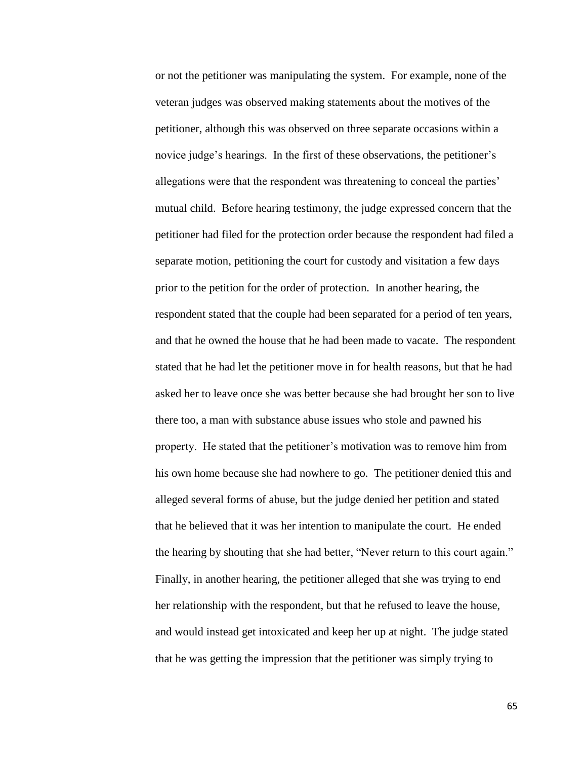or not the petitioner was manipulating the system. For example, none of the veteran judges was observed making statements about the motives of the petitioner, although this was observed on three separate occasions within a novice judge's hearings. In the first of these observations, the petitioner's allegations were that the respondent was threatening to conceal the parties' mutual child. Before hearing testimony, the judge expressed concern that the petitioner had filed for the protection order because the respondent had filed a separate motion, petitioning the court for custody and visitation a few days prior to the petition for the order of protection. In another hearing, the respondent stated that the couple had been separated for a period of ten years, and that he owned the house that he had been made to vacate. The respondent stated that he had let the petitioner move in for health reasons, but that he had asked her to leave once she was better because she had brought her son to live there too, a man with substance abuse issues who stole and pawned his property. He stated that the petitioner's motivation was to remove him from his own home because she had nowhere to go. The petitioner denied this and alleged several forms of abuse, but the judge denied her petition and stated that he believed that it was her intention to manipulate the court. He ended the hearing by shouting that she had better, "Never return to this court again." Finally, in another hearing, the petitioner alleged that she was trying to end her relationship with the respondent, but that he refused to leave the house, and would instead get intoxicated and keep her up at night. The judge stated that he was getting the impression that the petitioner was simply trying to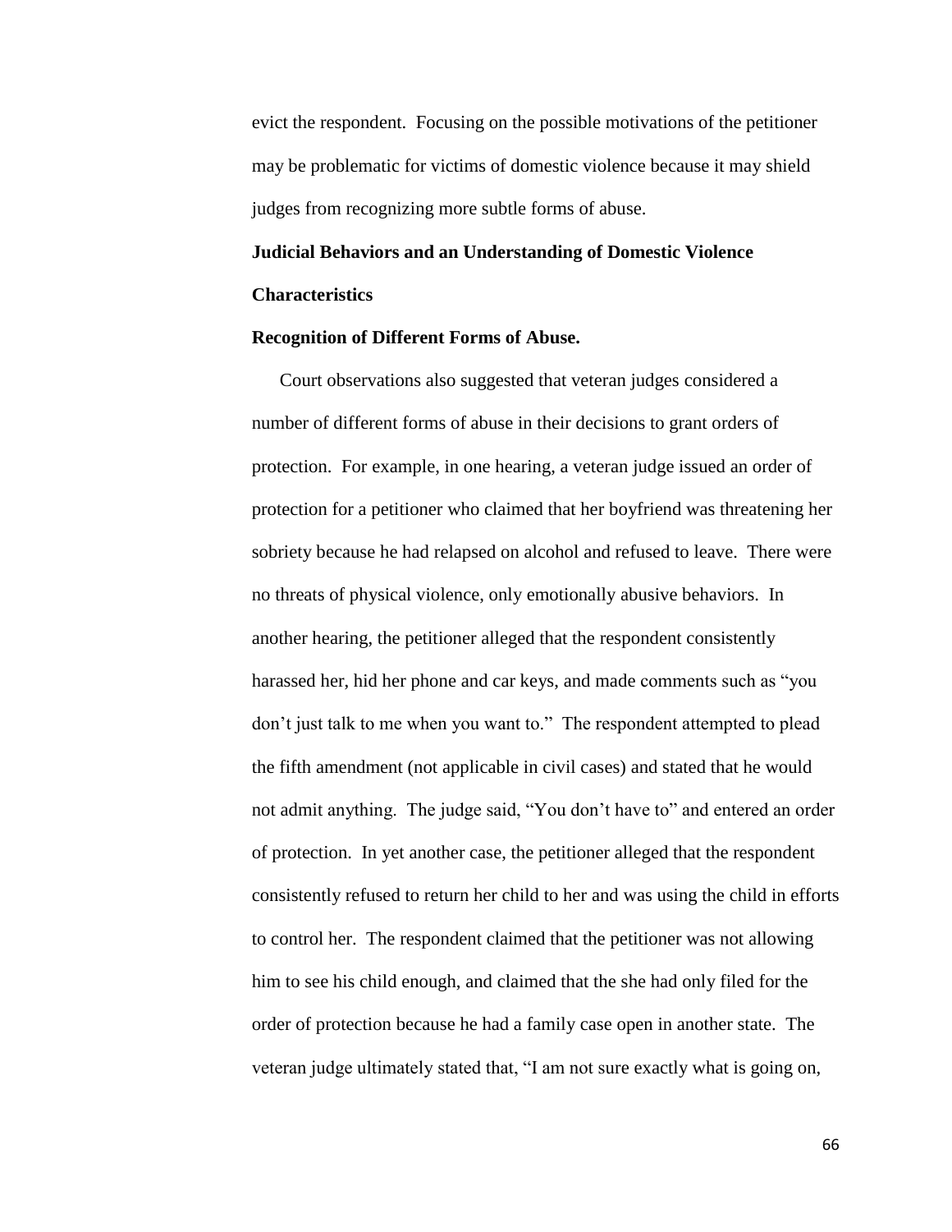evict the respondent. Focusing on the possible motivations of the petitioner may be problematic for victims of domestic violence because it may shield judges from recognizing more subtle forms of abuse.

## Judicial Behaviors and an Understanding of Domestic Violence Characteristics

### Recognition of Different Forms of Abuse.

Court observations also suggested that veteran judges considered a number of different forms of abuse in their decisions to grant orders of protection. For example, in one hearing, a veteran judge issued an order of protection for a petitioner who claimed that her boyfriend was threatening her sobriety because he had relapsed on alcohol and refused to leave. There were no threats of physical violence, only emotionally abusive behaviors. In another hearing, the petitioner alleged that the respondent consistently harassed her, hid her phone and car keys, and made comments such as "you don't just talk to me when you want to." The respondent attempted to plead the fifth amendment (not applicable in civil cases) and stated that he would not admit anything. The judge said, "You don't have to" and entered an order of protection. In yet another case, the petitioner alleged that the respondent consistently refused to return her child to her and was using the child in efforts to control her. The respondent claimed that the petitioner was not allowing him to see his child enough, and claimed that the she had only filed for the order of protection because he had a family case open in another state. The veteran judge ultimately stated that, "I am not sure exactly what is going on,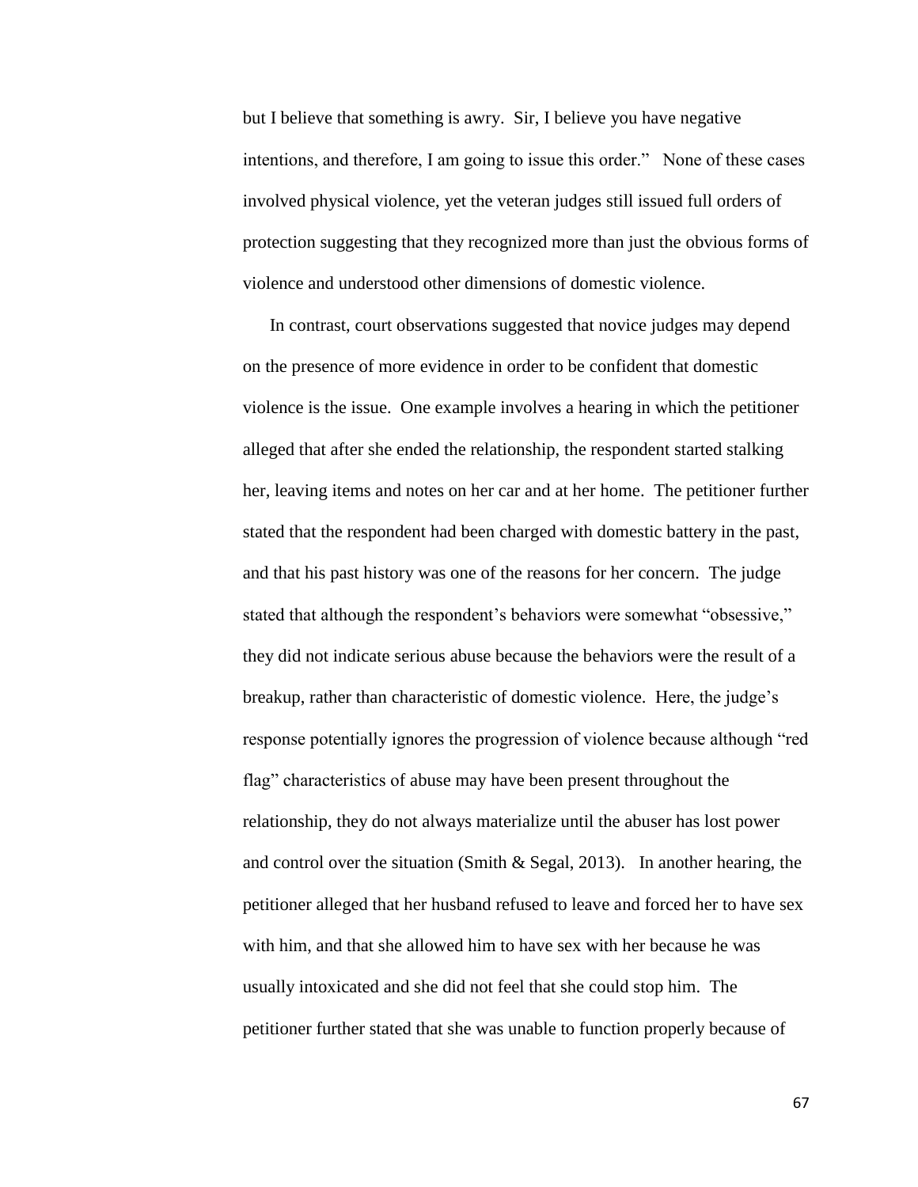but I believe that something is awry. Sir, I believe you have negative intentions, and therefore, I am going to issue this order." None of these cases involved physical violence, yet the veteran judges still issued full orders of protection suggesting that they recognized more than just the obvious forms of violence and understood other dimensions of domestic violence.

In contrast, court observations suggested that novice judges may depend on the presence of more evidence in order to be confident that domestic violence is the issue. One example involves a hearing in which the petitioner alleged that after she ended the relationship, the respondent started stalking her, leaving items and notes on her car and at her home. The petitioner further stated that the respondent had been charged with domestic battery in the past, and that his past history was one of the reasons for her concern. The judge stated that although the respondent's behaviors were somewhat "obsessive," they did not indicate serious abuse because the behaviors were the result of a breakup, rather than characteristic of domestic violence. Here, the judge's response potentially ignores the progression of violence because although "red flag" characteristics of abuse may have been present throughout the relationship, they do not always materialize until the abuser has lost power and control over the situation (Smith & Segal, 2013). In another hearing, the petitioner alleged that her husband refused to leave and forced her to have sex with him, and that she allowed him to have sex with her because he was usually intoxicated and she did not feel that she could stop him. The petitioner further stated that she was unable to function properly because of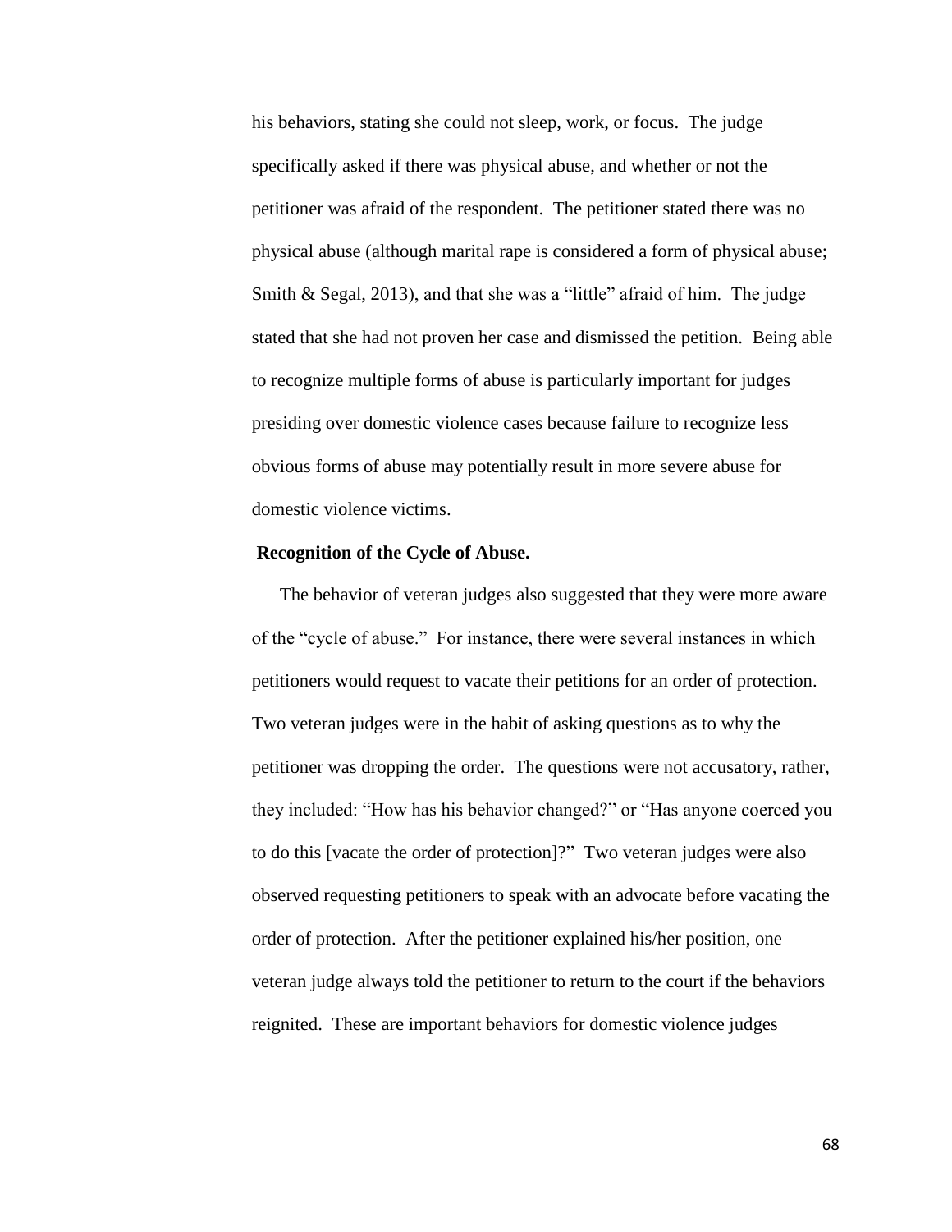his behaviors, stating she could not sleep, work, or focus. The judge specifically asked if there was physical abuse, and whether or not the petitioner was afraid of the respondent. The petitioner stated there was no physical abuse (although marital rape is considered a form of physical abuse; Smith & Segal, 2013), and that she was a "little" afraid of him. The judge stated that she had not proven her case and dismissed the petition. Being able to recognize multiple forms of abuse is particularly important for judges presiding over domestic violence cases because failure to recognize less obvious forms of abuse may potentially result in more severe abuse for domestic violence victims.

**Recognition of the Cycle of Abuse.**

The behavior of veteran judges also suggested that they were more aware of the "cycle of abuse." For instance, there were several instances in which petitioners would request to vacate their petitions for an order of protection. Two veteran judges were in the habit of asking questions as to why the petitioner was dropping the order. The questions were not accusatory, rather, they included: "How has his behavior changed?" or "Has anyone coerced you to do this [vacate the order of protection]?" Two veteran judges were also observed requesting petitioners to speak with an advocate before vacating the order of protection. After the petitioner explained his/her position, one veteran judge always told the petitioner to return to the court if the behaviors reignited. These are important behaviors for domestic violence judges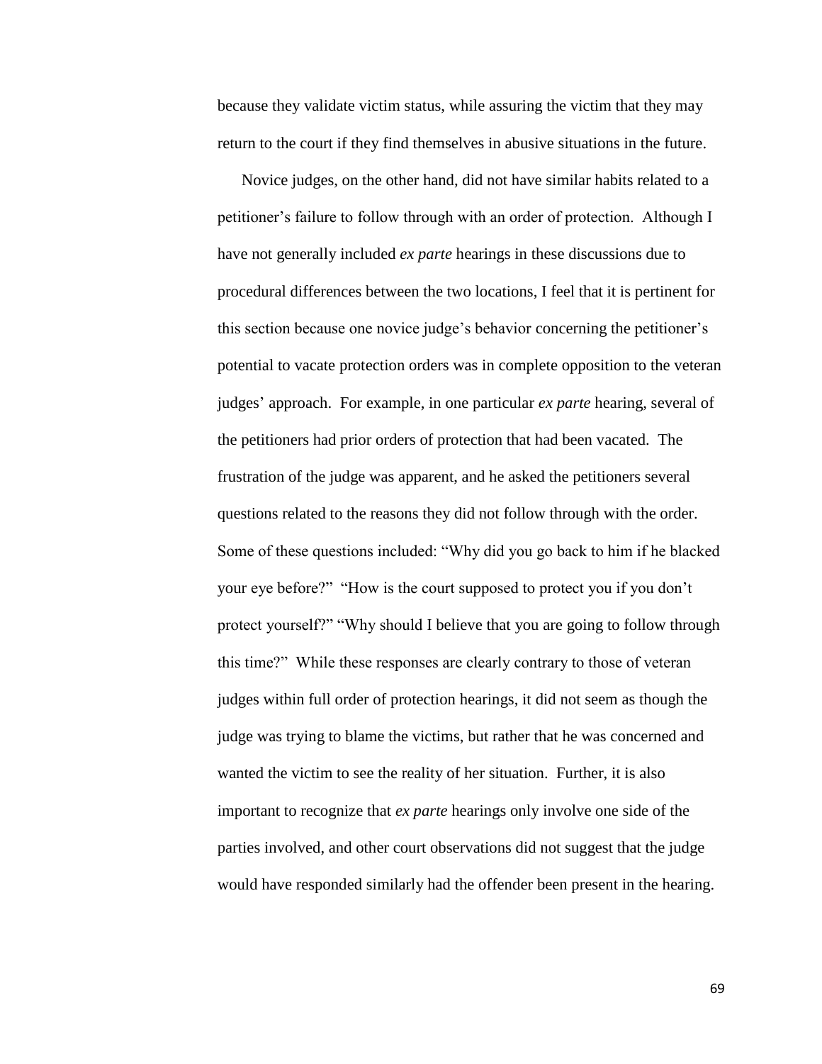because they validate victim status, while assuring the victim that they may return to the court if they find themselves in abusive situations in the future.

Novice judges, on the other hand, did not have similar habits related to a petitioner's failure to follow through with an order of protection. Although I have not generally included *ex parte* hearings in these discussions due to procedural differences between the two locations, I feel that it is pertinent for this section because one novice judge's behavior concerning the petitioner's potential to vacate protection orders was in complete opposition to the veteran judges' approach. For example, in one particular *ex parte* hearing, several of the petitioners had prior orders of protection that had been vacated. The frustration of the judge was apparent, and he asked the petitioners several questions related to the reasons they did not follow through with the order. Some of these questions included: "Why did you go back to him if he blacked your eye before?" "How is the court supposed to protect you if you don't protect yourself?" "Why should I believe that you are going to follow through this time?" While these responses are clearly contrary to those of veteran judges within full order of protection hearings, it did not seem as though the judge was trying to blame the victims, but rather that he was concerned and wanted the victim to see the reality of her situation. Further, it is also important to recognize that *ex parte* hearings only involve one side of the parties involved, and other court observations did not suggest that the judge would have responded similarly had the offender been present in the hearing.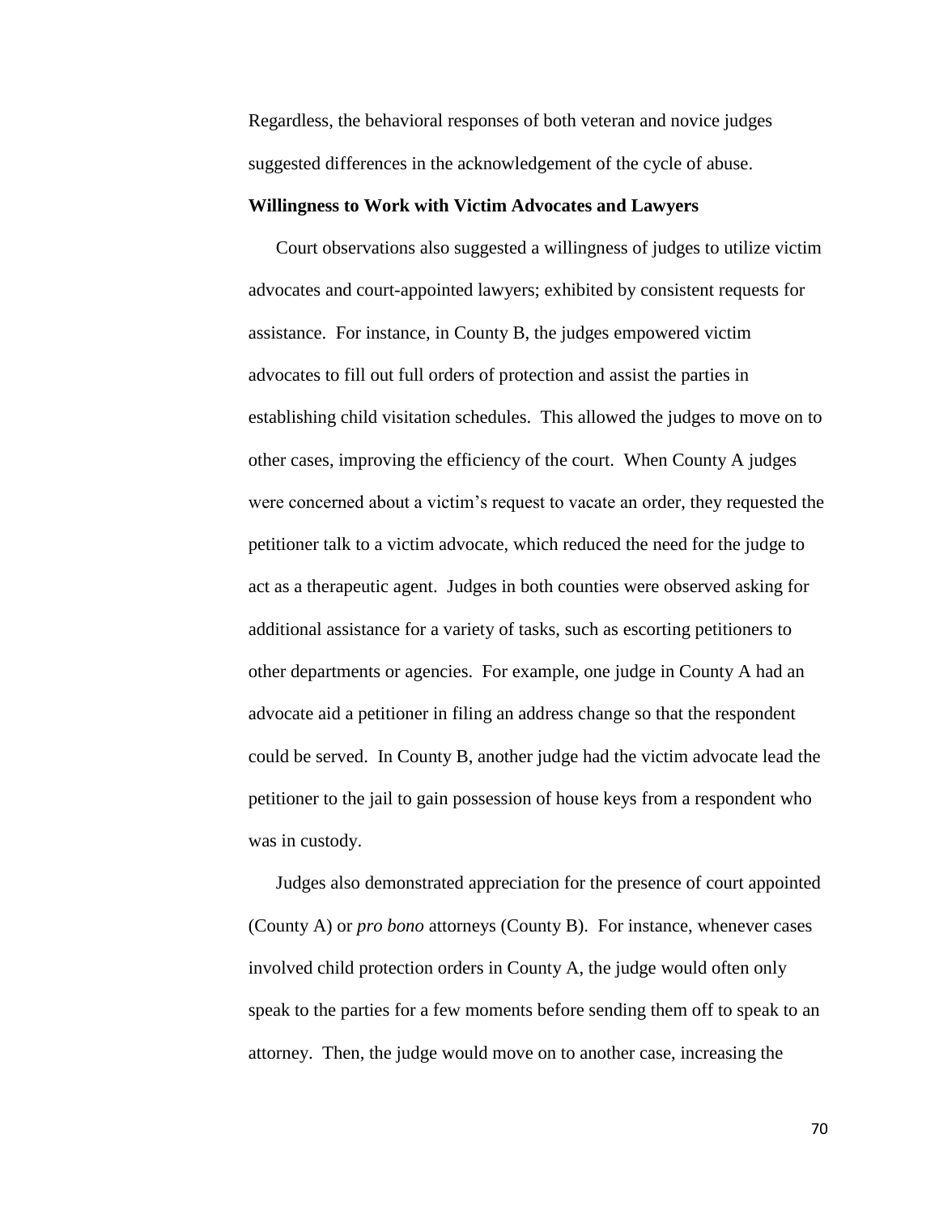Regardless, the behavioral responses of both veteran and novice judges suggested differences in the acknowledgement of the cycle of abuse.

**Willingness to Work with Victim Advocates and Lawyers**

Court observations also suggested a willingness of judges to utilize victim advocates and court-appointed lawyers; exhibited by consistent requests for assistance. For instance, in County B, the judges empowered victim advocates to fill out full orders of protection and assist the parties in establishing child visitation schedules. This allowed the judges to move on to other cases, improving the efficiency of the court. When County A judges were concerned about a victim's request to vacate an order, they requested the petitioner talk to a victim advocate, which reduced the need for the judge to act as a therapeutic agent. Judges in both counties were observed asking for additional assistance for a variety of tasks, such as escorting petitioners to other departments or agencies. For example, one judge in County A had an advocate aid a petitioner in filing an address change so that the respondent could be served. In County B, another judge had the victim advocate lead the petitioner to the jail to gain possession of house keys from a respondent who was in custody.

Judges also demonstrated appreciation for the presence of court appointed (County A) or *pro bono* attorneys (County B). For instance, whenever cases involved child protection orders in County A, the judge would often only speak to the parties for a few moments before sending them off to speak to an attorney. Then, the judge would move on to another case, increasing the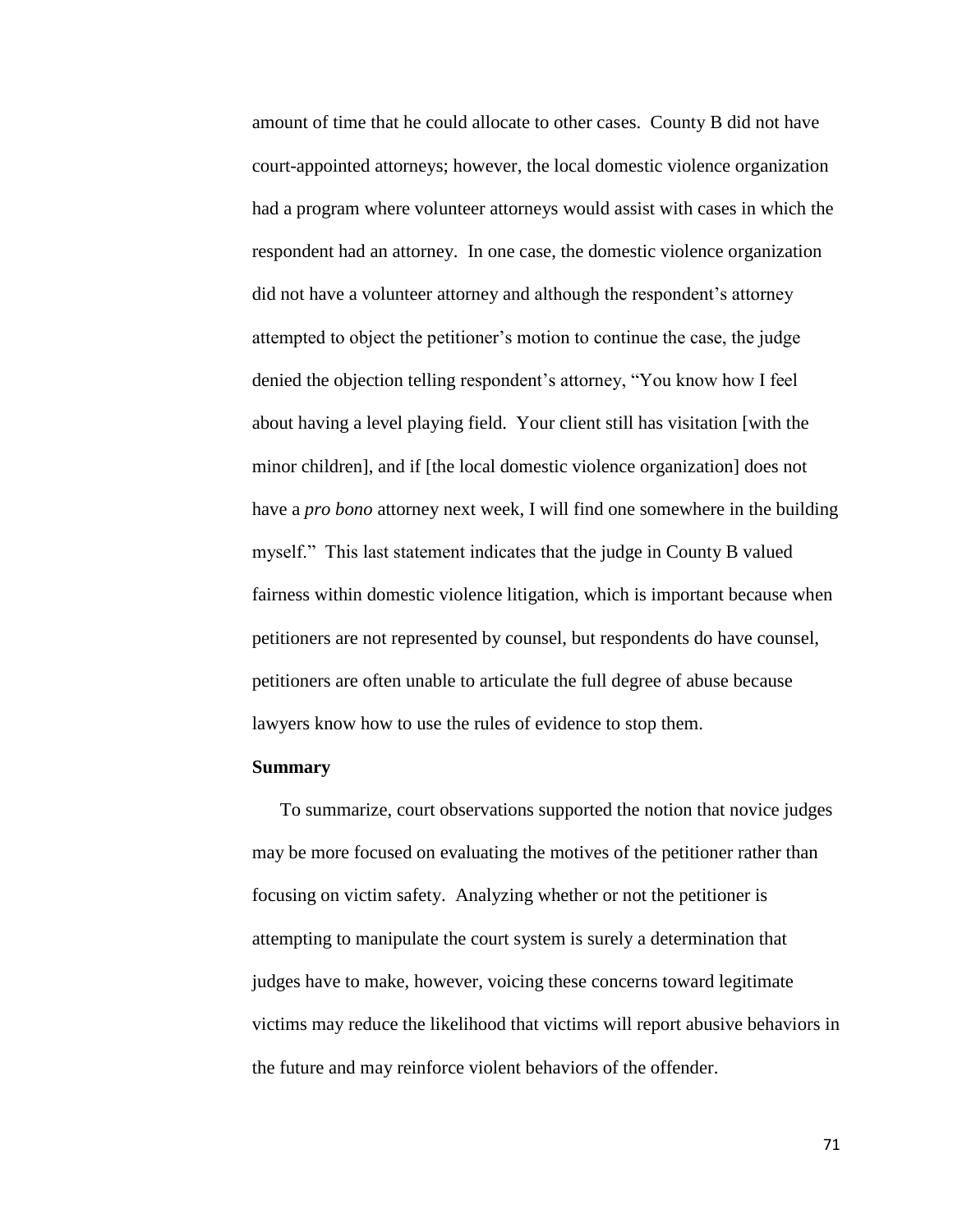amount of time that he could allocate to other cases. County B did not have court-appointed attorneys; however, the local domestic violence organization had a program where volunteer attorneys would assist with cases in which the respondent had an attorney. In one case, the domestic violence organization did not have a volunteer attorney and although the respondent's attorney attempted to object the petitioner's motion to continue the case, the judge denied the objection telling respondent's attorney, "You know how I feel about having a level playing field. Your client still has visitation [with the minor children], and if [the local domestic violence organization] does not have a *pro bono* attorney next week, I will find one somewhere in the building myself." This last statement indicates that the judge in County B valued fairness within domestic violence litigation, which is important because when petitioners are not represented by counsel, but respondents do have counsel, petitioners are often unable to articulate the full degree of abuse because lawyers know how to use the rules of evidence to stop them.

**Summary**

To summarize, court observations supported the notion that novice judges may be more focused on evaluating the motives of the petitioner rather than focusing on victim safety. Analyzing whether or not the petitioner is attempting to manipulate the court system is surely a determination that judges have to make, however, voicing these concerns toward legitimate victims may reduce the likelihood that victims will report abusive behaviors in the future and may reinforce violent behaviors of the offender.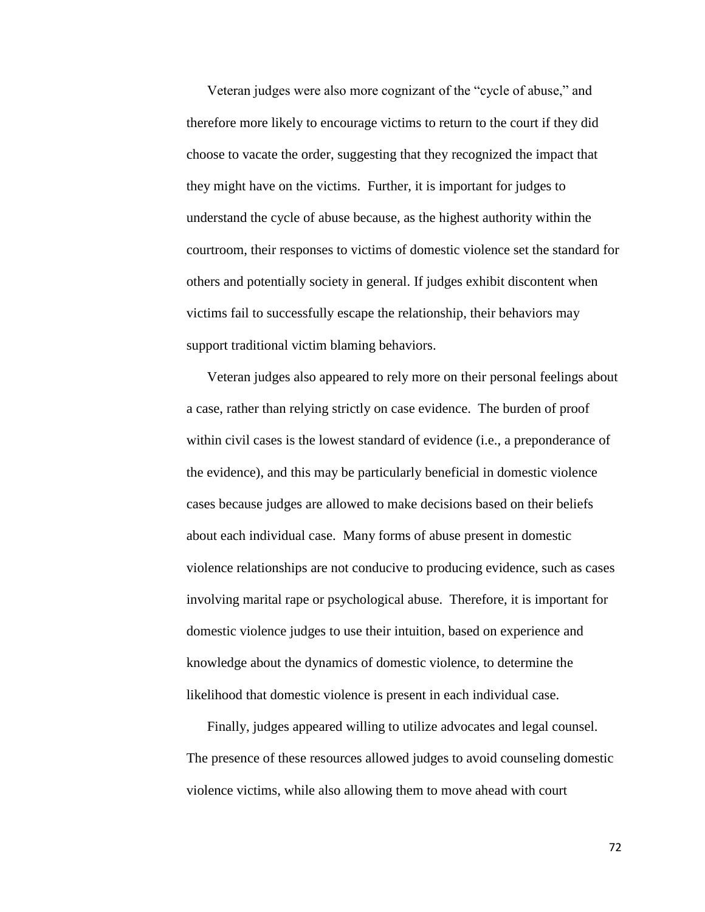Veteran judges were also more cognizant of the "cycle of abuse," and therefore more likely to encourage victims to return to the court if they did choose to vacate the order, suggesting that they recognized the impact that they might have on the victims. Further, it is important for judges to understand the cycle of abuse because, as the highest authority within the courtroom, their responses to victims of domestic violence set the standard for others and potentially society in general. If judges exhibit discontent when victims fail to successfully escape the relationship, their behaviors may support traditional victim blaming behaviors.

Veteran judges also appeared to rely more on their personal feelings about a case, rather than relying strictly on case evidence. The burden of proof within civil cases is the lowest standard of evidence (i.e., a preponderance of the evidence), and this may be particularly beneficial in domestic violence cases because judges are allowed to make decisions based on their beliefs about each individual case. Many forms of abuse present in domestic violence relationships are not conducive to producing evidence, such as cases involving marital rape or psychological abuse. Therefore, it is important for domestic violence judges to use their intuition, based on experience and knowledge about the dynamics of domestic violence, to determine the likelihood that domestic violence is present in each individual case.

Finally, judges appeared willing to utilize advocates and legal counsel. The presence of these resources allowed judges to avoid counseling domestic violence victims, while also allowing them to move ahead with court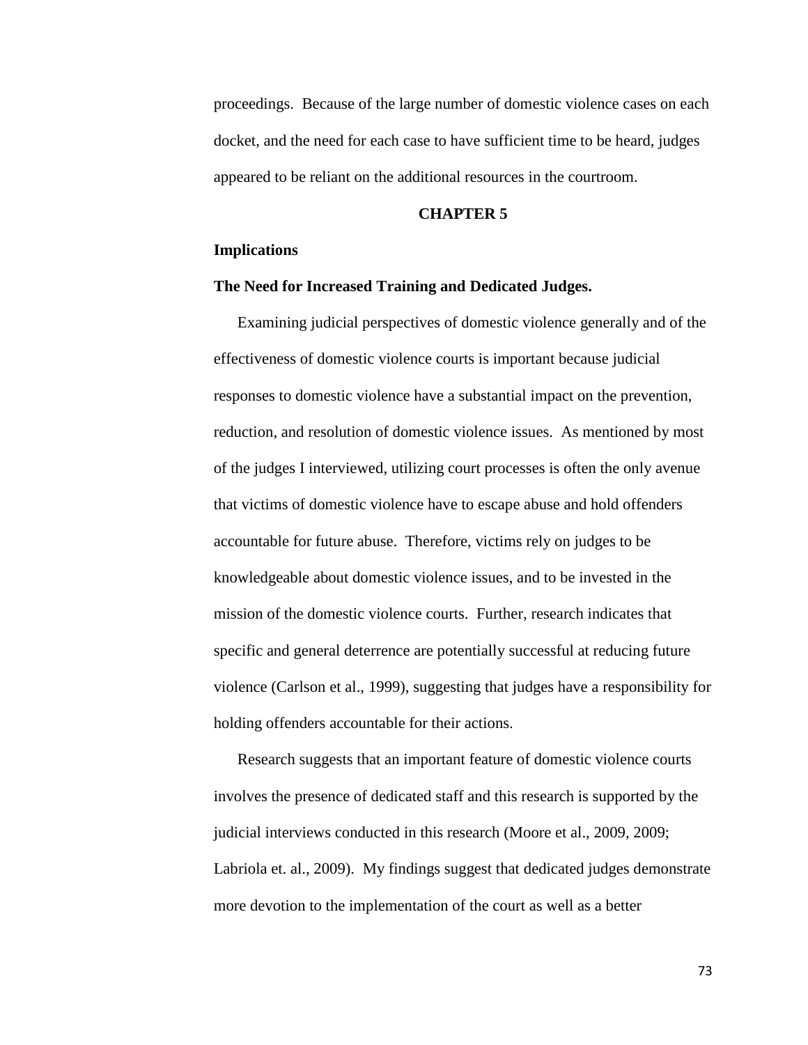proceedings. Because of the large number of domestic violence cases on each docket, and the need for each case to have sufficient time to be heard, judges appeared to be reliant on the additional resources in the courtroom.

# CHAPTER 5

## Implications

### The Need for Increased Training and Dedicated Judges.

Examining judicial perspectives of domestic violence generally and of the effectiveness of domestic violence courts is important because judicial responses to domestic violence have a substantial impact on the prevention, reduction, and resolution of domestic violence issues. As mentioned by most of the judges I interviewed, utilizing court processes is often the only avenue that victims of domestic violence have to escape abuse and hold offenders accountable for future abuse. Therefore, victims rely on judges to be knowledgeable about domestic violence issues, and to be invested in the mission of the domestic violence courts. Further, research indicates that specific and general deterrence are potentially successful at reducing future violence (Carlson et al., 1999), suggesting that judges have a responsibility for holding offenders accountable for their actions.

Research suggests that an important feature of domestic violence courts involves the presence of dedicated staff and this research is supported by the judicial interviews conducted in this research (Moore et al., 2009, 2009; Labriola et. al., 2009). My findings suggest that dedicated judges demonstrate more devotion to the implementation of the court as well as a better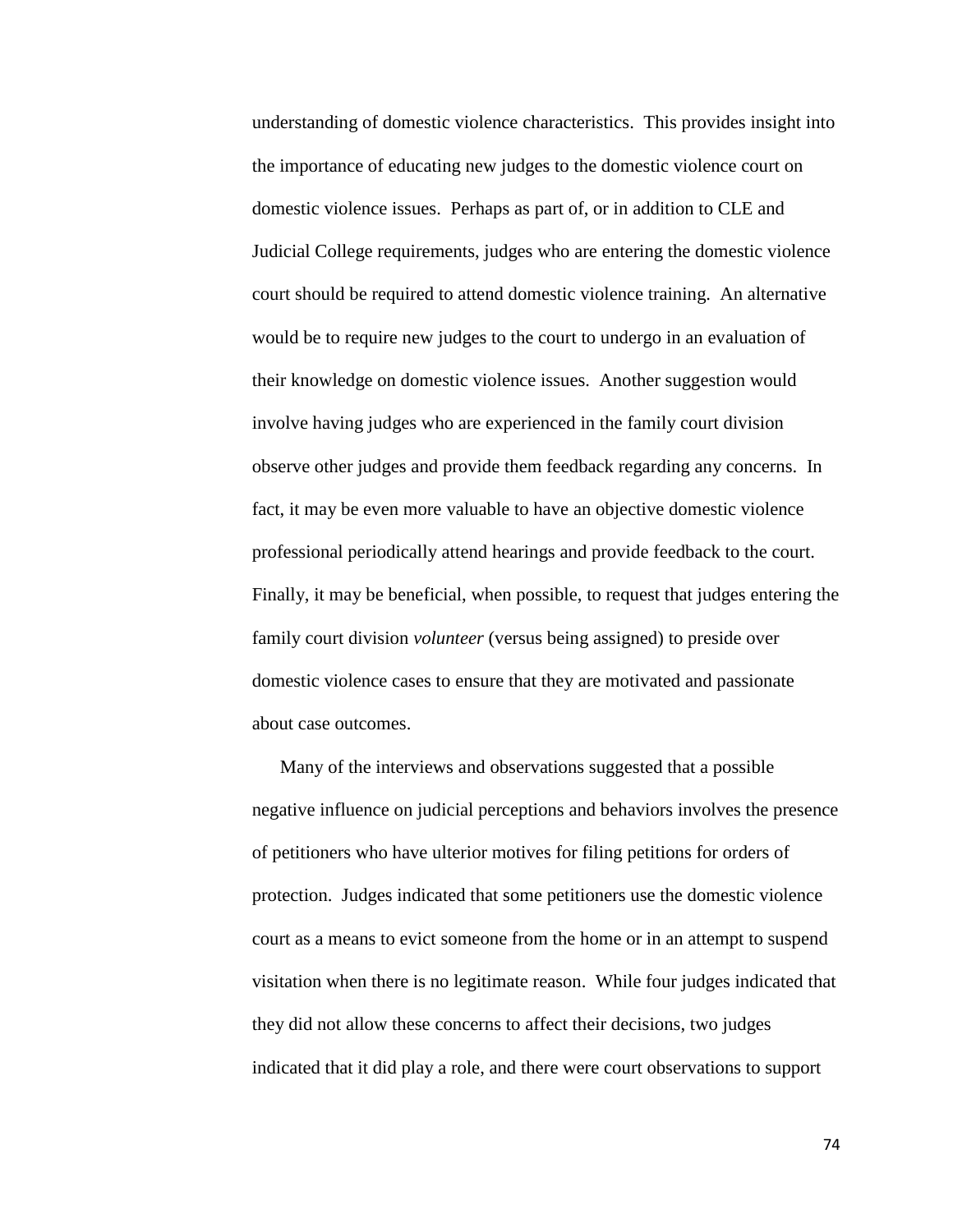understanding of domestic violence characteristics. This provides insight into the importance of educating new judges to the domestic violence court on domestic violence issues. Perhaps as part of, or in addition to CLE and Judicial College requirements, judges who are entering the domestic violence court should be required to attend domestic violence training. An alternative would be to require new judges to the court to undergo in an evaluation of their knowledge on domestic violence issues. Another suggestion would involve having judges who are experienced in the family court division observe other judges and provide them feedback regarding any concerns. In fact, it may be even more valuable to have an objective domestic violence professional periodically attend hearings and provide feedback to the court. Finally, it may be beneficial, when possible, to request that judges entering the family court division *volunteer* (versus being assigned) to preside over domestic violence cases to ensure that they are motivated and passionate about case outcomes.

Many of the interviews and observations suggested that a possible negative influence on judicial perceptions and behaviors involves the presence of petitioners who have ulterior motives for filing petitions for orders of protection. Judges indicated that some petitioners use the domestic violence court as a means to evict someone from the home or in an attempt to suspend visitation when there is no legitimate reason. While four judges indicated that they did not allow these concerns to affect their decisions, two judges indicated that it did play a role, and there were court observations to support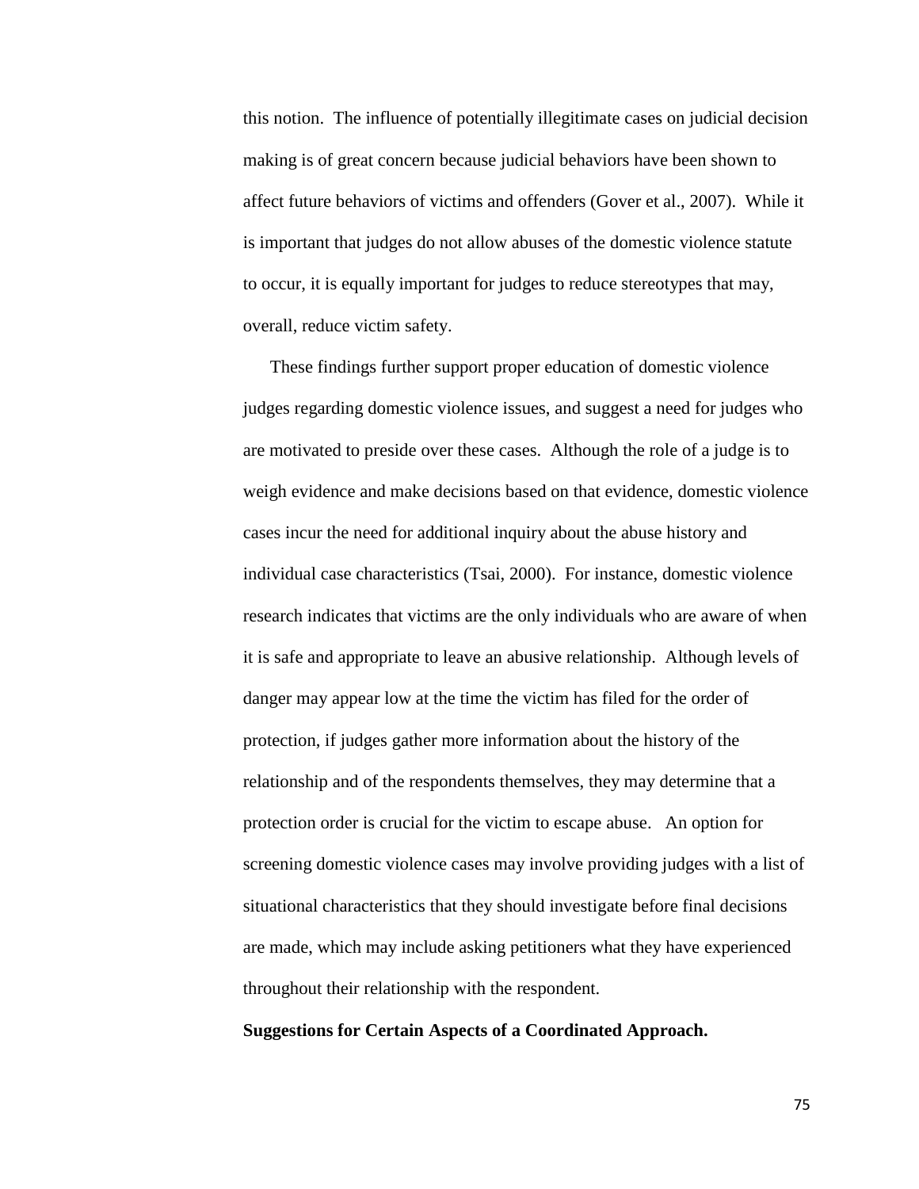this notion. The influence of potentially illegitimate cases on judicial decision making is of great concern because judicial behaviors have been shown to affect future behaviors of victims and offenders (Gover et al., 2007). While it is important that judges do not allow abuses of the domestic violence statute to occur, it is equally important for judges to reduce stereotypes that may, overall, reduce victim safety.

These findings further support proper education of domestic violence judges regarding domestic violence issues, and suggest a need for judges who are motivated to preside over these cases. Although the role of a judge is to weigh evidence and make decisions based on that evidence, domestic violence cases incur the need for additional inquiry about the abuse history and individual case characteristics (Tsai, 2000). For instance, domestic violence research indicates that victims are the only individuals who are aware of when it is safe and appropriate to leave an abusive relationship. Although levels of danger may appear low at the time the victim has filed for the order of protection, if judges gather more information about the history of the relationship and of the respondents themselves, they may determine that a protection order is crucial for the victim to escape abuse. An option for screening domestic violence cases may involve providing judges with a list of situational characteristics that they should investigate before final decisions are made, which may include asking petitioners what they have experienced throughout their relationship with the respondent.

**Suggestions for Certain Aspects of a Coordinated Approach.**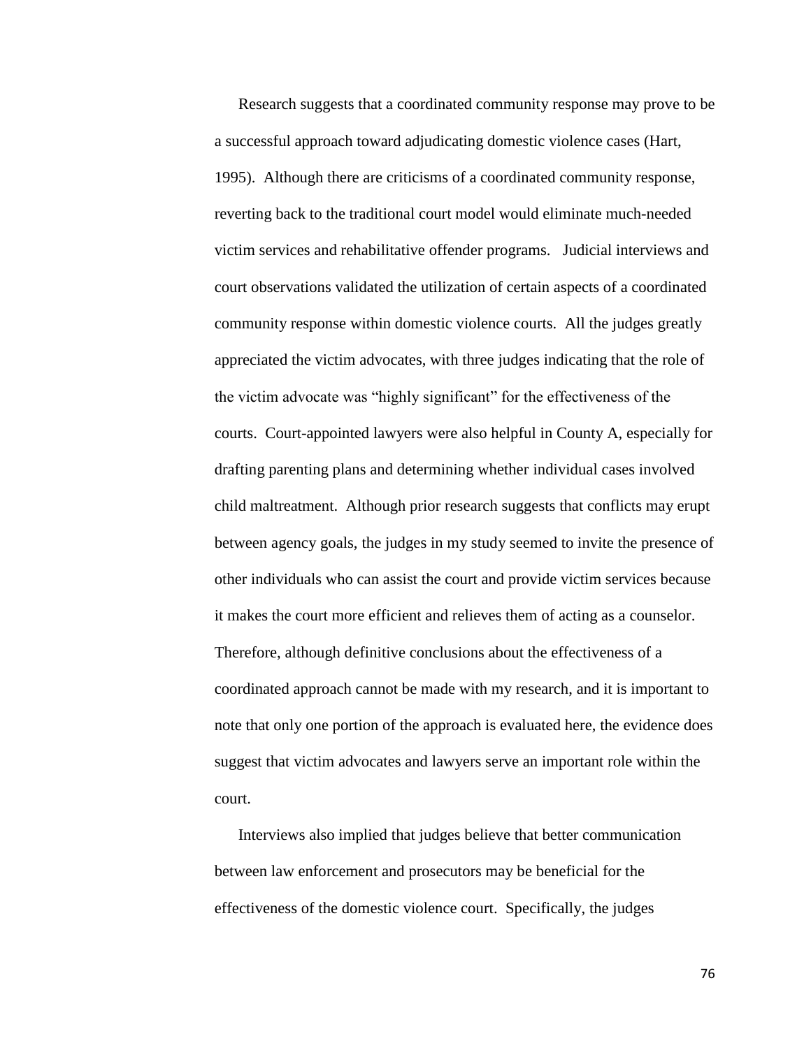Research suggests that a coordinated community response may prove to be a successful approach toward adjudicating domestic violence cases (Hart, 1995). Although there are criticisms of a coordinated community response, reverting back to the traditional court model would eliminate much-needed victim services and rehabilitative offender programs. Judicial interviews and court observations validated the utilization of certain aspects of a coordinated community response within domestic violence courts. All the judges greatly appreciated the victim advocates, with three judges indicating that the role of the victim advocate was "highly significant" for the effectiveness of the courts. Court-appointed lawyers were also helpful in County A, especially for drafting parenting plans and determining whether individual cases involved child maltreatment. Although prior research suggests that conflicts may erupt between agency goals, the judges in my study seemed to invite the presence of other individuals who can assist the court and provide victim services because it makes the court more efficient and relieves them of acting as a counselor. Therefore, although definitive conclusions about the effectiveness of a coordinated approach cannot be made with my research, and it is important to note that only one portion of the approach is evaluated here, the evidence does suggest that victim advocates and lawyers serve an important role within the court.

Interviews also implied that judges believe that better communication between law enforcement and prosecutors may be beneficial for the effectiveness of the domestic violence court. Specifically, the judges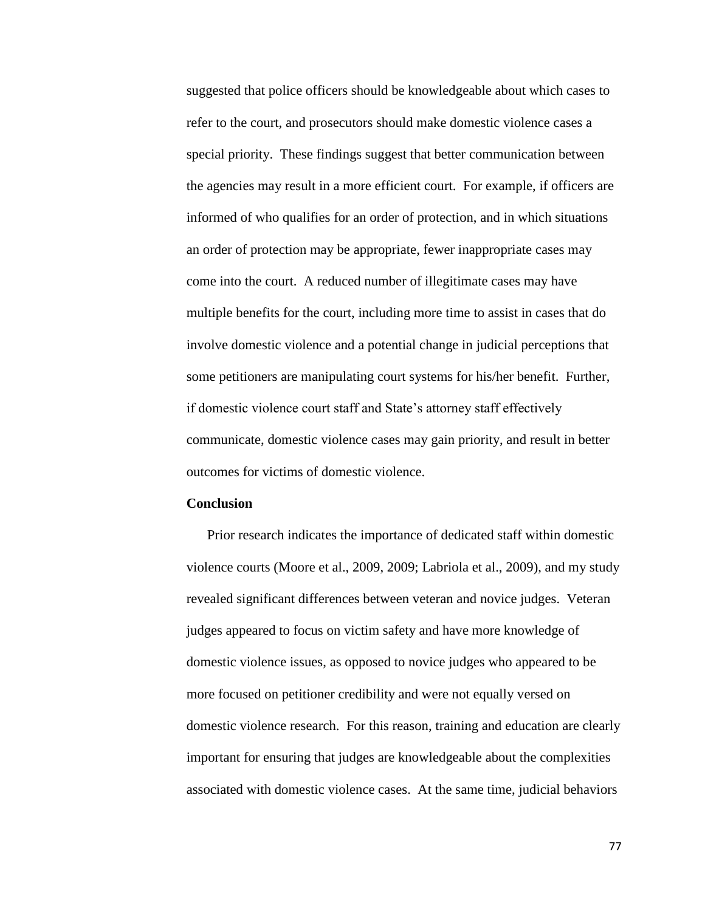suggested that police officers should be knowledgeable about which cases to refer to the court, and prosecutors should make domestic violence cases a special priority. These findings suggest that better communication between the agencies may result in a more efficient court. For example, if officers are informed of who qualifies for an order of protection, and in which situations an order of protection may be appropriate, fewer inappropriate cases may come into the court. A reduced number of illegitimate cases may have multiple benefits for the court, including more time to assist in cases that do involve domestic violence and a potential change in judicial perceptions that some petitioners are manipulating court systems for his/her benefit. Further, if domestic violence court staff and State's attorney staff effectively communicate, domestic violence cases may gain priority, and result in better outcomes for victims of domestic violence.

## Conclusion

Prior research indicates the importance of dedicated staff within domestic violence courts (Moore et al., 2009, 2009; Labriola et al., 2009), and my study revealed significant differences between veteran and novice judges. Veteran judges appeared to focus on victim safety and have more knowledge of domestic violence issues, as opposed to novice judges who appeared to be more focused on petitioner credibility and were not equally versed on domestic violence research. For this reason, training and education are clearly important for ensuring that judges are knowledgeable about the complexities associated with domestic violence cases. At the same time, judicial behaviors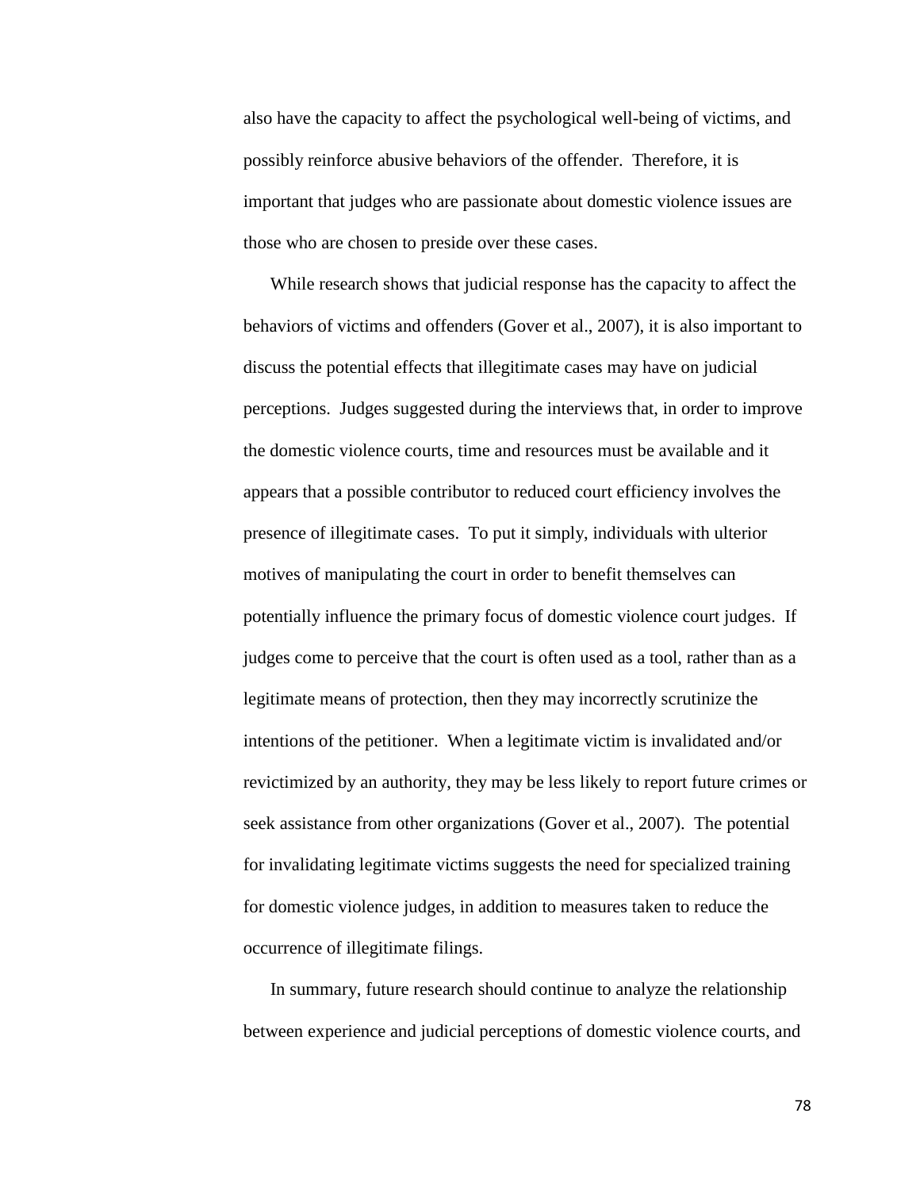also have the capacity to affect the psychological well-being of victims, and possibly reinforce abusive behaviors of the offender. Therefore, it is important that judges who are passionate about domestic violence issues are those who are chosen to preside over these cases.

While research shows that judicial response has the capacity to affect the behaviors of victims and offenders (Gover et al., 2007), it is also important to discuss the potential effects that illegitimate cases may have on judicial perceptions. Judges suggested during the interviews that, in order to improve the domestic violence courts, time and resources must be available and it appears that a possible contributor to reduced court efficiency involves the presence of illegitimate cases. To put it simply, individuals with ulterior motives of manipulating the court in order to benefit themselves can potentially influence the primary focus of domestic violence court judges. If judges come to perceive that the court is often used as a tool, rather than as a legitimate means of protection, then they may incorrectly scrutinize the intentions of the petitioner. When a legitimate victim is invalidated and/or revictimized by an authority, they may be less likely to report future crimes or seek assistance from other organizations (Gover et al., 2007). The potential for invalidating legitimate victims suggests the need for specialized training for domestic violence judges, in addition to measures taken to reduce the occurrence of illegitimate filings.

In summary, future research should continue to analyze the relationship between experience and judicial perceptions of domestic violence courts, and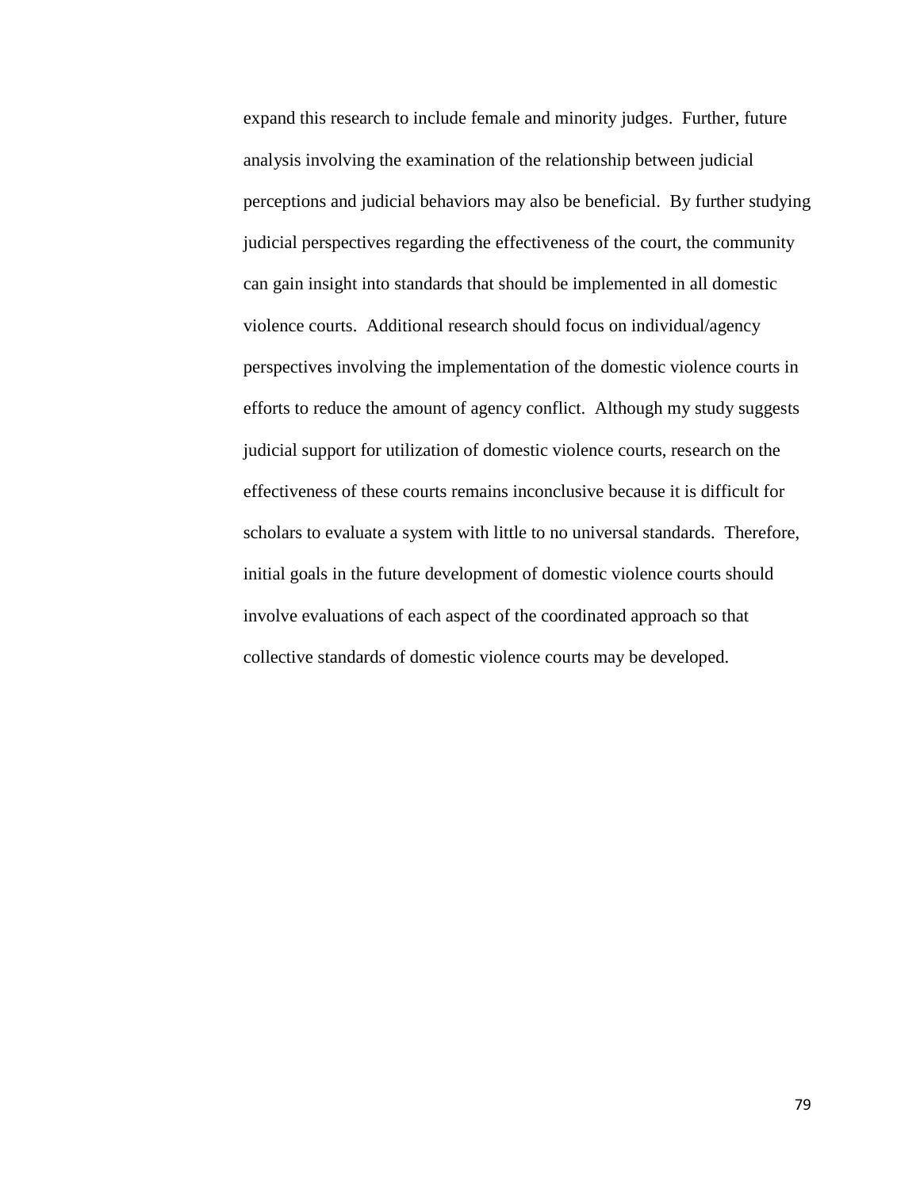expand this research to include female and minority judges. Further, future analysis involving the examination of the relationship between judicial perceptions and judicial behaviors may also be beneficial. By further studying judicial perspectives regarding the effectiveness of the court, the community can gain insight into standards that should be implemented in all domestic violence courts. Additional research should focus on individual/agency perspectives involving the implementation of the domestic violence courts in efforts to reduce the amount of agency conflict. Although my study suggests judicial support for utilization of domestic violence courts, research on the effectiveness of these courts remains inconclusive because it is difficult for scholars to evaluate a system with little to no universal standards. Therefore, initial goals in the future development of domestic violence courts should involve evaluations of each aspect of the coordinated approach so that collective standards of domestic violence courts may be developed.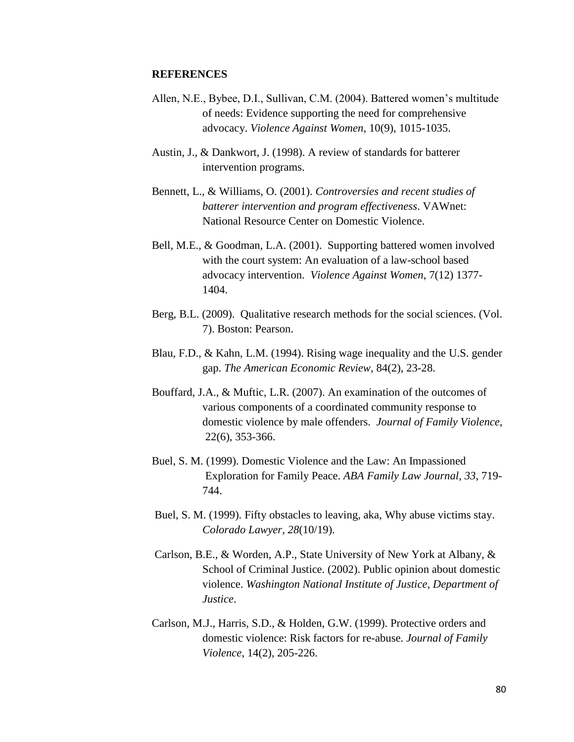**REFERENCES**

Allen, N.E., Bybee, D.I., Sullivan, C.M. (2004). Battered women's multitude of needs: Evidence supporting the need for comprehensive advocacy. *Violence Against Women*, 10(9), 1015-1035.

Austin, J., & Dankwort, J. (1998). A review of standards for batterer intervention programs.

Bennett, L., & Williams, O. (2001). *Controversies and recent studies of batterer intervention and program effectiveness*. VAWnet: National Resource Center on Domestic Violence.

Bell, M.E., & Goodman, L.A. (2001). Supporting battered women involved with the court system: An evaluation of a law-school based advocacy intervention. *Violence Against Women*, 7(12) 1377-1404.

Berg, B.L. (2009). Qualitative research methods for the social sciences. (Vol. 7). Boston: Pearson.

Blau, F.D., & Kahn, L.M. (1994). Rising wage inequality and the U.S. gender gap. *The American Economic Review*, 84(2), 23-28.

Bouffard, J.A., & Muftic, L.R. (2007). An examination of the outcomes of various components of a coordinated community response to domestic violence by male offenders. *Journal of Family Violence*, 22(6), 353-366.

Buel, S. M. (1999). Domestic Violence and the Law: An Impassioned Exploration for Family Peace. *ABA Family Law Journal*, *33*, 719-744.

Buel, S. M. (1999). Fifty obstacles to leaving, aka, Why abuse victims stay. *Colorado Lawyer*, *28*(10/19).

Carlson, B.E., & Worden, A.P., State University of New York at Albany, & School of Criminal Justice. (2002). Public opinion about domestic violence. *Washington National Institute of Justice, Department of Justice*.

Carlson, M.J., Harris, S.D., & Holden, G.W. (1999). Protective orders and domestic violence: Risk factors for re-abuse. *Journal of Family Violence*, 14(2), 205-226.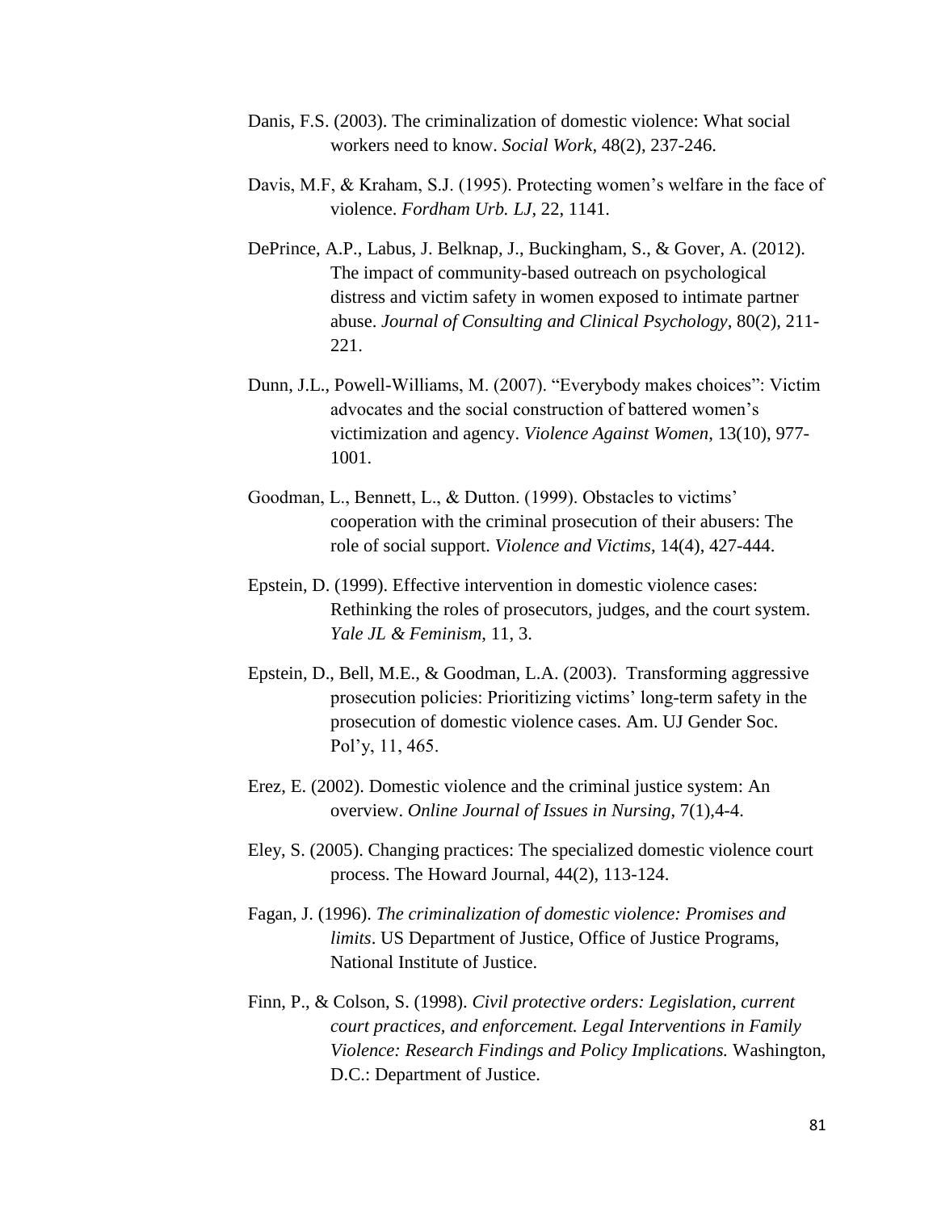Danis, F.S. (2003). The criminalization of domestic violence: What social workers need to know. *Social Work*, 48(2), 237-246.

Davis, M.F, & Kraham, S.J. (1995). Protecting women's welfare in the face of violence. *Fordham Urb. LJ*, 22, 1141.

DePrince, A.P., Labus, J. Belknap, J., Buckingham, S., & Gover, A. (2012). The impact of community-based outreach on psychological distress and victim safety in women exposed to intimate partner abuse. *Journal of Consulting and Clinical Psychology*, 80(2), 211-221.

Dunn, J.L., Powell-Williams, M. (2007). "Everybody makes choices": Victim advocates and the social construction of battered women's victimization and agency. *Violence Against Women*, 13(10), 977-1001.

Goodman, L., Bennett, L., & Dutton. (1999). Obstacles to victims' cooperation with the criminal prosecution of their abusers: The role of social support. *Violence and Victims*, 14(4), 427-444.

Epstein, D. (1999). Effective intervention in domestic violence cases: Rethinking the roles of prosecutors, judges, and the court system. *Yale JL & Feminism*, 11, 3.

Epstein, D., Bell, M.E., & Goodman, L.A. (2003). Transforming aggressive prosecution policies: Prioritizing victims' long-term safety in the prosecution of domestic violence cases. Am. UJ Gender Soc. Pol'y, 11, 465.

Erez, E. (2002). Domestic violence and the criminal justice system: An overview. *Online Journal of Issues in Nursing*, 7(1),4-4.

Eley, S. (2005). Changing practices: The specialized domestic violence court process. The Howard Journal, 44(2), 113-124.

Fagan, J. (1996). *The criminalization of domestic violence: Promises and limits*. US Department of Justice, Office of Justice Programs, National Institute of Justice.

Finn, P., & Colson, S. (1998). *Civil protective orders: Legislation, current court practices, and enforcement. Legal Interventions in Family Violence: Research Findings and Policy Implications.* Washington, D.C.: Department of Justice.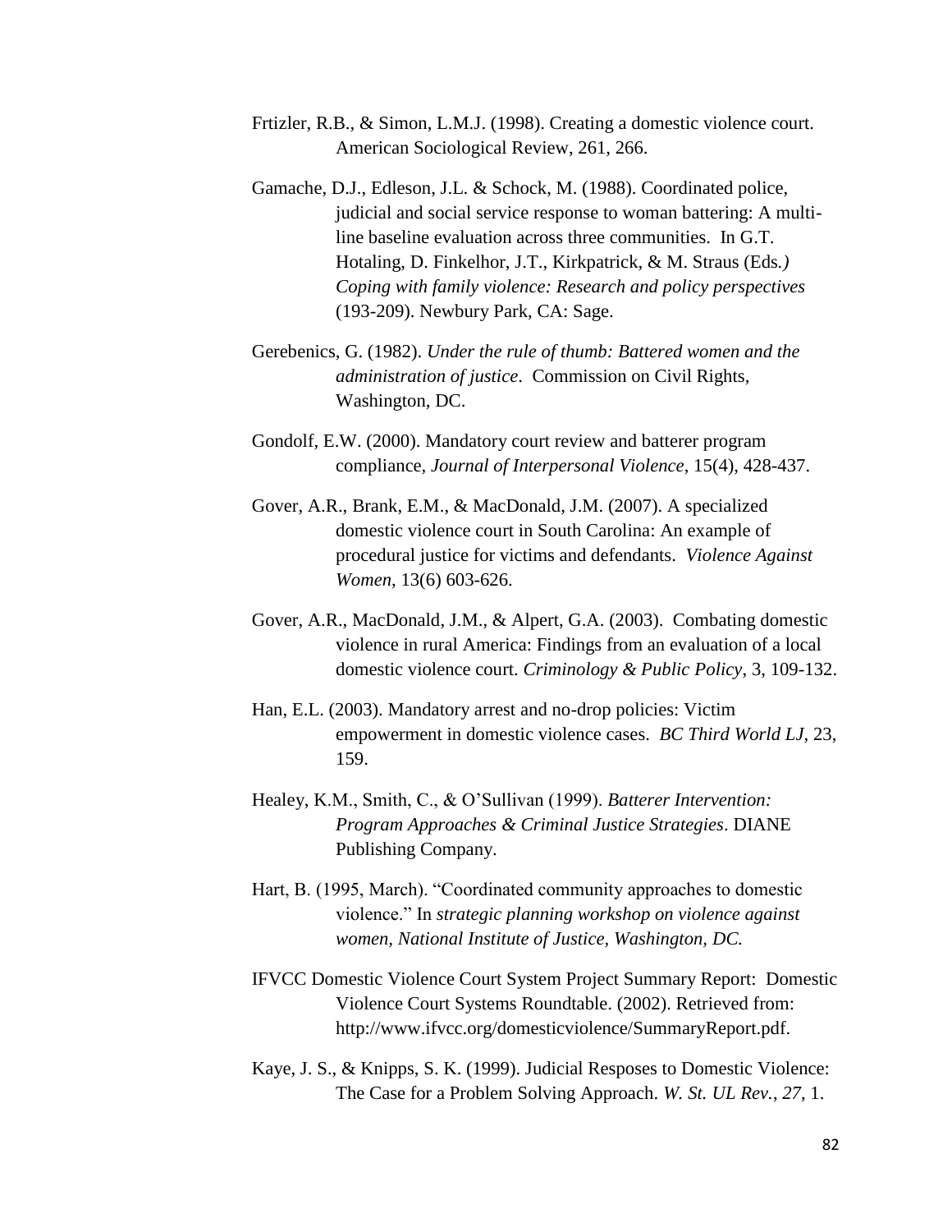Frtizler, R.B., & Simon, L.M.J. (1998). Creating a domestic violence court. American Sociological Review, 261, 266.

Gamache, D.J., Edleson, J.L. & Schock, M. (1988). Coordinated police, judicial and social service response to woman battering: A multi-line baseline evaluation across three communities. In G.T. Hotaling, D. Finkelhor, J.T., Kirkpatrick, & M. Straus (Eds.*)* *Coping with family violence: Research and policy perspectives* (193-209). Newbury Park, CA: Sage.

Gerebenics, G. (1982). *Under the rule of thumb: Battered women and the administration of justice*. Commission on Civil Rights, Washington, DC.

Gondolf, E.W. (2000). Mandatory court review and batterer program compliance, *Journal of Interpersonal Violence*, 15(4), 428-437.

Gover, A.R., Brank, E.M., & MacDonald, J.M. (2007). A specialized domestic violence court in South Carolina: An example of procedural justice for victims and defendants. *Violence Against Women*, 13(6) 603-626.

Gover, A.R., MacDonald, J.M., & Alpert, G.A. (2003). Combating domestic violence in rural America: Findings from an evaluation of a local domestic violence court. *Criminology & Public Policy*, 3, 109-132.

Han, E.L. (2003). Mandatory arrest and no-drop policies: Victim empowerment in domestic violence cases. *BC Third World LJ*, 23, 159.

Healey, K.M., Smith, C., & O'Sullivan (1999). *Batterer Intervention: Program Approaches & Criminal Justice Strategies*. DIANE Publishing Company.

Hart, B. (1995, March). "Coordinated community approaches to domestic violence." In *strategic planning workshop on violence against women, National Institute of Justice, Washington, DC.*

IFVCC Domestic Violence Court System Project Summary Report: Domestic Violence Court Systems Roundtable. (2002). Retrieved from: http://www.ifvcc.org/domesticviolence/SummaryReport.pdf.

Kaye, J. S., & Knipps, S. K. (1999). Judicial Resposes to Domestic Violence: The Case for a Problem Solving Approach. *W. St. UL Rev.*, *27*, 1.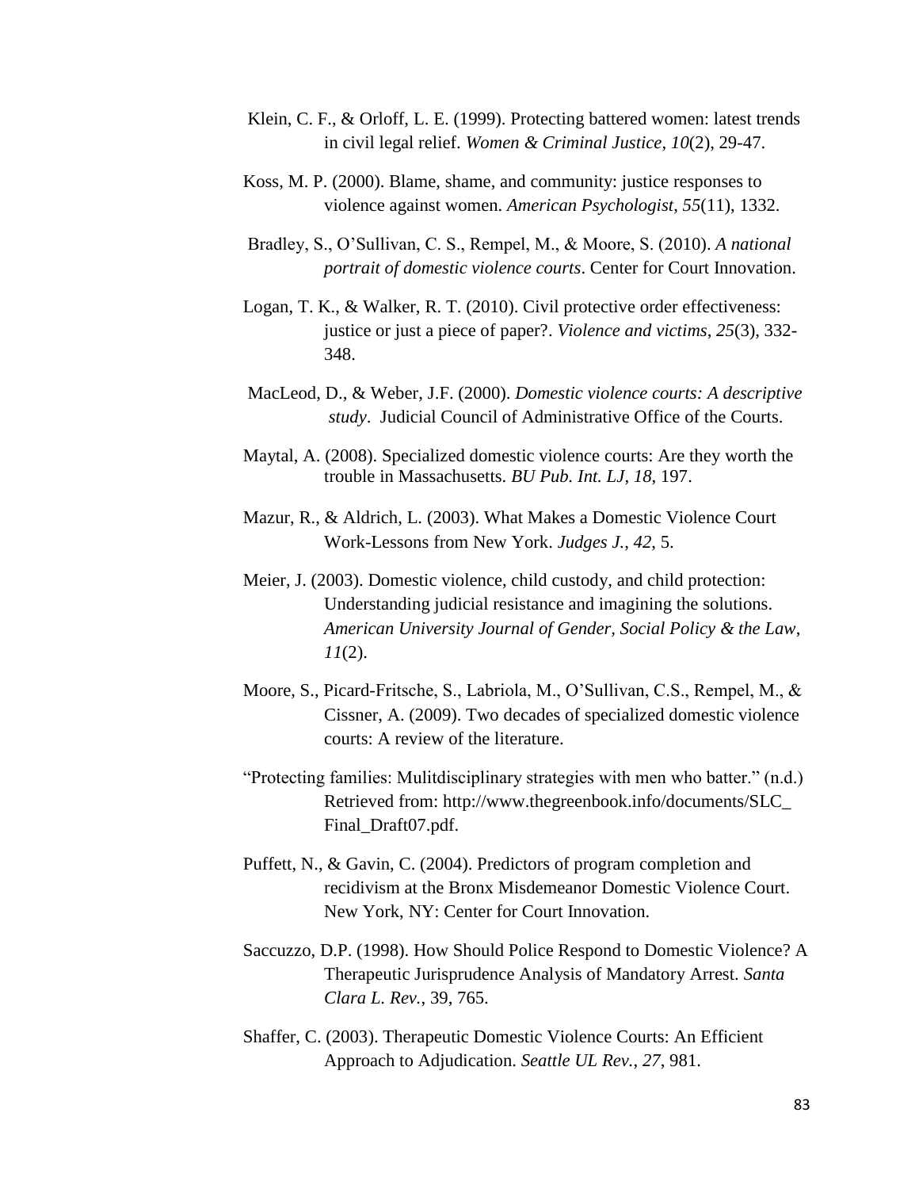Klein, C. F., & Orloff, L. E. (1999). Protecting battered women: latest trends in civil legal relief. *Women & Criminal Justice*, *10*(2), 29-47.

Koss, M. P. (2000). Blame, shame, and community: justice responses to violence against women. *American Psychologist*, *55*(11), 1332.

Bradley, S., O'Sullivan, C. S., Rempel, M., & Moore, S. (2010). *A national portrait of domestic violence courts*. Center for Court Innovation.

Logan, T. K., & Walker, R. T. (2010). Civil protective order effectiveness: justice or just a piece of paper?. *Violence and victims*, *25*(3), 332-348.

MacLeod, D., & Weber, J.F. (2000). *Domestic violence courts: A descriptive study*. Judicial Council of Administrative Office of the Courts.

Maytal, A. (2008). Specialized domestic violence courts: Are they worth the trouble in Massachusetts. *BU Pub. Int. LJ*, *18*, 197.

Mazur, R., & Aldrich, L. (2003). What Makes a Domestic Violence Court Work-Lessons from New York. *Judges J.*, *42*, 5.

Meier, J. (2003). Domestic violence, child custody, and child protection: Understanding judicial resistance and imagining the solutions. *American University Journal of Gender, Social Policy & the Law*, *11*(2).

Moore, S., Picard-Fritsche, S., Labriola, M., O'Sullivan, C.S., Rempel, M., & Cissner, A. (2009). Two decades of specialized domestic violence courts: A review of the literature.

"Protecting families: Mulitdisciplinary strategies with men who batter." (n.d.) Retrieved from: http://www.thegreenbook.info/documents/SLC_Final_Draft07.pdf.

Puffett, N., & Gavin, C. (2004). Predictors of program completion and recidivism at the Bronx Misdemeanor Domestic Violence Court. New York, NY: Center for Court Innovation.

Saccuzzo, D.P. (1998). How Should Police Respond to Domestic Violence? A Therapeutic Jurisprudence Analysis of Mandatory Arrest. *Santa Clara L. Rev.*, 39, 765.

Shaffer, C. (2003). Therapeutic Domestic Violence Courts: An Efficient Approach to Adjudication. *Seattle UL Rev.*, *27*, 981.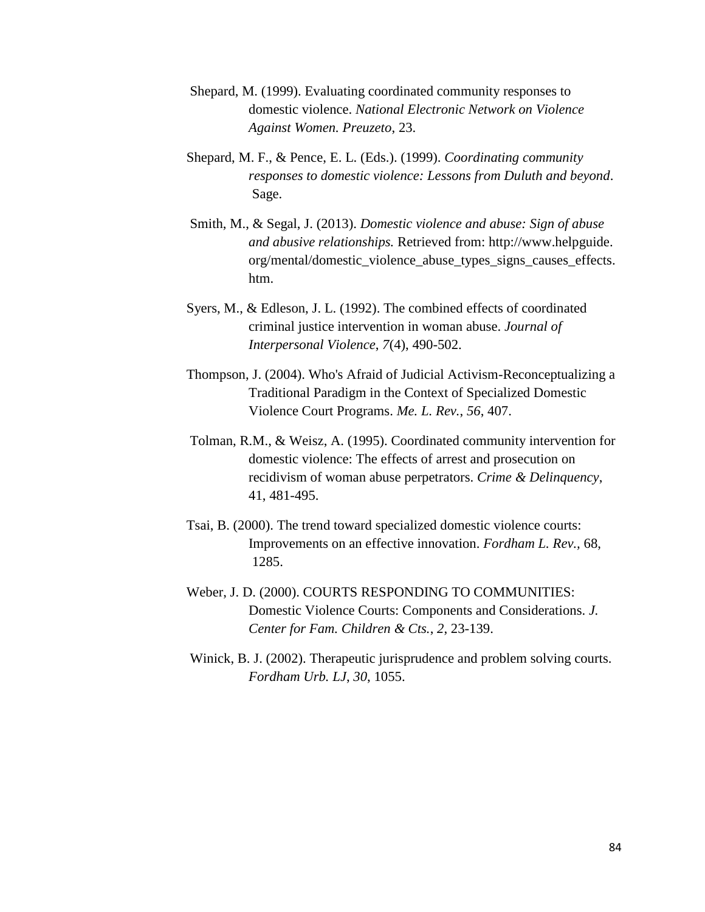Shepard, M. (1999). Evaluating coordinated community responses to domestic violence. *National Electronic Network on Violence Against Women. Preuzeto*, 23.

Shepard, M. F., & Pence, E. L. (Eds.). (1999). *Coordinating community responses to domestic violence: Lessons from Duluth and beyond*. Sage.

Smith, M., & Segal, J. (2013). *Domestic violence and abuse: Sign of abuse and abusive relationships.* Retrieved from: http://www.helpguide.org/mental/domestic_violence_abuse_types_signs_causes_effects.htm.

Syers, M., & Edleson, J. L. (1992). The combined effects of coordinated criminal justice intervention in woman abuse. *Journal of Interpersonal Violence*, *7*(4), 490-502.

Thompson, J. (2004). Who's Afraid of Judicial Activism-Reconceptualizing a Traditional Paradigm in the Context of Specialized Domestic Violence Court Programs. *Me. L. Rev.*, *56*, 407.

Tolman, R.M., & Weisz, A. (1995). Coordinated community intervention for domestic violence: The effects of arrest and prosecution on recidivism of woman abuse perpetrators. *Crime & Delinquency*, 41, 481-495.

Tsai, B. (2000). The trend toward specialized domestic violence courts: Improvements on an effective innovation. *Fordham L. Rev.,* 68, 1285.

Weber, J. D. (2000). COURTS RESPONDING TO COMMUNITIES: Domestic Violence Courts: Components and Considerations. *J. Center for Fam. Children & Cts.*, *2*, 23-139.

Winick, B. J. (2002). Therapeutic jurisprudence and problem solving courts. *Fordham Urb. LJ*, *30*, 1055.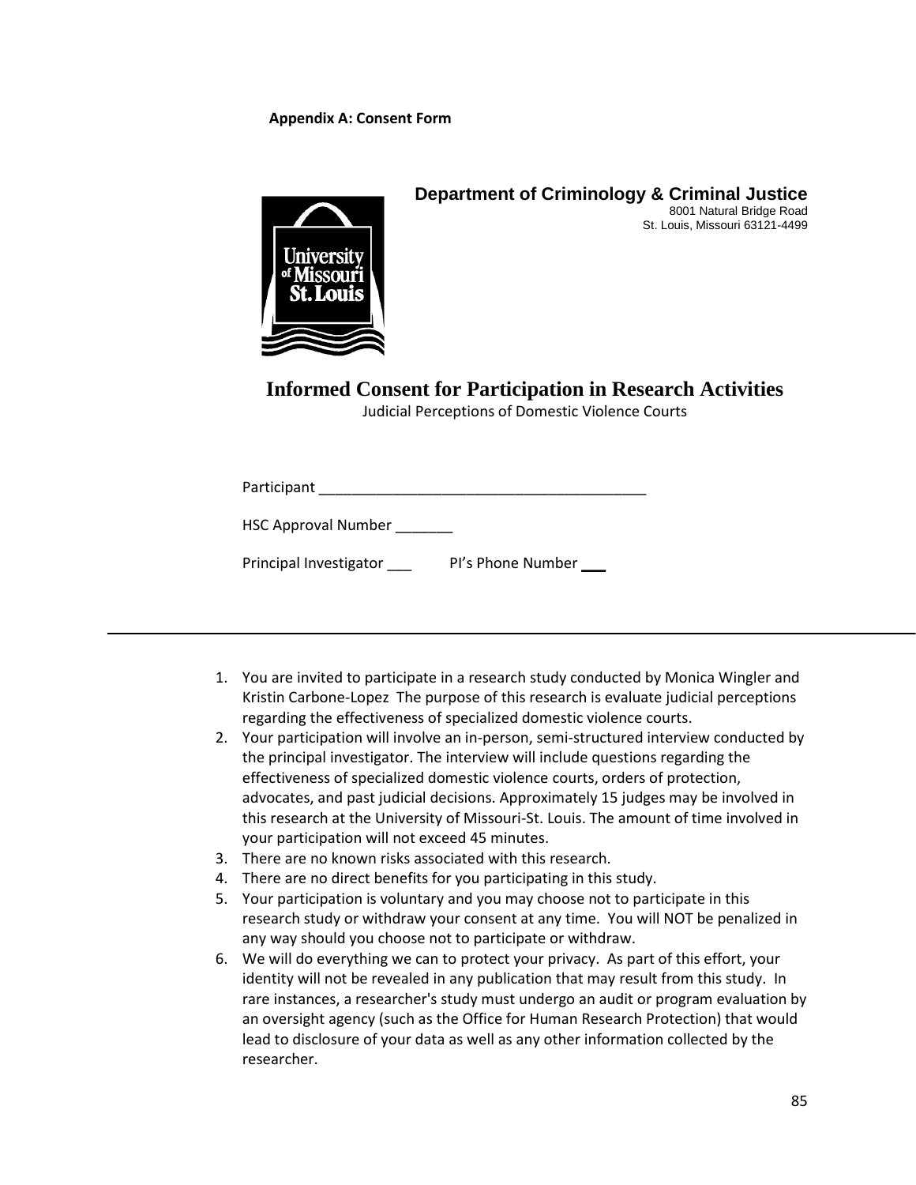**Appendix A: Consent Form**

**Department of Criminology & Criminal Justice**
8001 Natural Bridge Road
St. Louis, Missouri 63121-4499

# Informed Consent for Participation in Research Activities

Judicial Perceptions of Domestic Violence Courts

Participant ________________________________________

HSC Approval Number _______

Principal Investigator ___ PI's Phone Number ___

---

1. You are invited to participate in a research study conducted by Monica Wingler and Kristin Carbone-Lopez The purpose of this research is evaluate judicial perceptions regarding the effectiveness of specialized domestic violence courts.
2. Your participation will involve an in-person, semi-structured interview conducted by the principal investigator. The interview will include questions regarding the effectiveness of specialized domestic violence courts, orders of protection, advocates, and past judicial decisions. Approximately 15 judges may be involved in this research at the University of Missouri-St. Louis. The amount of time involved in your participation will not exceed 45 minutes.
3. There are no known risks associated with this research.
4. There are no direct benefits for you participating in this study.
5. Your participation is voluntary and you may choose not to participate in this research study or withdraw your consent at any time. You will NOT be penalized in any way should you choose not to participate or withdraw.
6. We will do everything we can to protect your privacy. As part of this effort, your identity will not be revealed in any publication that may result from this study. In rare instances, a researcher's study must undergo an audit or program evaluation by an oversight agency (such as the Office for Human Research Protection) that would lead to disclosure of your data as well as any other information collected by the researcher.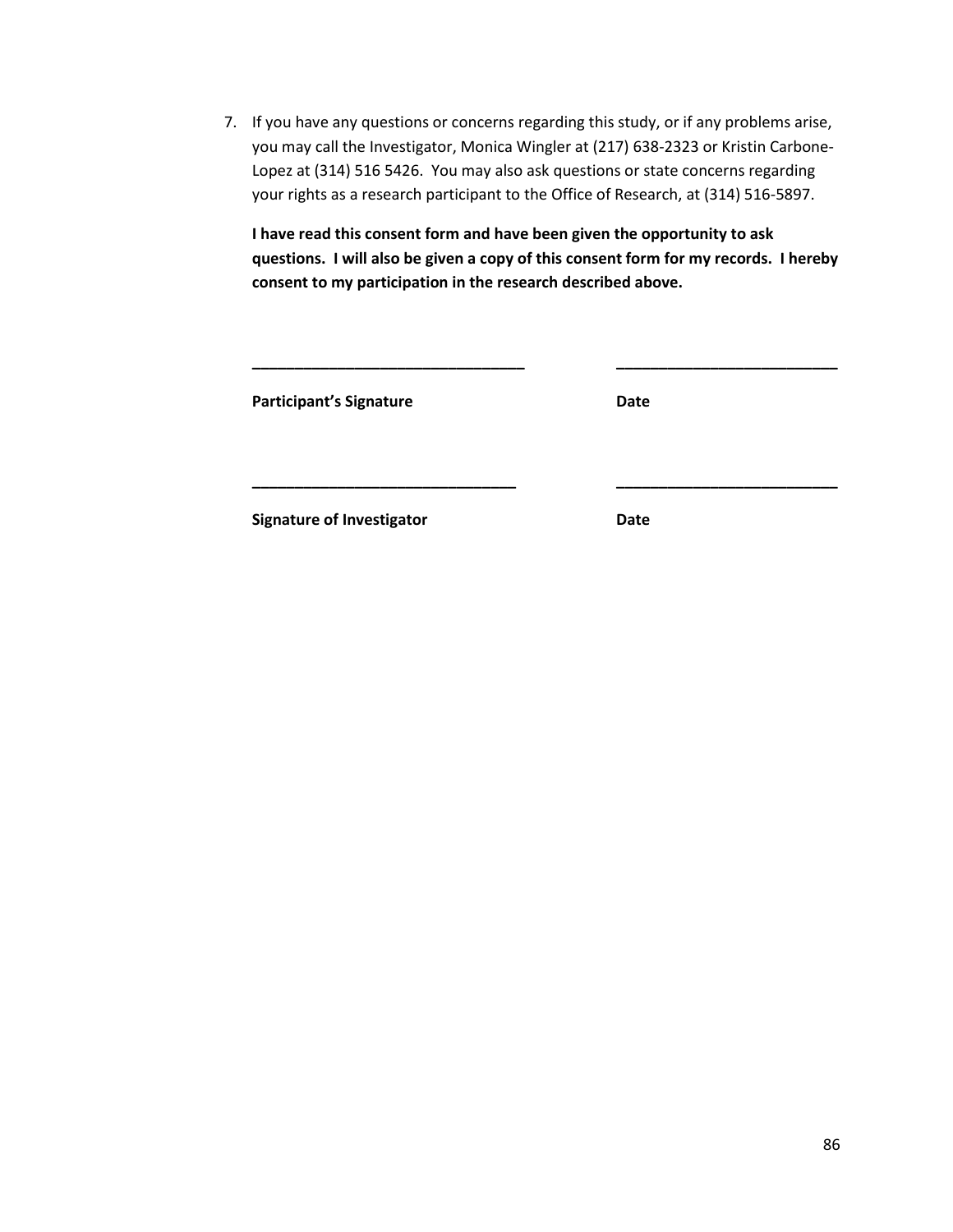7. If you have any questions or concerns regarding this study, or if any problems arise, you may call the Investigator, Monica Wingler at (217) 638-2323 or Kristin Carbone-Lopez at (314) 516 5426. You may also ask questions or state concerns regarding your rights as a research participant to the Office of Research, at (314) 516-5897.

   **I have read this consent form and have been given the opportunity to ask questions. I will also be given a copy of this consent form for my records. I hereby consent to my participation in the research described above.**

   ________________________________ ________________________

   **Participant's Signature** **Date**

   ________________________________ ________________________

   **Signature of Investigator** **Date**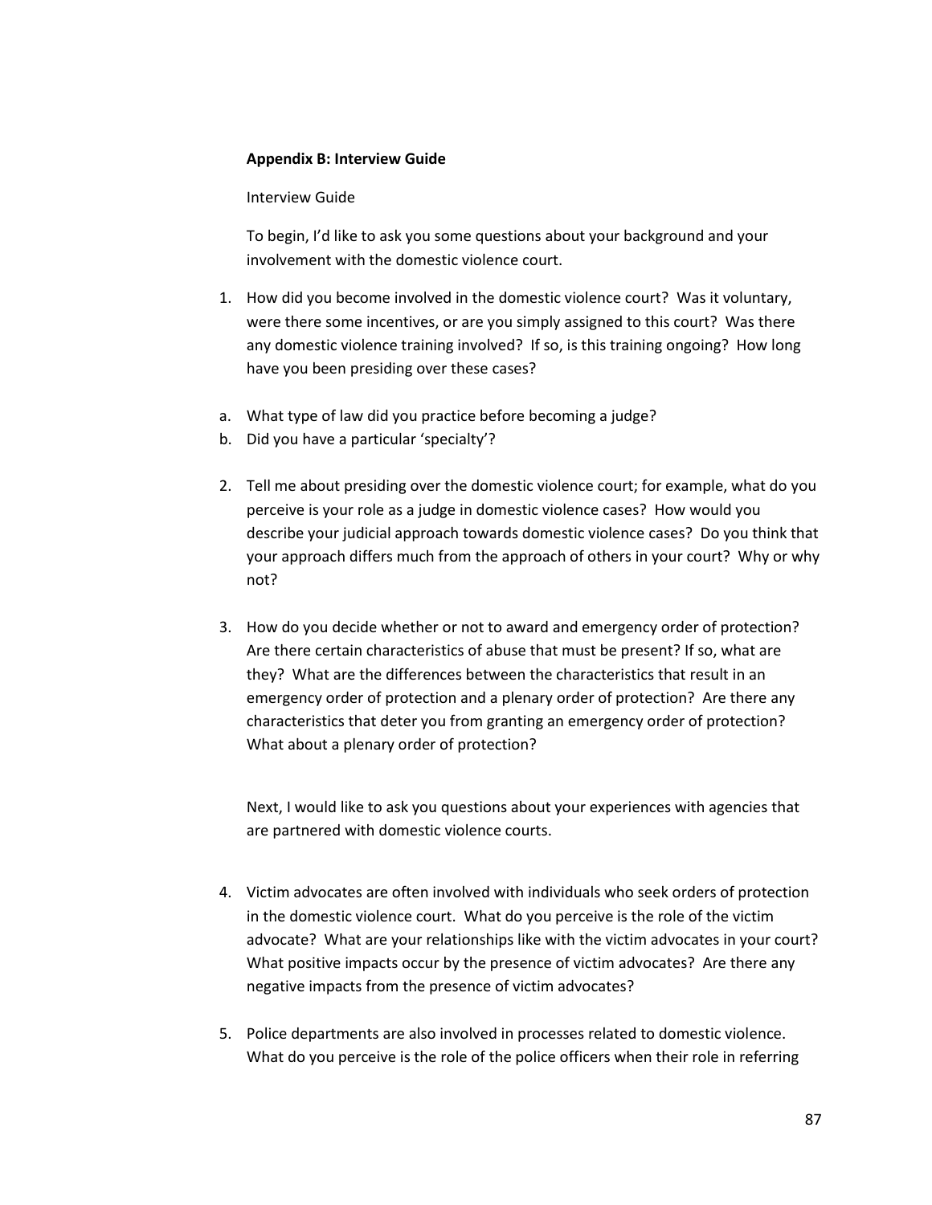**Appendix B: Interview Guide**

Interview Guide

To begin, I'd like to ask you some questions about your background and your involvement with the domestic violence court.

1. How did you become involved in the domestic violence court? Was it voluntary, were there some incentives, or are you simply assigned to this court? Was there any domestic violence training involved? If so, is this training ongoing? How long have you been presiding over these cases?

a. What type of law did you practice before becoming a judge?
b. Did you have a particular 'specialty'?

2. Tell me about presiding over the domestic violence court; for example, what do you perceive is your role as a judge in domestic violence cases? How would you describe your judicial approach towards domestic violence cases? Do you think that your approach differs much from the approach of others in your court? Why or why not?

3. How do you decide whether or not to award and emergency order of protection? Are there certain characteristics of abuse that must be present? If so, what are they? What are the differences between the characteristics that result in an emergency order of protection and a plenary order of protection? Are there any characteristics that deter you from granting an emergency order of protection? What about a plenary order of protection?

Next, I would like to ask you questions about your experiences with agencies that are partnered with domestic violence courts.

4. Victim advocates are often involved with individuals who seek orders of protection in the domestic violence court. What do you perceive is the role of the victim advocate? What are your relationships like with the victim advocates in your court? What positive impacts occur by the presence of victim advocates? Are there any negative impacts from the presence of victim advocates?

5. Police departments are also involved in processes related to domestic violence. What do you perceive is the role of the police officers when their role in referring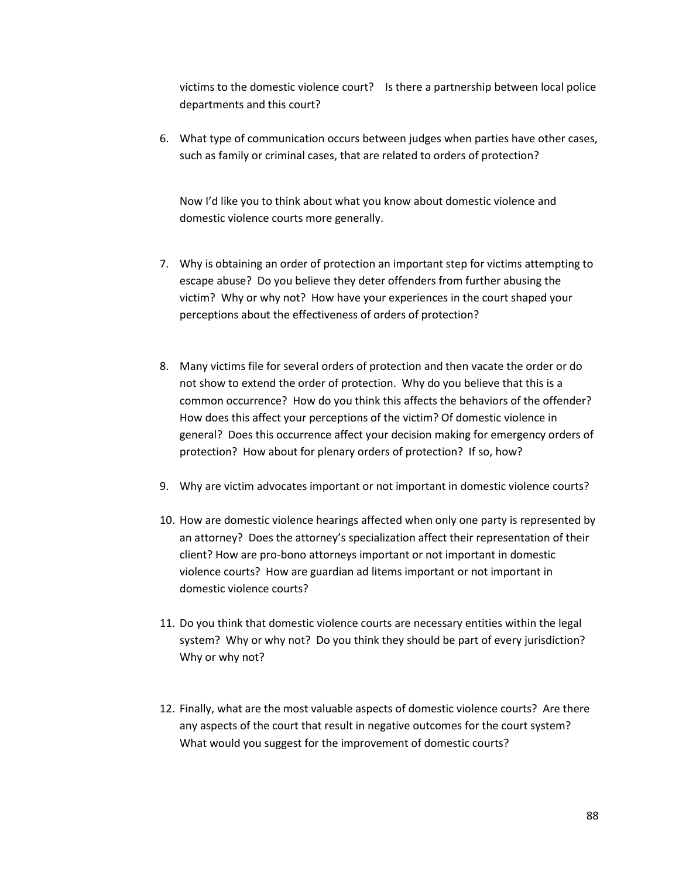victims to the domestic violence court? Is there a partnership between local police departments and this court?

6. What type of communication occurs between judges when parties have other cases, such as family or criminal cases, that are related to orders of protection?

Now I'd like you to think about what you know about domestic violence and domestic violence courts more generally.

7. Why is obtaining an order of protection an important step for victims attempting to escape abuse? Do you believe they deter offenders from further abusing the victim? Why or why not? How have your experiences in the court shaped your perceptions about the effectiveness of orders of protection?

8. Many victims file for several orders of protection and then vacate the order or do not show to extend the order of protection. Why do you believe that this is a common occurrence? How do you think this affects the behaviors of the offender? How does this affect your perceptions of the victim? Of domestic violence in general? Does this occurrence affect your decision making for emergency orders of protection? How about for plenary orders of protection? If so, how?

9. Why are victim advocates important or not important in domestic violence courts?

10. How are domestic violence hearings affected when only one party is represented by an attorney? Does the attorney's specialization affect their representation of their client? How are pro-bono attorneys important or not important in domestic violence courts? How are guardian ad litems important or not important in domestic violence courts?

11. Do you think that domestic violence courts are necessary entities within the legal system? Why or why not? Do you think they should be part of every jurisdiction? Why or why not?

12. Finally, what are the most valuable aspects of domestic violence courts? Are there any aspects of the court that result in negative outcomes for the court system? What would you suggest for the improvement of domestic courts?